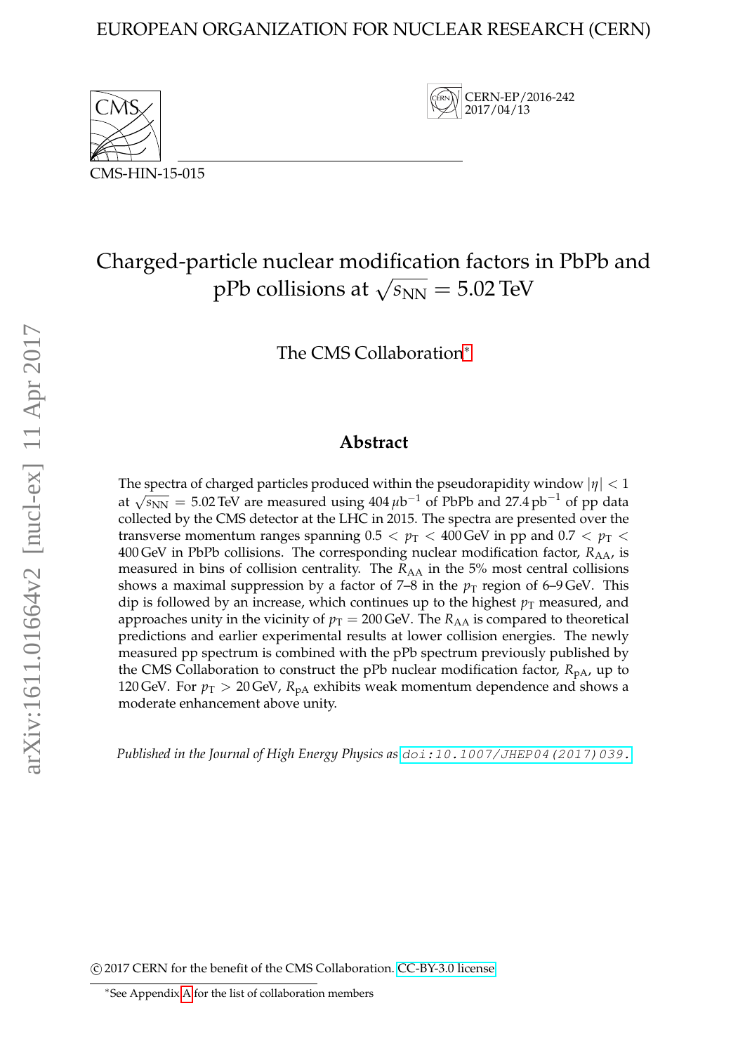EUROPEAN ORGANIZATION FOR NUCLEAR RESEARCH (CERN)

CERN-EP/2016-242
2017/04/13

CMS-HIN-15-015

# Charged-particle nuclear modification factors in PbPb and pPb collisions at $\sqrt{s_{\mathrm{NN}}} = 5.02$ TeV

The CMS Collaboration[*]

## Abstract

The spectra of charged particles produced within the pseudorapidity window $|\eta| < 1$ at $\sqrt{s_{\mathrm{NN}}} = 5.02$ TeV are measured using 404 $\mu$b$^{-1}$ of PbPb and 27.4 pb$^{-1}$ of pp data collected by the CMS detector at the LHC in 2015. The spectra are presented over the transverse momentum ranges spanning $0.5 < p_{\mathrm{T}} < 400$ GeV in pp and $0.7 < p_{\mathrm{T}} < 400$ GeV in PbPb collisions. The corresponding nuclear modification factor, $R_{\mathrm{AA}}$, is measured in bins of collision centrality. The $R_{\mathrm{AA}}$ in the 5% most central collisions shows a maximal suppression by a factor of 7–8 in the $p_{\mathrm{T}}$ region of 6–9 GeV. This dip is followed by an increase, which continues up to the highest $p_{\mathrm{T}}$ measured, and approaches unity in the vicinity of $p_{\mathrm{T}} = 200$ GeV. The $R_{\mathrm{AA}}$ is compared to theoretical predictions and earlier experimental results at lower collision energies. The newly measured pp spectrum is combined with the pPb spectrum previously published by the CMS Collaboration to construct the pPb nuclear modification factor, $R_{\mathrm{pA}}$, up to 120 GeV. For $p_{\mathrm{T}} > 20$ GeV, $R_{\mathrm{pA}}$ exhibits weak momentum dependence and shows a moderate enhancement above unity.

*Published in the Journal of High Energy Physics as* doi:10.1007/JHEP04(2017)039.

© 2017 CERN for the benefit of the CMS Collaboration. CC-BY-3.0 license

[*] See Appendix A for the list of collaboration members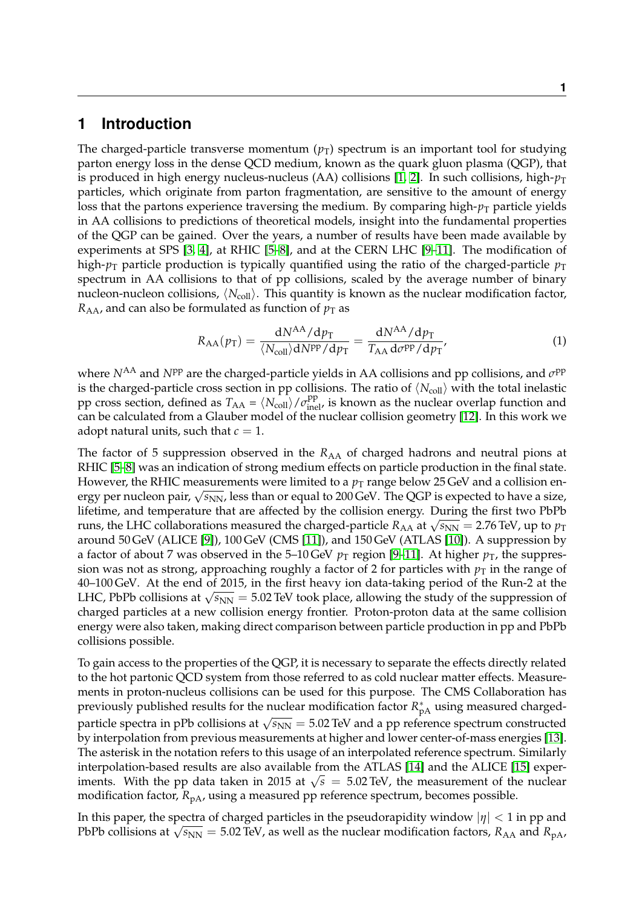# 1 Introduction

The charged-particle transverse momentum ($p_T$) spectrum is an important tool for studying parton energy loss in the dense QCD medium, known as the quark gluon plasma (QGP), that is produced in high energy nucleus-nucleus (AA) collisions [1, 2]. In such collisions, high-$p_T$ particles, which originate from parton fragmentation, are sensitive to the amount of energy loss that the partons experience traversing the medium. By comparing high-$p_T$ particle yields in AA collisions to predictions of theoretical models, insight into the fundamental properties of the QGP can be gained. Over the years, a number of results have been made available by experiments at SPS [3, 4], at RHIC [5–8], and at the CERN LHC [9–11]. The modification of high-$p_T$ particle production is typically quantified using the ratio of the charged-particle $p_T$ spectrum in AA collisions to that of pp collisions, scaled by the average number of binary nucleon-nucleon collisions, $\langle N_{\text{coll}} \rangle$. This quantity is known as the nuclear modification factor, $R_{\text{AA}}$, and can also be formulated as function of $p_T$ as

$$R_{\text{AA}}(p_T) = \frac{\mathrm{d}N^{\text{AA}}/\mathrm{d}p_T}{\langle N_{\text{coll}} \rangle \mathrm{d}N^{\text{pp}}/\mathrm{d}p_T} = \frac{\mathrm{d}N^{\text{AA}}/\mathrm{d}p_T}{T_{\text{AA}}\,\mathrm{d}\sigma^{\text{pp}}/\mathrm{d}p_T}, \tag{1}$$

where $N^{\text{AA}}$ and $N^{\text{pp}}$ are the charged-particle yields in AA collisions and pp collisions, and $\sigma^{\text{pp}}$ is the charged-particle cross section in pp collisions. The ratio of $\langle N_{\text{coll}} \rangle$ with the total inelastic pp cross section, defined as $T_{\text{AA}} = \langle N_{\text{coll}} \rangle / \sigma^{\text{pp}}_{\text{inel}}$, is known as the nuclear overlap function and can be calculated from a Glauber model of the nuclear collision geometry [12]. In this work we adopt natural units, such that $c = 1$.

The factor of 5 suppression observed in the $R_{\text{AA}}$ of charged hadrons and neutral pions at RHIC [5–8] was an indication of strong medium effects on particle production in the final state. However, the RHIC measurements were limited to a $p_T$ range below 25 GeV and a collision energy per nucleon pair, $\sqrt{s_{\text{NN}}}$, less than or equal to 200 GeV. The QGP is expected to have a size, lifetime, and temperature that are affected by the collision energy. During the first two PbPb runs, the LHC collaborations measured the charged-particle $R_{\text{AA}}$ at $\sqrt{s_{\text{NN}}} = 2.76$ TeV, up to $p_T$ around 50 GeV (ALICE [9]), 100 GeV (CMS [11]), and 150 GeV (ATLAS [10]). A suppression by a factor of about 7 was observed in the 5–10 GeV $p_T$ region [9–11]. At higher $p_T$, the suppression was not as strong, approaching roughly a factor of 2 for particles with $p_T$ in the range of 40–100 GeV. At the end of 2015, in the first heavy ion data-taking period of the Run-2 at the LHC, PbPb collisions at $\sqrt{s_{\text{NN}}} = 5.02$ TeV took place, allowing the study of the suppression of charged particles at a new collision energy frontier. Proton-proton data at the same collision energy were also taken, making direct comparison between particle production in pp and PbPb collisions possible.

To gain access to the properties of the QGP, it is necessary to separate the effects directly related to the hot partonic QCD system from those referred to as cold nuclear matter effects. Measurements in proton-nucleus collisions can be used for this purpose. The CMS Collaboration has previously published results for the nuclear modification factor $R^*_{\text{pA}}$ using measured charged-particle spectra in pPb collisions at $\sqrt{s_{\text{NN}}} = 5.02$ TeV and a pp reference spectrum constructed by interpolation from previous measurements at higher and lower center-of-mass energies [13]. The asterisk in the notation refers to this usage of an interpolated reference spectrum. Similarly interpolation-based results are also available from the ATLAS [14] and the ALICE [15] experiments. With the pp data taken in 2015 at $\sqrt{s} = 5.02$ TeV, the measurement of the nuclear modification factor, $R_{\text{pA}}$, using a measured pp reference spectrum, becomes possible.

In this paper, the spectra of charged particles in the pseudorapidity window $|\eta| < 1$ in pp and PbPb collisions at $\sqrt{s_{\text{NN}}} = 5.02$ TeV, as well as the nuclear modification factors, $R_{\text{AA}}$ and $R_{\text{pA}}$,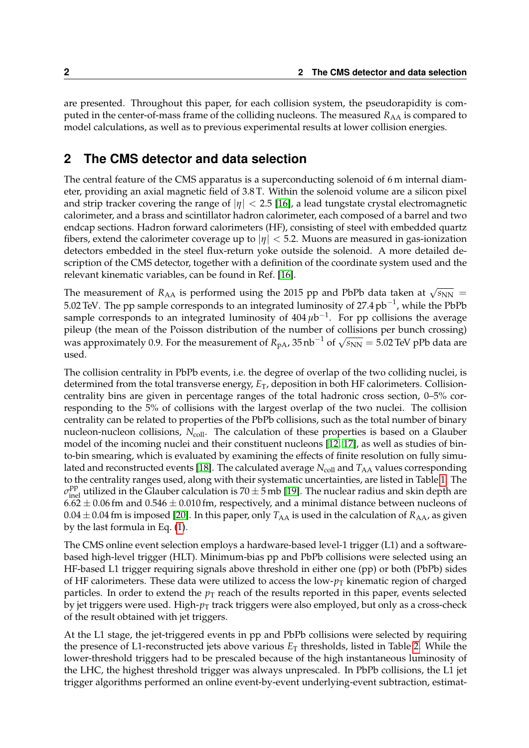are presented. Throughout this paper, for each collision system, the pseudorapidity is computed in the center-of-mass frame of the colliding nucleons. The measured $R_{AA}$ is compared to model calculations, as well as to previous experimental results at lower collision energies.

## 2 The CMS detector and data selection

The central feature of the CMS apparatus is a superconducting solenoid of 6 m internal diameter, providing an axial magnetic field of 3.8 T. Within the solenoid volume are a silicon pixel and strip tracker covering the range of $|\eta| < 2.5$ [16], a lead tungstate crystal electromagnetic calorimeter, and a brass and scintillator hadron calorimeter, each composed of a barrel and two endcap sections. Hadron forward calorimeters (HF), consisting of steel with embedded quartz fibers, extend the calorimeter coverage up to $|\eta| < 5.2$. Muons are measured in gas-ionization detectors embedded in the steel flux-return yoke outside the solenoid. A more detailed description of the CMS detector, together with a definition of the coordinate system used and the relevant kinematic variables, can be found in Ref. [16].

The measurement of $R_{AA}$ is performed using the 2015 pp and PbPb data taken at $\sqrt{s_{NN}} = 5.02\,\text{TeV}$. The pp sample corresponds to an integrated luminosity of $27.4\,\text{pb}^{-1}$, while the PbPb sample corresponds to an integrated luminosity of $404\,\mu\text{b}^{-1}$. For pp collisions the average pileup (the mean of the Poisson distribution of the number of collisions per bunch crossing) was approximately 0.9. For the measurement of $R_{pA}$, $35\,\text{nb}^{-1}$ of $\sqrt{s_{NN}} = 5.02\,\text{TeV}$ pPb data are used.

The collision centrality in PbPb events, i.e. the degree of overlap of the two colliding nuclei, is determined from the total transverse energy, $E_T$, deposition in both HF calorimeters. Collision-centrality bins are given in percentage ranges of the total hadronic cross section, 0–5% corresponding to the 5% of collisions with the largest overlap of the two nuclei. The collision centrality can be related to properties of the PbPb collisions, such as the total number of binary nucleon-nucleon collisions, $N_{coll}$. The calculation of these properties is based on a Glauber model of the incoming nuclei and their constituent nucleons [12, 17], as well as studies of bin-to-bin smearing, which is evaluated by examining the effects of finite resolution on fully simulated and reconstructed events [18]. The calculated average $N_{coll}$ and $T_{AA}$ values corresponding to the centrality ranges used, along with their systematic uncertainties, are listed in Table 1. The $\sigma_{inel}^{pp}$ utilized in the Glauber calculation is $70 \pm 5\,\text{mb}$ [19]. The nuclear radius and skin depth are $6.62 \pm 0.06\,\text{fm}$ and $0.546 \pm 0.010\,\text{fm}$, respectively, and a minimal distance between nucleons of $0.04 \pm 0.04\,\text{fm}$ is imposed [20]. In this paper, only $T_{AA}$ is used in the calculation of $R_{AA}$, as given by the last formula in Eq. (1).

The CMS online event selection employs a hardware-based level-1 trigger (L1) and a software-based high-level trigger (HLT). Minimum-bias pp and PbPb collisions were selected using an HF-based L1 trigger requiring signals above threshold in either one (pp) or both (PbPb) sides of HF calorimeters. These data were utilized to access the low-$p_T$ kinematic region of charged particles. In order to extend the $p_T$ reach of the results reported in this paper, events selected by jet triggers were used. High-$p_T$ track triggers were also employed, but only as a cross-check of the result obtained with jet triggers.

At the L1 stage, the jet-triggered events in pp and PbPb collisions were selected by requiring the presence of L1-reconstructed jets above various $E_T$ thresholds, listed in Table 2. While the lower-threshold triggers had to be prescaled because of the high instantaneous luminosity of the LHC, the highest threshold trigger was always unprescaled. In PbPb collisions, the L1 jet trigger algorithms performed an online event-by-event underlying-event subtraction, estimat-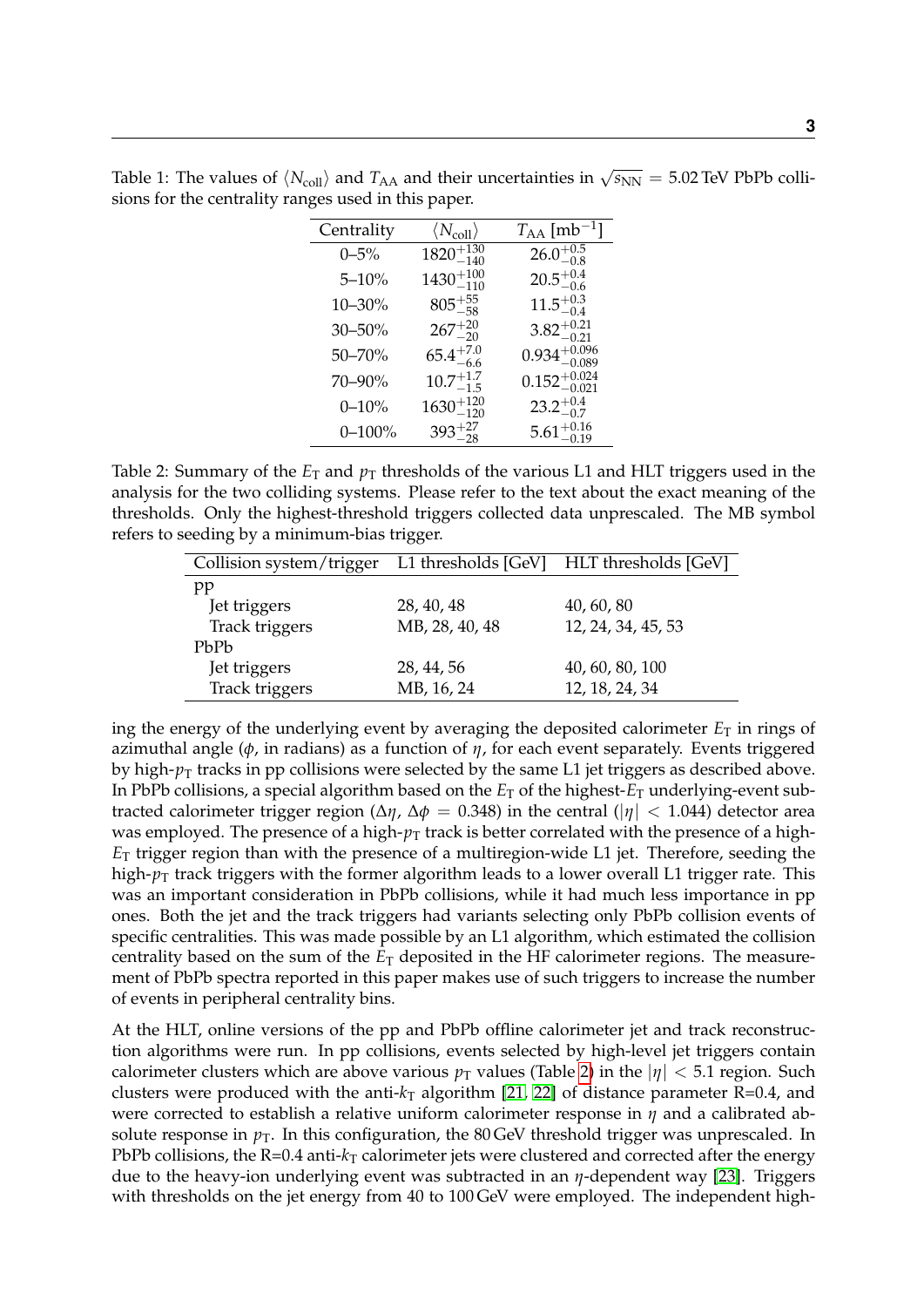Table 1: The values of $\langle N_{\mathrm{coll}} \rangle$ and $T_{\mathrm{AA}}$ and their uncertainties in $\sqrt{s_{\mathrm{NN}}} = 5.02\,\mathrm{TeV}$ PbPb collisions for the centrality ranges used in this paper.

| Centrality | $\langle N_{\mathrm{coll}} \rangle$ | $T_{\mathrm{AA}}$ [mb$^{-1}$] |
|---|---|---|
| 0–5% | $1820^{+130}_{-140}$ | $26.0^{+0.5}_{-0.8}$ |
| 5–10% | $1430^{+100}_{-110}$ | $20.5^{+0.4}_{-0.6}$ |
| 10–30% | $805^{+55}_{-58}$ | $11.5^{+0.3}_{-0.4}$ |
| 30–50% | $267^{+20}_{-20}$ | $3.82^{+0.21}_{-0.21}$ |
| 50–70% | $65.4^{+7.0}_{-6.6}$ | $0.934^{+0.096}_{-0.089}$ |
| 70–90% | $10.7^{+1.7}_{-1.5}$ | $0.152^{+0.024}_{-0.021}$ |
| 0–10% | $1630^{+120}_{-120}$ | $23.2^{+0.4}_{-0.7}$ |
| 0–100% | $393^{+27}_{-28}$ | $5.61^{+0.16}_{-0.19}$ |

Table 2: Summary of the $E_{\mathrm{T}}$ and $p_{\mathrm{T}}$ thresholds of the various L1 and HLT triggers used in the analysis for the two colliding systems. Please refer to the text about the exact meaning of the thresholds. Only the highest-threshold triggers collected data unprescaled. The MB symbol refers to seeding by a minimum-bias trigger.

| Collision system/trigger | L1 thresholds [GeV] | HLT thresholds [GeV] |
|---|---|---|
| pp | | |
| Jet triggers | 28, 40, 48 | 40, 60, 80 |
| Track triggers | MB, 28, 40, 48 | 12, 24, 34, 45, 53 |
| PbPb | | |
| Jet triggers | 28, 44, 56 | 40, 60, 80, 100 |
| Track triggers | MB, 16, 24 | 12, 18, 24, 34 |

ing the energy of the underlying event by averaging the deposited calorimeter $E_{\mathrm{T}}$ in rings of azimuthal angle ($\phi$, in radians) as a function of $\eta$, for each event separately. Events triggered by high-$p_{\mathrm{T}}$ tracks in pp collisions were selected by the same L1 jet triggers as described above. In PbPb collisions, a special algorithm based on the $E_{\mathrm{T}}$ of the highest-$E_{\mathrm{T}}$ underlying-event subtracted calorimeter trigger region ($\Delta\eta$, $\Delta\phi = 0.348$) in the central ($|\eta| < 1.044$) detector area was employed. The presence of a high-$p_{\mathrm{T}}$ track is better correlated with the presence of a high-$E_{\mathrm{T}}$ trigger region than with the presence of a multiregion-wide L1 jet. Therefore, seeding the high-$p_{\mathrm{T}}$ track triggers with the former algorithm leads to a lower overall L1 trigger rate. This was an important consideration in PbPb collisions, while it had much less importance in pp ones. Both the jet and the track triggers had variants selecting only PbPb collision events of specific centralities. This was made possible by an L1 algorithm, which estimated the collision centrality based on the sum of the $E_{\mathrm{T}}$ deposited in the HF calorimeter regions. The measurement of PbPb spectra reported in this paper makes use of such triggers to increase the number of events in peripheral centrality bins.

At the HLT, online versions of the pp and PbPb offline calorimeter jet and track reconstruction algorithms were run. In pp collisions, events selected by high-level jet triggers contain calorimeter clusters which are above various $p_{\mathrm{T}}$ values (Table 2) in the $|\eta| < 5.1$ region. Such clusters were produced with the anti-$k_{\mathrm{T}}$ algorithm [21, 22] of distance parameter R=0.4, and were corrected to establish a relative uniform calorimeter response in $\eta$ and a calibrated absolute response in $p_{\mathrm{T}}$. In this configuration, the 80 GeV threshold trigger was unprescaled. In PbPb collisions, the R=0.4 anti-$k_{\mathrm{T}}$ calorimeter jets were clustered and corrected after the energy due to the heavy-ion underlying event was subtracted in an $\eta$-dependent way [23]. Triggers with thresholds on the jet energy from 40 to 100 GeV were employed. The independent high-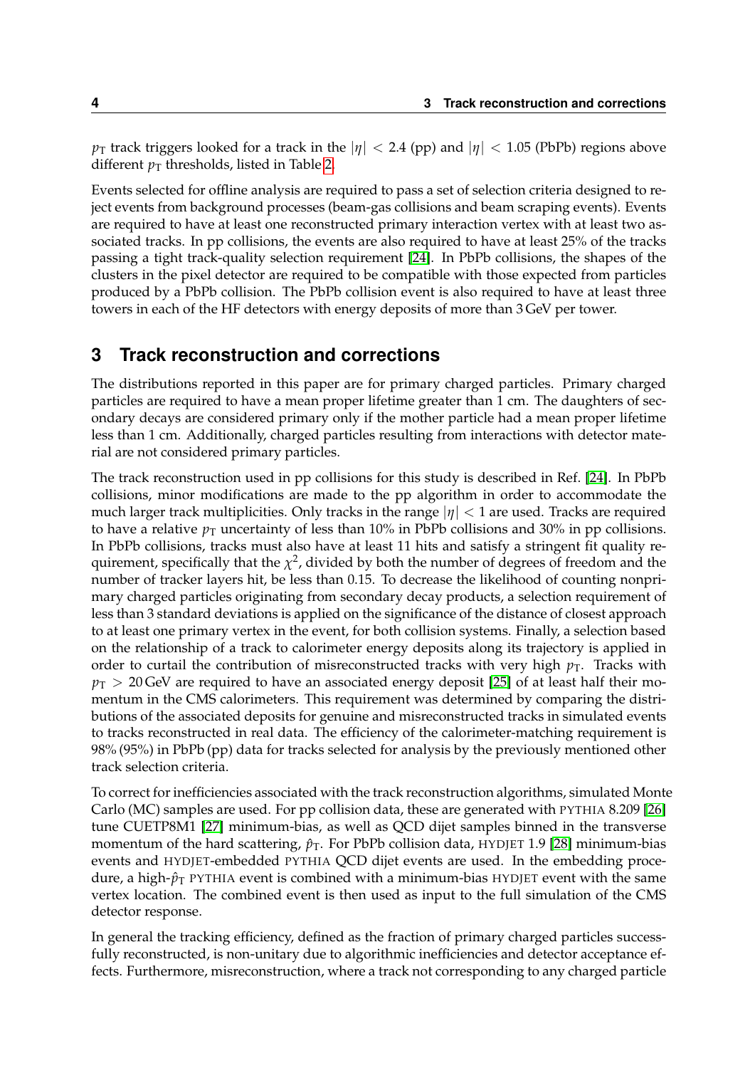$p_T$ track triggers looked for a track in the $|\eta| < 2.4$ (pp) and $|\eta| < 1.05$ (PbPb) regions above different $p_T$ thresholds, listed in Table 2.

Events selected for offline analysis are required to pass a set of selection criteria designed to reject events from background processes (beam-gas collisions and beam scraping events). Events are required to have at least one reconstructed primary interaction vertex with at least two associated tracks. In pp collisions, the events are also required to have at least 25% of the tracks passing a tight track-quality selection requirement [24]. In PbPb collisions, the shapes of the clusters in the pixel detector are required to be compatible with those expected from particles produced by a PbPb collision. The PbPb collision event is also required to have at least three towers in each of the HF detectors with energy deposits of more than 3 GeV per tower.

## 3 Track reconstruction and corrections

The distributions reported in this paper are for primary charged particles. Primary charged particles are required to have a mean proper lifetime greater than 1 cm. The daughters of secondary decays are considered primary only if the mother particle had a mean proper lifetime less than 1 cm. Additionally, charged particles resulting from interactions with detector material are not considered primary particles.

The track reconstruction used in pp collisions for this study is described in Ref. [24]. In PbPb collisions, minor modifications are made to the pp algorithm in order to accommodate the much larger track multiplicities. Only tracks in the range $|\eta| < 1$ are used. Tracks are required to have a relative $p_T$ uncertainty of less than 10% in PbPb collisions and 30% in pp collisions. In PbPb collisions, tracks must also have at least 11 hits and satisfy a stringent fit quality requirement, specifically that the $\chi^2$, divided by both the number of degrees of freedom and the number of tracker layers hit, be less than 0.15. To decrease the likelihood of counting nonprimary charged particles originating from secondary decay products, a selection requirement of less than 3 standard deviations is applied on the significance of the distance of closest approach to at least one primary vertex in the event, for both collision systems. Finally, a selection based on the relationship of a track to calorimeter energy deposits along its trajectory is applied in order to curtail the contribution of misreconstructed tracks with very high $p_T$. Tracks with $p_T > 20$ GeV are required to have an associated energy deposit [25] of at least half their momentum in the CMS calorimeters. This requirement was determined by comparing the distributions of the associated deposits for genuine and misreconstructed tracks in simulated events to tracks reconstructed in real data. The efficiency of the calorimeter-matching requirement is 98% (95%) in PbPb (pp) data for tracks selected for analysis by the previously mentioned other track selection criteria.

To correct for inefficiencies associated with the track reconstruction algorithms, simulated Monte Carlo (MC) samples are used. For pp collision data, these are generated with PYTHIA 8.209 [26] tune CUETP8M1 [27] minimum-bias, as well as QCD dijet samples binned in the transverse momentum of the hard scattering, $\hat{p}_T$. For PbPb collision data, HYDJET 1.9 [28] minimum-bias events and HYDJET-embedded PYTHIA QCD dijet events are used. In the embedding procedure, a high-$\hat{p}_T$ PYTHIA event is combined with a minimum-bias HYDJET event with the same vertex location. The combined event is then used as input to the full simulation of the CMS detector response.

In general the tracking efficiency, defined as the fraction of primary charged particles successfully reconstructed, is non-unitary due to algorithmic inefficiencies and detector acceptance effects. Furthermore, misreconstruction, where a track not corresponding to any charged particle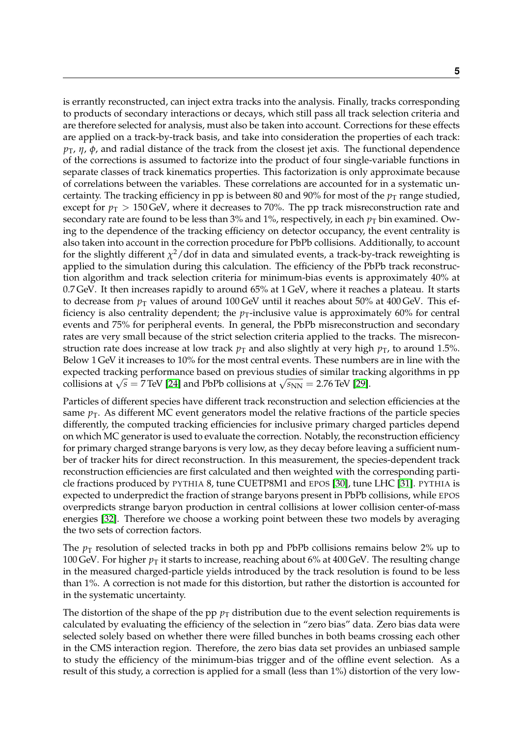is errantly reconstructed, can inject extra tracks into the analysis. Finally, tracks corresponding to products of secondary interactions or decays, which still pass all track selection criteria and are therefore selected for analysis, must also be taken into account. Corrections for these effects are applied on a track-by-track basis, and take into consideration the properties of each track: $p_{\mathrm{T}}$, $\eta$, $\phi$, and radial distance of the track from the closest jet axis. The functional dependence of the corrections is assumed to factorize into the product of four single-variable functions in separate classes of track kinematics properties. This factorization is only approximate because of correlations between the variables. These correlations are accounted for in a systematic uncertainty. The tracking efficiency in pp is between 80 and 90% for most of the $p_{\mathrm{T}}$ range studied, except for $p_{\mathrm{T}} > 150\,\mathrm{GeV}$, where it decreases to 70%. The pp track misreconstruction rate and secondary rate are found to be less than 3% and 1%, respectively, in each $p_{\mathrm{T}}$ bin examined. Owing to the dependence of the tracking efficiency on detector occupancy, the event centrality is also taken into account in the correction procedure for PbPb collisions. Additionally, to account for the slightly different $\chi^2/\mathrm{dof}$ in data and simulated events, a track-by-track reweighting is applied to the simulation during this calculation. The efficiency of the PbPb track reconstruction algorithm and track selection criteria for minimum-bias events is approximately 40% at 0.7 GeV. It then increases rapidly to around 65% at 1 GeV, where it reaches a plateau. It starts to decrease from $p_{\mathrm{T}}$ values of around 100 GeV until it reaches about 50% at 400 GeV. This efficiency is also centrality dependent; the $p_{\mathrm{T}}$-inclusive value is approximately 60% for central events and 75% for peripheral events. In general, the PbPb misreconstruction and secondary rates are very small because of the strict selection criteria applied to the tracks. The misreconstruction rate does increase at low track $p_{\mathrm{T}}$ and also slightly at very high $p_{\mathrm{T}}$, to around 1.5%. Below 1 GeV it increases to 10% for the most central events. These numbers are in line with the expected tracking performance based on previous studies of similar tracking algorithms in pp collisions at $\sqrt{s} = 7\,\mathrm{TeV}$ [24] and PbPb collisions at $\sqrt{s_{\mathrm{NN}}} = 2.76\,\mathrm{TeV}$ [29].

Particles of different species have different track reconstruction and selection efficiencies at the same $p_{\mathrm{T}}$. As different MC event generators model the relative fractions of the particle species differently, the computed tracking efficiencies for inclusive primary charged particles depend on which MC generator is used to evaluate the correction. Notably, the reconstruction efficiency for primary charged strange baryons is very low, as they decay before leaving a sufficient number of tracker hits for direct reconstruction. In this measurement, the species-dependent track reconstruction efficiencies are first calculated and then weighted with the corresponding particle fractions produced by PYTHIA 8, tune CUETP8M1 and EPOS [30], tune LHC [31]. PYTHIA is expected to underpredict the fraction of strange baryons present in PbPb collisions, while EPOS overpredicts strange baryon production in central collisions at lower collision center-of-mass energies [32]. Therefore we choose a working point between these two models by averaging the two sets of correction factors.

The $p_{\mathrm{T}}$ resolution of selected tracks in both pp and PbPb collisions remains below 2% up to 100 GeV. For higher $p_{\mathrm{T}}$ it starts to increase, reaching about 6% at 400 GeV. The resulting change in the measured charged-particle yields introduced by the track resolution is found to be less than 1%. A correction is not made for this distortion, but rather the distortion is accounted for in the systematic uncertainty.

The distortion of the shape of the pp $p_{\mathrm{T}}$ distribution due to the event selection requirements is calculated by evaluating the efficiency of the selection in "zero bias" data. Zero bias data were selected solely based on whether there were filled bunches in both beams crossing each other in the CMS interaction region. Therefore, the zero bias data set provides an unbiased sample to study the efficiency of the minimum-bias trigger and of the offline event selection. As a result of this study, a correction is applied for a small (less than 1%) distortion of the very low-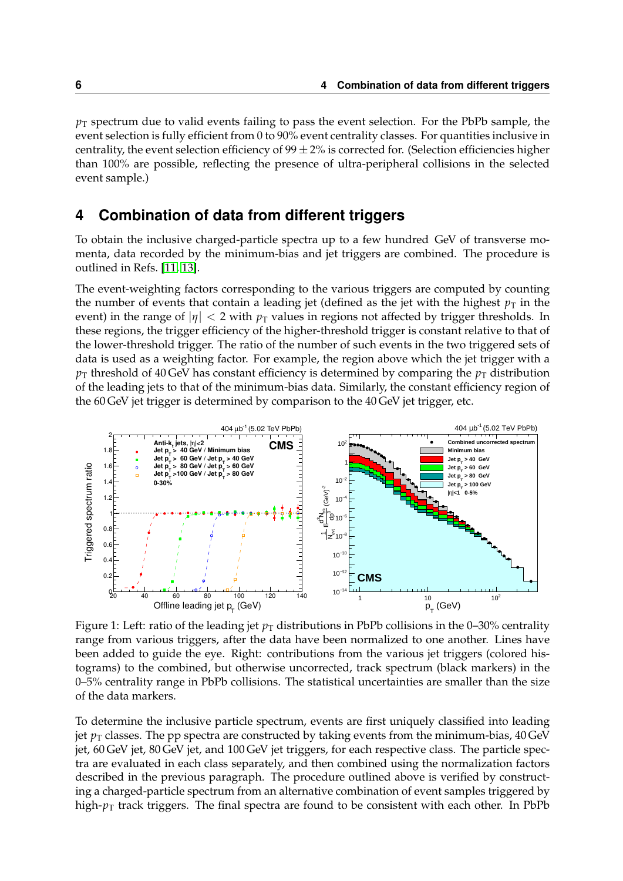$p_T$ spectrum due to valid events failing to pass the event selection. For the PbPb sample, the event selection is fully efficient from 0 to 90% event centrality classes. For quantities inclusive in centrality, the event selection efficiency of $99 \pm 2\%$ is corrected for. (Selection efficiencies higher than 100% are possible, reflecting the presence of ultra-peripheral collisions in the selected event sample.)

## 4 Combination of data from different triggers

To obtain the inclusive charged-particle spectra up to a few hundred GeV of transverse momenta, data recorded by the minimum-bias and jet triggers are combined. The procedure is outlined in Refs. [11, 13].

The event-weighting factors corresponding to the various triggers are computed by counting the number of events that contain a leading jet (defined as the jet with the highest $p_T$ in the event) in the range of $|\eta| < 2$ with $p_T$ values in regions not affected by trigger thresholds. In these regions, the trigger efficiency of the higher-threshold trigger is constant relative to that of the lower-threshold trigger. The ratio of the number of such events in the two triggered sets of data is used as a weighting factor. For example, the region above which the jet trigger with a $p_T$ threshold of 40 GeV has constant efficiency is determined by comparing the $p_T$ distribution of the leading jets to that of the minimum-bias data. Similarly, the constant efficiency region of the 60 GeV jet trigger is determined by comparison to the 40 GeV jet trigger, etc.

Figure 1: Left: ratio of the leading jet $p_T$ distributions in PbPb collisions in the 0–30% centrality range from various triggers, after the data have been normalized to one another. Lines have been added to guide the eye. Right: contributions from the various jet triggers (colored histograms) to the combined, but otherwise uncorrected, track spectrum (black markers) in the 0–5% centrality range in PbPb collisions. The statistical uncertainties are smaller than the size of the data markers.

To determine the inclusive particle spectrum, events are first uniquely classified into leading jet $p_T$ classes. The pp spectra are constructed by taking events from the minimum-bias, 40 GeV jet, 60 GeV jet, 80 GeV jet, and 100 GeV jet triggers, for each respective class. The particle spectra are evaluated in each class separately, and then combined using the normalization factors described in the previous paragraph. The procedure outlined above is verified by constructing a charged-particle spectrum from an alternative combination of event samples triggered by high-$p_T$ track triggers. The final spectra are found to be consistent with each other. In PbPb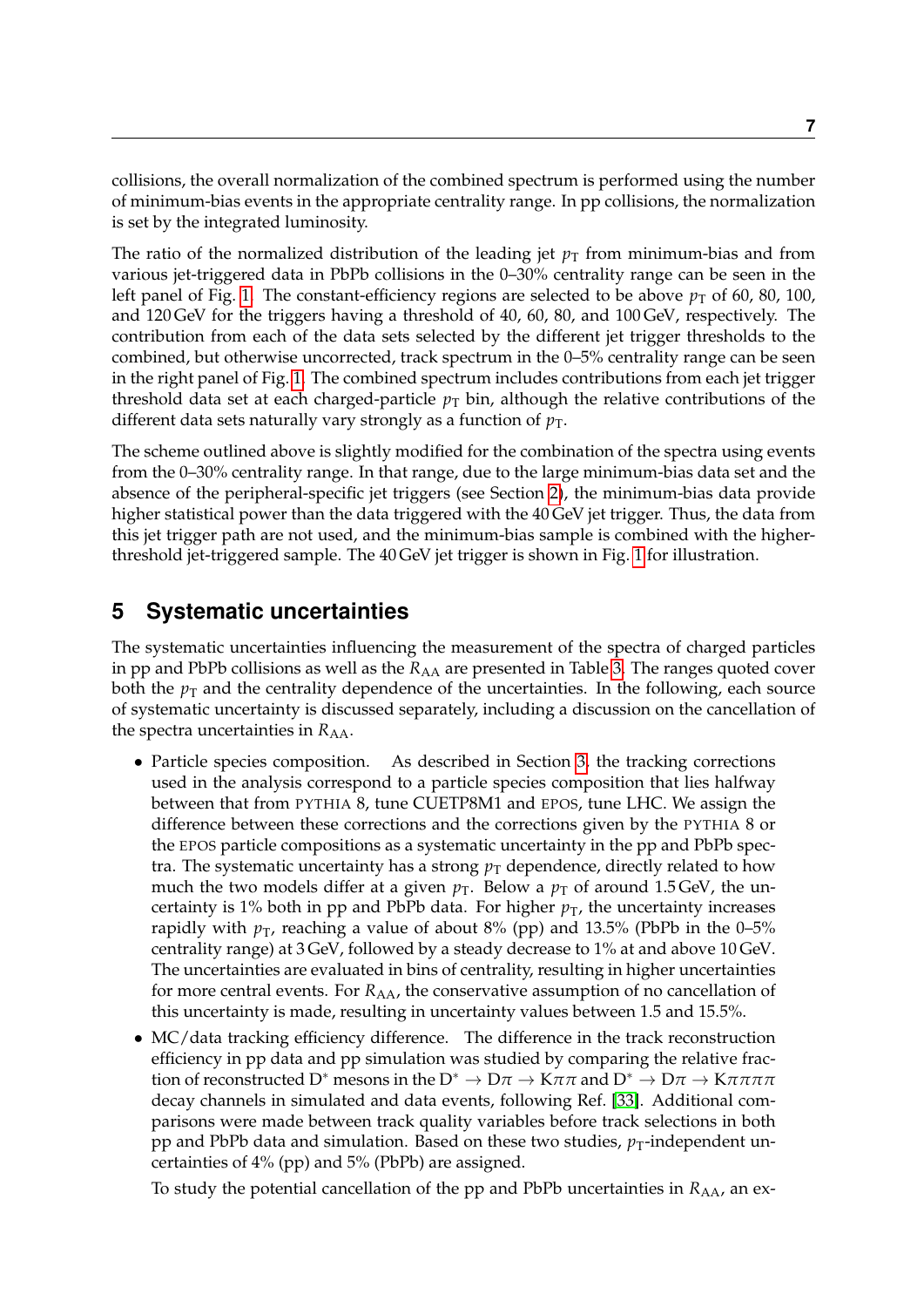collisions, the overall normalization of the combined spectrum is performed using the number of minimum-bias events in the appropriate centrality range. In pp collisions, the normalization is set by the integrated luminosity.

The ratio of the normalized distribution of the leading jet $p_{\mathrm{T}}$ from minimum-bias and from various jet-triggered data in PbPb collisions in the 0–30% centrality range can be seen in the left panel of Fig. 1. The constant-efficiency regions are selected to be above $p_{\mathrm{T}}$ of 60, 80, 100, and 120 GeV for the triggers having a threshold of 40, 60, 80, and 100 GeV, respectively. The contribution from each of the data sets selected by the different jet trigger thresholds to the combined, but otherwise uncorrected, track spectrum in the 0–5% centrality range can be seen in the right panel of Fig. 1. The combined spectrum includes contributions from each jet trigger threshold data set at each charged-particle $p_{\mathrm{T}}$ bin, although the relative contributions of the different data sets naturally vary strongly as a function of $p_{\mathrm{T}}$.

The scheme outlined above is slightly modified for the combination of the spectra using events from the 0–30% centrality range. In that range, due to the large minimum-bias data set and the absence of the peripheral-specific jet triggers (see Section 2), the minimum-bias data provide higher statistical power than the data triggered with the 40 GeV jet trigger. Thus, the data from this jet trigger path are not used, and the minimum-bias sample is combined with the higher-threshold jet-triggered sample. The 40 GeV jet trigger is shown in Fig. 1 for illustration.

# 5 Systematic uncertainties

The systematic uncertainties influencing the measurement of the spectra of charged particles in pp and PbPb collisions as well as the $R_{\mathrm{AA}}$ are presented in Table 3. The ranges quoted cover both the $p_{\mathrm{T}}$ and the centrality dependence of the uncertainties. In the following, each source of systematic uncertainty is discussed separately, including a discussion on the cancellation of the spectra uncertainties in $R_{\mathrm{AA}}$.

- Particle species composition. As described in Section 3, the tracking corrections used in the analysis correspond to a particle species composition that lies halfway between that from PYTHIA 8, tune CUETP8M1 and EPOS, tune LHC. We assign the difference between these corrections and the corrections given by the PYTHIA 8 or the EPOS particle compositions as a systematic uncertainty in the pp and PbPb spectra. The systematic uncertainty has a strong $p_{\mathrm{T}}$ dependence, directly related to how much the two models differ at a given $p_{\mathrm{T}}$. Below a $p_{\mathrm{T}}$ of around 1.5 GeV, the uncertainty is 1% both in pp and PbPb data. For higher $p_{\mathrm{T}}$, the uncertainty increases rapidly with $p_{\mathrm{T}}$, reaching a value of about 8% (pp) and 13.5% (PbPb in the 0–5% centrality range) at 3 GeV, followed by a steady decrease to 1% at and above 10 GeV. The uncertainties are evaluated in bins of centrality, resulting in higher uncertainties for more central events. For $R_{\mathrm{AA}}$, the conservative assumption of no cancellation of this uncertainty is made, resulting in uncertainty values between 1.5 and 15.5%.
- MC/data tracking efficiency difference. The difference in the track reconstruction efficiency in pp data and pp simulation was studied by comparing the relative fraction of reconstructed $\mathrm{D}^{*}$ mesons in the $\mathrm{D}^{*} \rightarrow \mathrm{D}\pi \rightarrow \mathrm{K}\pi\pi$ and $\mathrm{D}^{*} \rightarrow \mathrm{D}\pi \rightarrow \mathrm{K}\pi\pi\pi\pi$ decay channels in simulated and data events, following Ref. [33]. Additional comparisons were made between track quality variables before track selections in both pp and PbPb data and simulation. Based on these two studies, $p_{\mathrm{T}}$-independent uncertainties of 4% (pp) and 5% (PbPb) are assigned.

  To study the potential cancellation of the pp and PbPb uncertainties in $R_{\mathrm{AA}}$, an ex-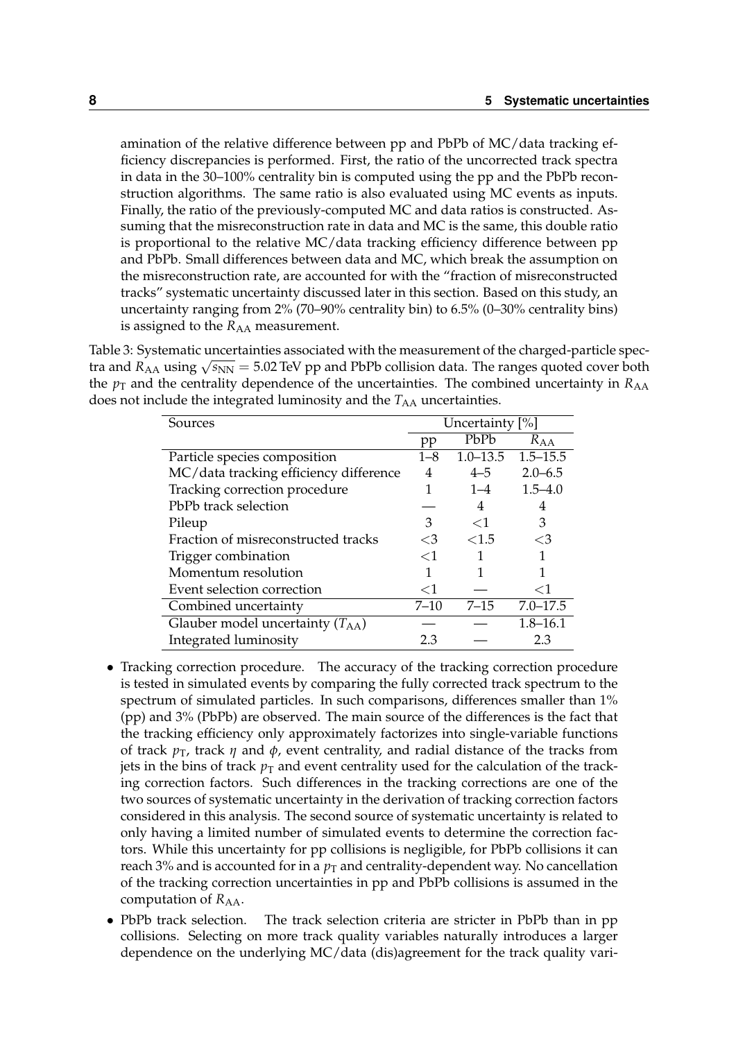amination of the relative difference between pp and PbPb of MC/data tracking efficiency discrepancies is performed. First, the ratio of the uncorrected track spectra in data in the 30–100% centrality bin is computed using the pp and the PbPb reconstruction algorithms. The same ratio is also evaluated using MC events as inputs. Finally, the ratio of the previously-computed MC and data ratios is constructed. Assuming that the misreconstruction rate in data and MC is the same, this double ratio is proportional to the relative MC/data tracking efficiency difference between pp and PbPb. Small differences between data and MC, which break the assumption on the misreconstruction rate, are accounted for with the "fraction of misreconstructed tracks" systematic uncertainty discussed later in this section. Based on this study, an uncertainty ranging from 2% (70–90% centrality bin) to 6.5% (0–30% centrality bins) is assigned to the $R_{AA}$ measurement.

Table 3: Systematic uncertainties associated with the measurement of the charged-particle spectra and $R_{AA}$ using $\sqrt{s_{NN}} = 5.02$ TeV pp and PbPb collision data. The ranges quoted cover both the $p_T$ and the centrality dependence of the uncertainties. The combined uncertainty in $R_{AA}$ does not include the integrated luminosity and the $T_{AA}$ uncertainties.

| Sources | Uncertainty [%] | | |
|---|---|---|---|
| | pp | PbPb | $R_{AA}$ |
| Particle species composition | 1–8 | 1.0–13.5 | 1.5–15.5 |
| MC/data tracking efficiency difference | 4 | 4–5 | 2.0–6.5 |
| Tracking correction procedure | 1 | 1–4 | 1.5–4.0 |
| PbPb track selection | — | 4 | 4 |
| Pileup | 3 | <1 | 3 |
| Fraction of misreconstructed tracks | <3 | <1.5 | <3 |
| Trigger combination | <1 | 1 | 1 |
| Momentum resolution | 1 | 1 | 1 |
| Event selection correction | <1 | — | <1 |
| Combined uncertainty | 7–10 | 7–15 | 7.0–17.5 |
| Glauber model uncertainty ($T_{AA}$) | — | — | 1.8–16.1 |
| Integrated luminosity | 2.3 | — | 2.3 |

- Tracking correction procedure. The accuracy of the tracking correction procedure is tested in simulated events by comparing the fully corrected track spectrum to the spectrum of simulated particles. In such comparisons, differences smaller than 1% (pp) and 3% (PbPb) are observed. The main source of the differences is the fact that the tracking efficiency only approximately factorizes into single-variable functions of track $p_T$, track $\eta$ and $\phi$, event centrality, and radial distance of the tracks from jets in the bins of track $p_T$ and event centrality used for the calculation of the tracking correction factors. Such differences in the tracking corrections are one of the two sources of systematic uncertainty in the derivation of tracking correction factors considered in this analysis. The second source of systematic uncertainty is related to only having a limited number of simulated events to determine the correction factors. While this uncertainty for pp collisions is negligible, for PbPb collisions it can reach 3% and is accounted for in a $p_T$ and centrality-dependent way. No cancellation of the tracking correction uncertainties in pp and PbPb collisions is assumed in the computation of $R_{AA}$.
- PbPb track selection. The track selection criteria are stricter in PbPb than in pp collisions. Selecting on more track quality variables naturally introduces a larger dependence on the underlying MC/data (dis)agreement for the track quality vari-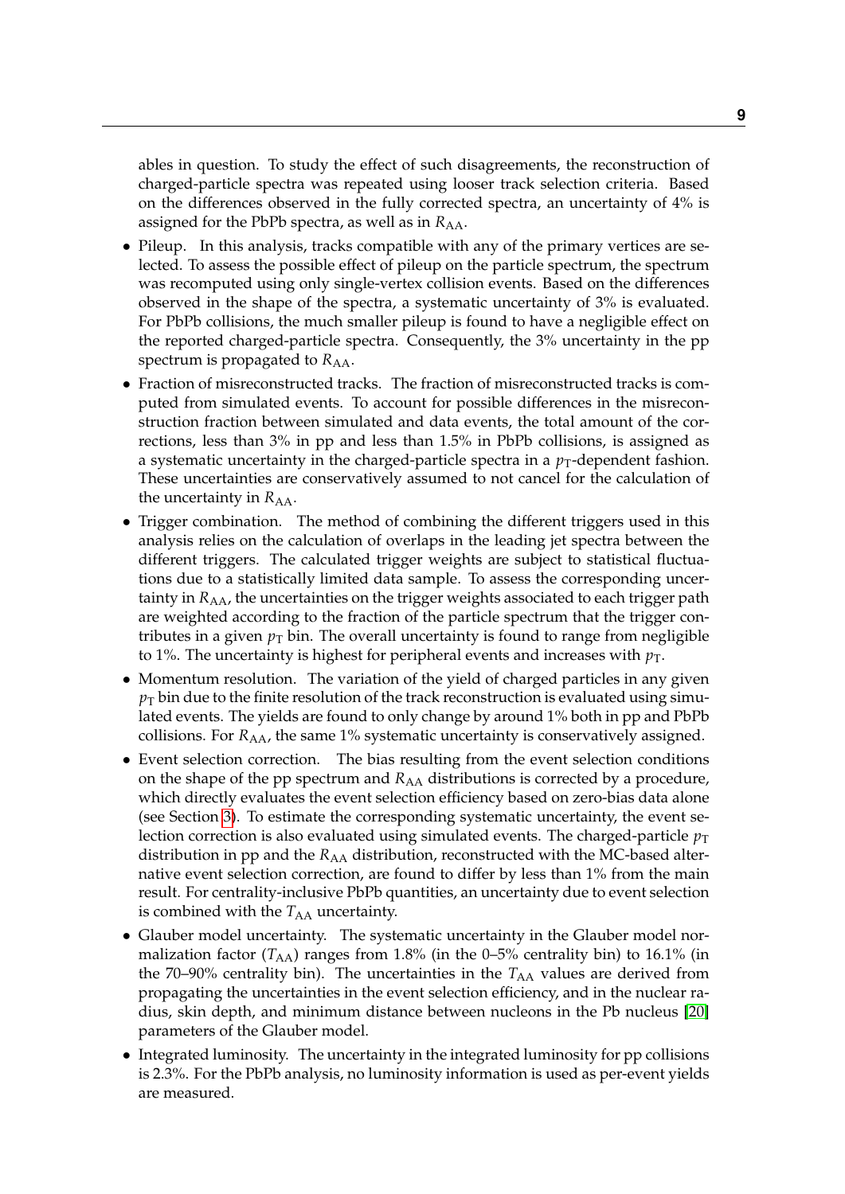ables in question. To study the effect of such disagreements, the reconstruction of charged-particle spectra was repeated using looser track selection criteria. Based on the differences observed in the fully corrected spectra, an uncertainty of 4% is assigned for the PbPb spectra, as well as in $R_{AA}$.

- Pileup. In this analysis, tracks compatible with any of the primary vertices are selected. To assess the possible effect of pileup on the particle spectrum, the spectrum was recomputed using only single-vertex collision events. Based on the differences observed in the shape of the spectra, a systematic uncertainty of 3% is evaluated. For PbPb collisions, the much smaller pileup is found to have a negligible effect on the reported charged-particle spectra. Consequently, the 3% uncertainty in the pp spectrum is propagated to $R_{AA}$.
- Fraction of misreconstructed tracks. The fraction of misreconstructed tracks is computed from simulated events. To account for possible differences in the misreconstruction fraction between simulated and data events, the total amount of the corrections, less than 3% in pp and less than 1.5% in PbPb collisions, is assigned as a systematic uncertainty in the charged-particle spectra in a $p_T$-dependent fashion. These uncertainties are conservatively assumed to not cancel for the calculation of the uncertainty in $R_{AA}$.
- Trigger combination. The method of combining the different triggers used in this analysis relies on the calculation of overlaps in the leading jet spectra between the different triggers. The calculated trigger weights are subject to statistical fluctuations due to a statistically limited data sample. To assess the corresponding uncertainty in $R_{AA}$, the uncertainties on the trigger weights associated to each trigger path are weighted according to the fraction of the particle spectrum that the trigger contributes in a given $p_T$ bin. The overall uncertainty is found to range from negligible to 1%. The uncertainty is highest for peripheral events and increases with $p_T$.
- Momentum resolution. The variation of the yield of charged particles in any given $p_T$ bin due to the finite resolution of the track reconstruction is evaluated using simulated events. The yields are found to only change by around 1% both in pp and PbPb collisions. For $R_{AA}$, the same 1% systematic uncertainty is conservatively assigned.
- Event selection correction. The bias resulting from the event selection conditions on the shape of the pp spectrum and $R_{AA}$ distributions is corrected by a procedure, which directly evaluates the event selection efficiency based on zero-bias data alone (see Section 3). To estimate the corresponding systematic uncertainty, the event selection correction is also evaluated using simulated events. The charged-particle $p_T$ distribution in pp and the $R_{AA}$ distribution, reconstructed with the MC-based alternative event selection correction, are found to differ by less than 1% from the main result. For centrality-inclusive PbPb quantities, an uncertainty due to event selection is combined with the $T_{AA}$ uncertainty.
- Glauber model uncertainty. The systematic uncertainty in the Glauber model normalization factor ($T_{AA}$) ranges from 1.8% (in the 0–5% centrality bin) to 16.1% (in the 70–90% centrality bin). The uncertainties in the $T_{AA}$ values are derived from propagating the uncertainties in the event selection efficiency, and in the nuclear radius, skin depth, and minimum distance between nucleons in the Pb nucleus [20] parameters of the Glauber model.
- Integrated luminosity. The uncertainty in the integrated luminosity for pp collisions is 2.3%. For the PbPb analysis, no luminosity information is used as per-event yields are measured.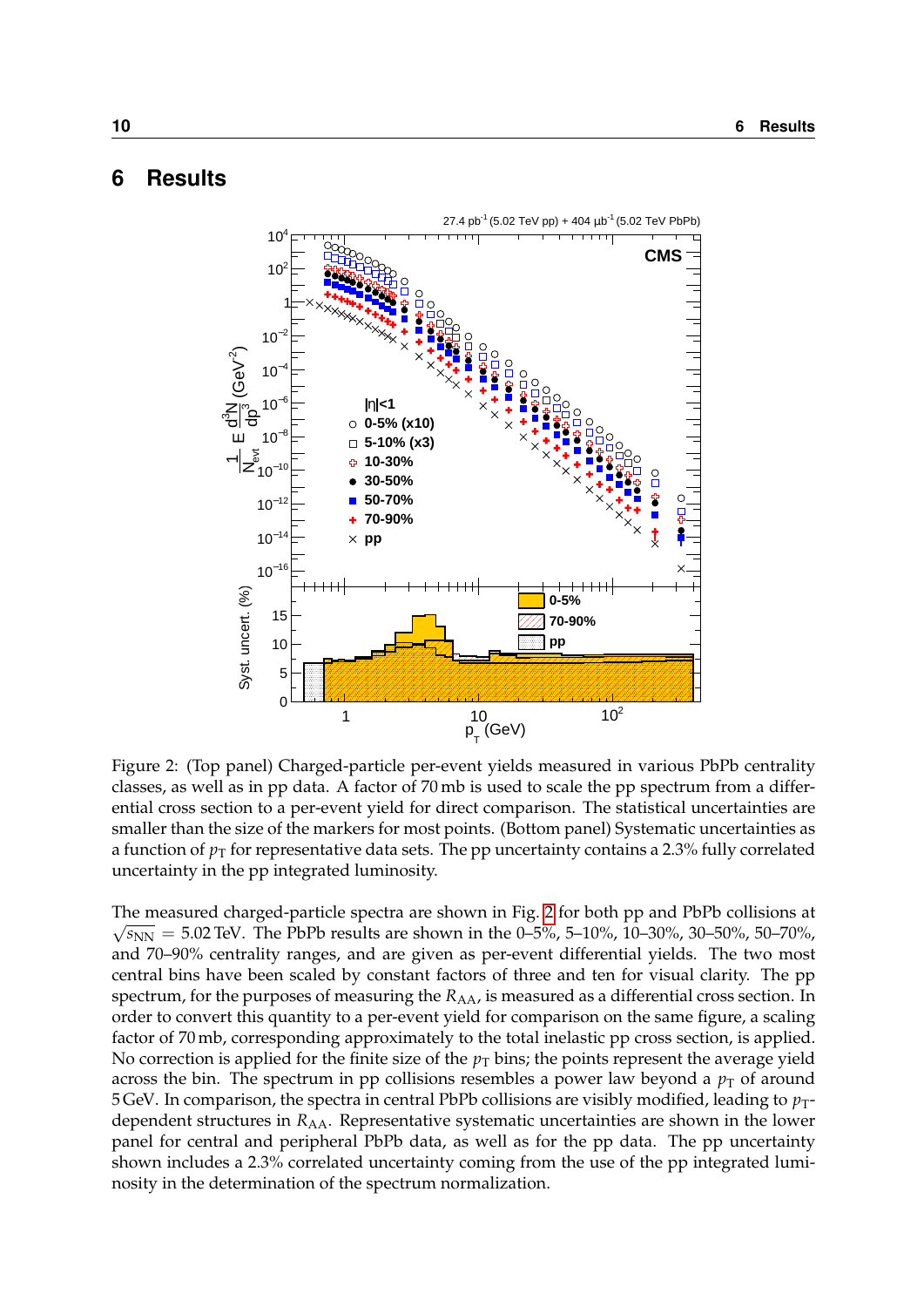# 6 Results

Figure 2: (Top panel) Charged-particle per-event yields measured in various PbPb centrality classes, as well as in pp data. A factor of 70 mb is used to scale the pp spectrum from a differential cross section to a per-event yield for direct comparison. The statistical uncertainties are smaller than the size of the markers for most points. (Bottom panel) Systematic uncertainties as a function of $p_T$ for representative data sets. The pp uncertainty contains a 2.3% fully correlated uncertainty in the pp integrated luminosity.

The measured charged-particle spectra are shown in Fig. 2 for both pp and PbPb collisions at $\sqrt{s_{NN}} = 5.02$ TeV. The PbPb results are shown in the 0–5%, 5–10%, 10–30%, 30–50%, 50–70%, and 70–90% centrality ranges, and are given as per-event differential yields. The two most central bins have been scaled by constant factors of three and ten for visual clarity. The pp spectrum, for the purposes of measuring the $R_{AA}$, is measured as a differential cross section. In order to convert this quantity to a per-event yield for comparison on the same figure, a scaling factor of 70 mb, corresponding approximately to the total inelastic pp cross section, is applied. No correction is applied for the finite size of the $p_T$ bins; the points represent the average yield across the bin. The spectrum in pp collisions resembles a power law beyond a $p_T$ of around 5 GeV. In comparison, the spectra in central PbPb collisions are visibly modified, leading to $p_T$-dependent structures in $R_{AA}$. Representative systematic uncertainties are shown in the lower panel for central and peripheral PbPb data, as well as for the pp data. The pp uncertainty shown includes a 2.3% correlated uncertainty coming from the use of the pp integrated luminosity in the determination of the spectrum normalization.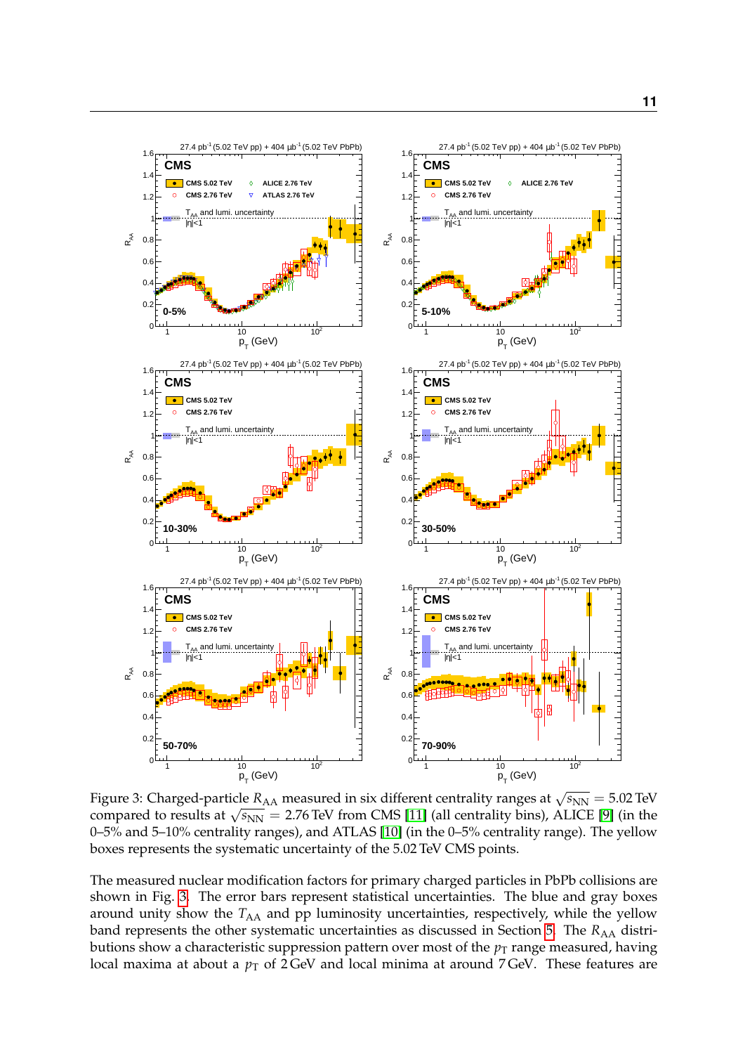Figure 3: Charged-particle $R_{AA}$ measured in six different centrality ranges at $\sqrt{s_{NN}} = 5.02$ TeV compared to results at $\sqrt{s_{NN}} = 2.76$ TeV from CMS [11] (all centrality bins), ALICE [9] (in the 0–5% and 5–10% centrality ranges), and ATLAS [10] (in the 0–5% centrality range). The yellow boxes represents the systematic uncertainty of the 5.02 TeV CMS points.

The measured nuclear modification factors for primary charged particles in PbPb collisions are shown in Fig. 3. The error bars represent statistical uncertainties. The blue and gray boxes around unity show the $T_{AA}$ and pp luminosity uncertainties, respectively, while the yellow band represents the other systematic uncertainties as discussed in Section 5. The $R_{AA}$ distributions show a characteristic suppression pattern over most of the $p_T$ range measured, having local maxima at about a $p_T$ of 2 GeV and local minima at around 7 GeV. These features are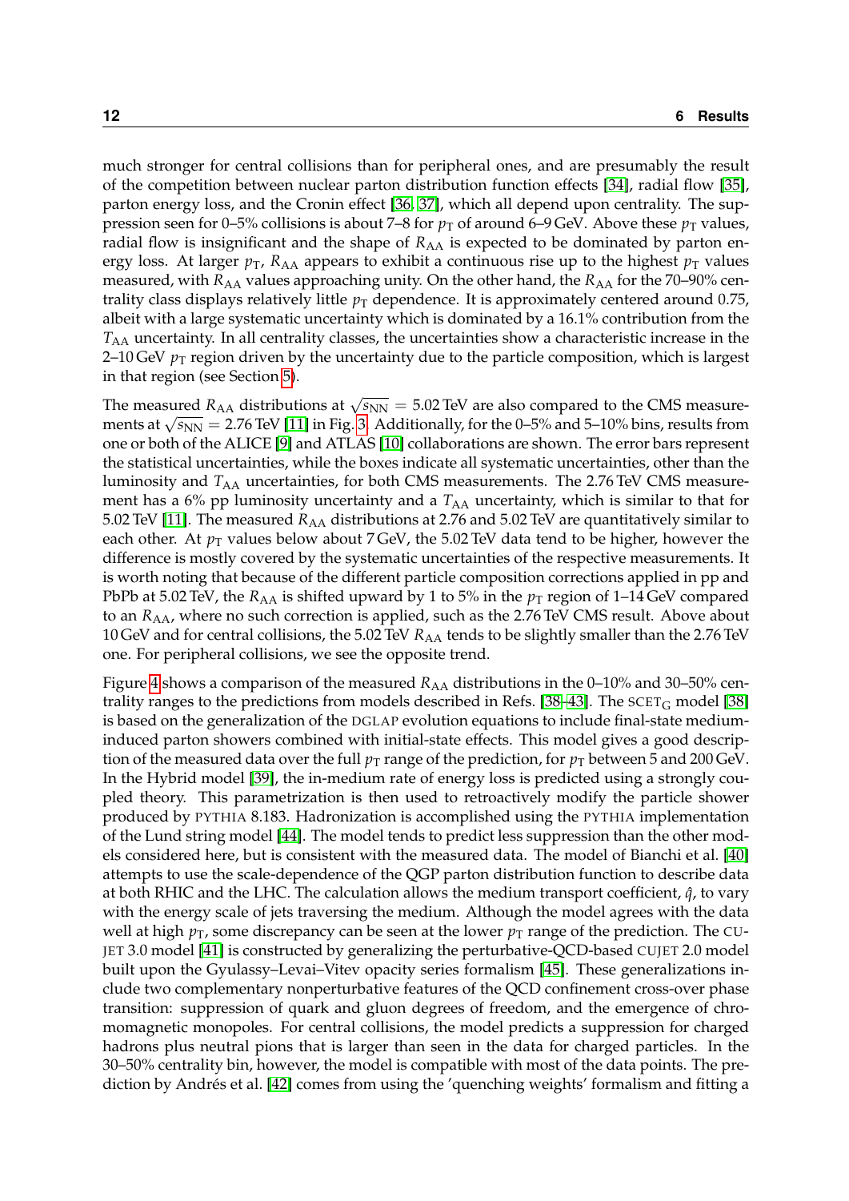much stronger for central collisions than for peripheral ones, and are presumably the result of the competition between nuclear parton distribution function effects [34], radial flow [35], parton energy loss, and the Cronin effect [36, 37], which all depend upon centrality. The suppression seen for 0–5% collisions is about 7–8 for $p_{\mathrm{T}}$ of around 6–9 GeV. Above these $p_{\mathrm{T}}$ values, radial flow is insignificant and the shape of $R_{\mathrm{AA}}$ is expected to be dominated by parton energy loss. At larger $p_{\mathrm{T}}$, $R_{\mathrm{AA}}$ appears to exhibit a continuous rise up to the highest $p_{\mathrm{T}}$ values measured, with $R_{\mathrm{AA}}$ values approaching unity. On the other hand, the $R_{\mathrm{AA}}$ for the 70–90% centrality class displays relatively little $p_{\mathrm{T}}$ dependence. It is approximately centered around 0.75, albeit with a large systematic uncertainty which is dominated by a 16.1% contribution from the $T_{\mathrm{AA}}$ uncertainty. In all centrality classes, the uncertainties show a characteristic increase in the 2–10 GeV $p_{\mathrm{T}}$ region driven by the uncertainty due to the particle composition, which is largest in that region (see Section 5).

The measured $R_{\mathrm{AA}}$ distributions at $\sqrt{s_{\mathrm{NN}}} = 5.02$ TeV are also compared to the CMS measurements at $\sqrt{s_{\mathrm{NN}}} = 2.76$ TeV [11] in Fig. 3. Additionally, for the 0–5% and 5–10% bins, results from one or both of the ALICE [9] and ATLAS [10] collaborations are shown. The error bars represent the statistical uncertainties, while the boxes indicate all systematic uncertainties, other than the luminosity and $T_{\mathrm{AA}}$ uncertainties, for both CMS measurements. The 2.76 TeV CMS measurement has a 6% pp luminosity uncertainty and a $T_{\mathrm{AA}}$ uncertainty, which is similar to that for 5.02 TeV [11]. The measured $R_{\mathrm{AA}}$ distributions at 2.76 and 5.02 TeV are quantitatively similar to each other. At $p_{\mathrm{T}}$ values below about 7 GeV, the 5.02 TeV data tend to be higher, however the difference is mostly covered by the systematic uncertainties of the respective measurements. It is worth noting that because of the different particle composition corrections applied in pp and PbPb at 5.02 TeV, the $R_{\mathrm{AA}}$ is shifted upward by 1 to 5% in the $p_{\mathrm{T}}$ region of 1–14 GeV compared to an $R_{\mathrm{AA}}$, where no such correction is applied, such as the 2.76 TeV CMS result. Above about 10 GeV and for central collisions, the 5.02 TeV $R_{\mathrm{AA}}$ tends to be slightly smaller than the 2.76 TeV one. For peripheral collisions, we see the opposite trend.

Figure 4 shows a comparison of the measured $R_{\mathrm{AA}}$ distributions in the 0–10% and 30–50% centrality ranges to the predictions from models described in Refs. [38–43]. The SCET$_{\mathrm{G}}$ model [38] is based on the generalization of the DGLAP evolution equations to include final-state medium-induced parton showers combined with initial-state effects. This model gives a good description of the measured data over the full $p_{\mathrm{T}}$ range of the prediction, for $p_{\mathrm{T}}$ between 5 and 200 GeV. In the Hybrid model [39], the in-medium rate of energy loss is predicted using a strongly coupled theory. This parametrization is then used to retroactively modify the particle shower produced by PYTHIA 8.183. Hadronization is accomplished using the PYTHIA implementation of the Lund string model [44]. The model tends to predict less suppression than the other models considered here, but is consistent with the measured data. The model of Bianchi et al. [40] attempts to use the scale-dependence of the QGP parton distribution function to describe data at both RHIC and the LHC. The calculation allows the medium transport coefficient, $\hat{q}$, to vary with the energy scale of jets traversing the medium. Although the model agrees with the data well at high $p_{\mathrm{T}}$, some discrepancy can be seen at the lower $p_{\mathrm{T}}$ range of the prediction. The CUJET 3.0 model [41] is constructed by generalizing the perturbative-QCD-based CUJET 2.0 model built upon the Gyulassy–Levai–Vitev opacity series formalism [45]. These generalizations include two complementary nonperturbative features of the QCD confinement cross-over phase transition: suppression of quark and gluon degrees of freedom, and the emergence of chromomagnetic monopoles. For central collisions, the model predicts a suppression for charged hadrons plus neutral pions that is larger than seen in the data for charged particles. In the 30–50% centrality bin, however, the model is compatible with most of the data points. The prediction by Andrés et al. [42] comes from using the 'quenching weights' formalism and fitting a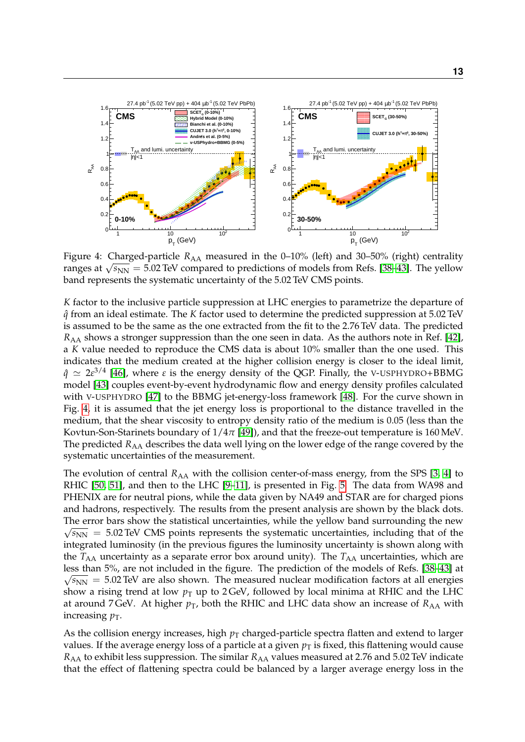Figure 4: Charged-particle $R_{AA}$ measured in the 0–10% (left) and 30–50% (right) centrality ranges at $\sqrt{s_{NN}} = 5.02$ TeV compared to predictions of models from Refs. [38–43]. The yellow band represents the systematic uncertainty of the 5.02 TeV CMS points.

$K$ factor to the inclusive particle suppression at LHC energies to parametrize the departure of $\hat{q}$ from an ideal estimate. The $K$ factor used to determine the predicted suppression at 5.02 TeV is assumed to be the same as the one extracted from the fit to the 2.76 TeV data. The predicted $R_{AA}$ shows a stronger suppression than the one seen in data. As the authors note in Ref. [42], a $K$ value needed to reproduce the CMS data is about 10% smaller than the one used. This indicates that the medium created at the higher collision energy is closer to the ideal limit, $\hat{q} \simeq 2\epsilon^{3/4}$ [46], where $\epsilon$ is the energy density of the QGP. Finally, the V-USPHYDRO+BBMG model [43] couples event-by-event hydrodynamic flow and energy density profiles calculated with V-USPHYDRO [47] to the BBMG jet-energy-loss framework [48]. For the curve shown in Fig. 4, it is assumed that the jet energy loss is proportional to the distance travelled in the medium, that the shear viscosity to entropy density ratio of the medium is 0.05 (less than the Kovtun-Son-Starinets boundary of $1/4\pi$ [49]), and that the freeze-out temperature is 160 MeV. The predicted $R_{AA}$ describes the data well lying on the lower edge of the range covered by the systematic uncertainties of the measurement.

The evolution of central $R_{AA}$ with the collision center-of-mass energy, from the SPS [3, 4] to RHIC [50, 51], and then to the LHC [9–11], is presented in Fig. 5. The data from WA98 and PHENIX are for neutral pions, while the data given by NA49 and STAR are for charged pions and hadrons, respectively. The results from the present analysis are shown by the black dots. The error bars show the statistical uncertainties, while the yellow band surrounding the new $\sqrt{s_{NN}} = 5.02$ TeV CMS points represents the systematic uncertainties, including that of the integrated luminosity (in the previous figures the luminosity uncertainty is shown along with the $T_{AA}$ uncertainty as a separate error box around unity). The $T_{AA}$ uncertainties, which are less than 5%, are not included in the figure. The prediction of the models of Refs. [38–43] at $\sqrt{s_{NN}} = 5.02$ TeV are also shown. The measured nuclear modification factors at all energies show a rising trend at low $p_T$ up to 2 GeV, followed by local minima at RHIC and the LHC at around 7 GeV. At higher $p_T$, both the RHIC and LHC data show an increase of $R_{AA}$ with increasing $p_T$.

As the collision energy increases, high $p_T$ charged-particle spectra flatten and extend to larger values. If the average energy loss of a particle at a given $p_T$ is fixed, this flattening would cause $R_{AA}$ to exhibit less suppression. The similar $R_{AA}$ values measured at 2.76 and 5.02 TeV indicate that the effect of flattening spectra could be balanced by a larger average energy loss in the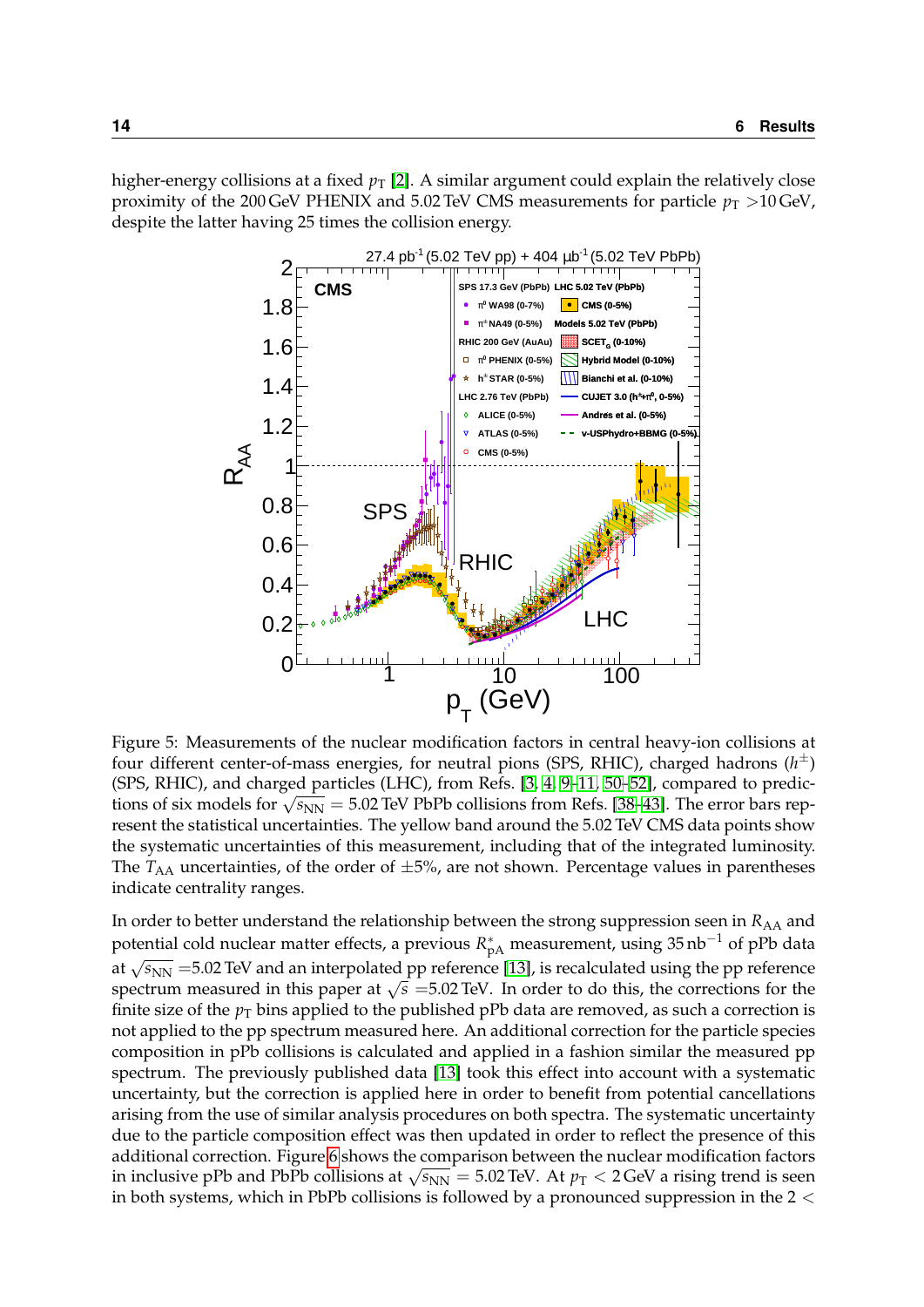higher-energy collisions at a fixed $p_T$ [2]. A similar argument could explain the relatively close proximity of the 200 GeV PHENIX and 5.02 TeV CMS measurements for particle $p_T > 10$ GeV, despite the latter having 25 times the collision energy.

Figure 5: Measurements of the nuclear modification factors in central heavy-ion collisions at four different center-of-mass energies, for neutral pions (SPS, RHIC), charged hadrons ($h^{\pm}$) (SPS, RHIC), and charged particles (LHC), from Refs. [3, 4, 9–11, 50–52], compared to predictions of six models for $\sqrt{s_{NN}} = 5.02$ TeV PbPb collisions from Refs. [38–43]. The error bars represent the statistical uncertainties. The yellow band around the 5.02 TeV CMS data points show the systematic uncertainties of this measurement, including that of the integrated luminosity. The $T_{AA}$ uncertainties, of the order of $\pm 5\%$, are not shown. Percentage values in parentheses indicate centrality ranges.

In order to better understand the relationship between the strong suppression seen in $R_{AA}$ and potential cold nuclear matter effects, a previous $R^{*}_{pA}$ measurement, using 35 nb$^{-1}$ of pPb data at $\sqrt{s_{NN}} = 5.02$ TeV and an interpolated pp reference [13], is recalculated using the pp reference spectrum measured in this paper at $\sqrt{s} = 5.02$ TeV. In order to do this, the corrections for the finite size of the $p_T$ bins applied to the published pPb data are removed, as such a correction is not applied to the pp spectrum measured here. An additional correction for the particle species composition in pPb collisions is calculated and applied in a fashion similar the measured pp spectrum. The previously published data [13] took this effect into account with a systematic uncertainty, but the correction is applied here in order to benefit from potential cancellations arising from the use of similar analysis procedures on both spectra. The systematic uncertainty due to the particle composition effect was then updated in order to reflect the presence of this additional correction. Figure 6 shows the comparison between the nuclear modification factors in inclusive pPb and PbPb collisions at $\sqrt{s_{NN}} = 5.02$ TeV. At $p_T < 2$ GeV a rising trend is seen in both systems, which in PbPb collisions is followed by a pronounced suppression in the $2 <$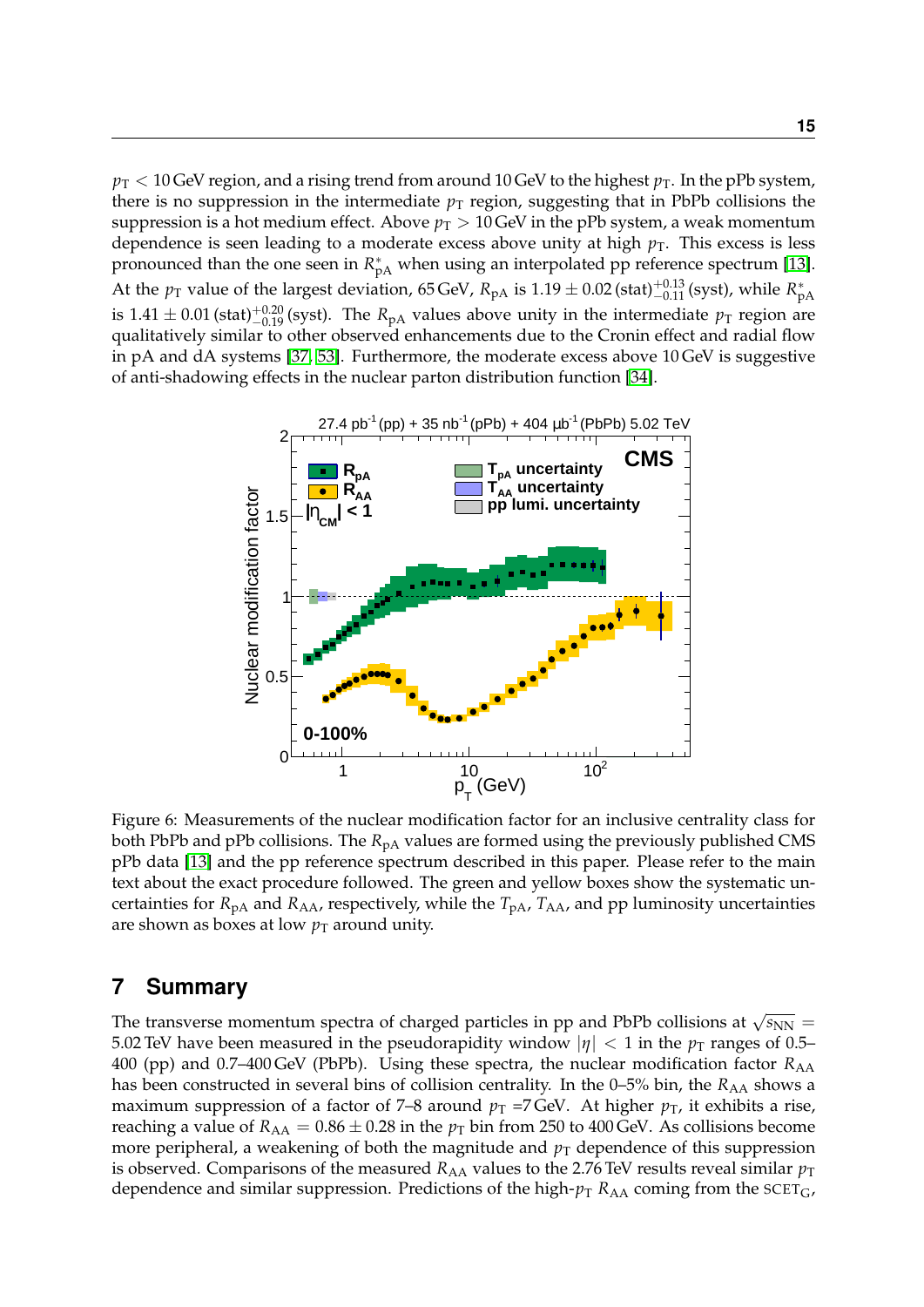$p_T < 10$ GeV region, and a rising trend from around 10 GeV to the highest $p_T$. In the pPb system, there is no suppression in the intermediate $p_T$ region, suggesting that in PbPb collisions the suppression is a hot medium effect. Above $p_T > 10$ GeV in the pPb system, a weak momentum dependence is seen leading to a moderate excess above unity at high $p_T$. This excess is less pronounced than the one seen in $R^*_{pA}$ when using an interpolated pp reference spectrum [13]. At the $p_T$ value of the largest deviation, 65 GeV, $R_{pA}$ is $1.19 \pm 0.02\,(\text{stat})^{+0.13}_{-0.11}\,(\text{syst})$, while $R^*_{pA}$ is $1.41 \pm 0.01\,(\text{stat})^{+0.20}_{-0.19}\,(\text{syst})$. The $R_{pA}$ values above unity in the intermediate $p_T$ region are qualitatively similar to other observed enhancements due to the Cronin effect and radial flow in pA and dA systems [37, 53]. Furthermore, the moderate excess above 10 GeV is suggestive of anti-shadowing effects in the nuclear parton distribution function [34].

Figure 6: Measurements of the nuclear modification factor for an inclusive centrality class for both PbPb and pPb collisions. The $R_{pA}$ values are formed using the previously published CMS pPb data [13] and the pp reference spectrum described in this paper. Please refer to the main text about the exact procedure followed. The green and yellow boxes show the systematic uncertainties for $R_{pA}$ and $R_{AA}$, respectively, while the $T_{pA}$, $T_{AA}$, and pp luminosity uncertainties are shown as boxes at low $p_T$ around unity.

## 7 Summary

The transverse momentum spectra of charged particles in pp and PbPb collisions at $\sqrt{s_{NN}} = 5.02$ TeV have been measured in the pseudorapidity window $|\eta| < 1$ in the $p_T$ ranges of 0.5–400 (pp) and 0.7–400 GeV (PbPb). Using these spectra, the nuclear modification factor $R_{AA}$ has been constructed in several bins of collision centrality. In the 0–5% bin, the $R_{AA}$ shows a maximum suppression of a factor of 7–8 around $p_T = 7$ GeV. At higher $p_T$, it exhibits a rise, reaching a value of $R_{AA} = 0.86 \pm 0.28$ in the $p_T$ bin from 250 to 400 GeV. As collisions become more peripheral, a weakening of both the magnitude and $p_T$ dependence of this suppression is observed. Comparisons of the measured $R_{AA}$ values to the 2.76 TeV results reveal similar $p_T$ dependence and similar suppression. Predictions of the high-$p_T$ $R_{AA}$ coming from the SCET$_G$,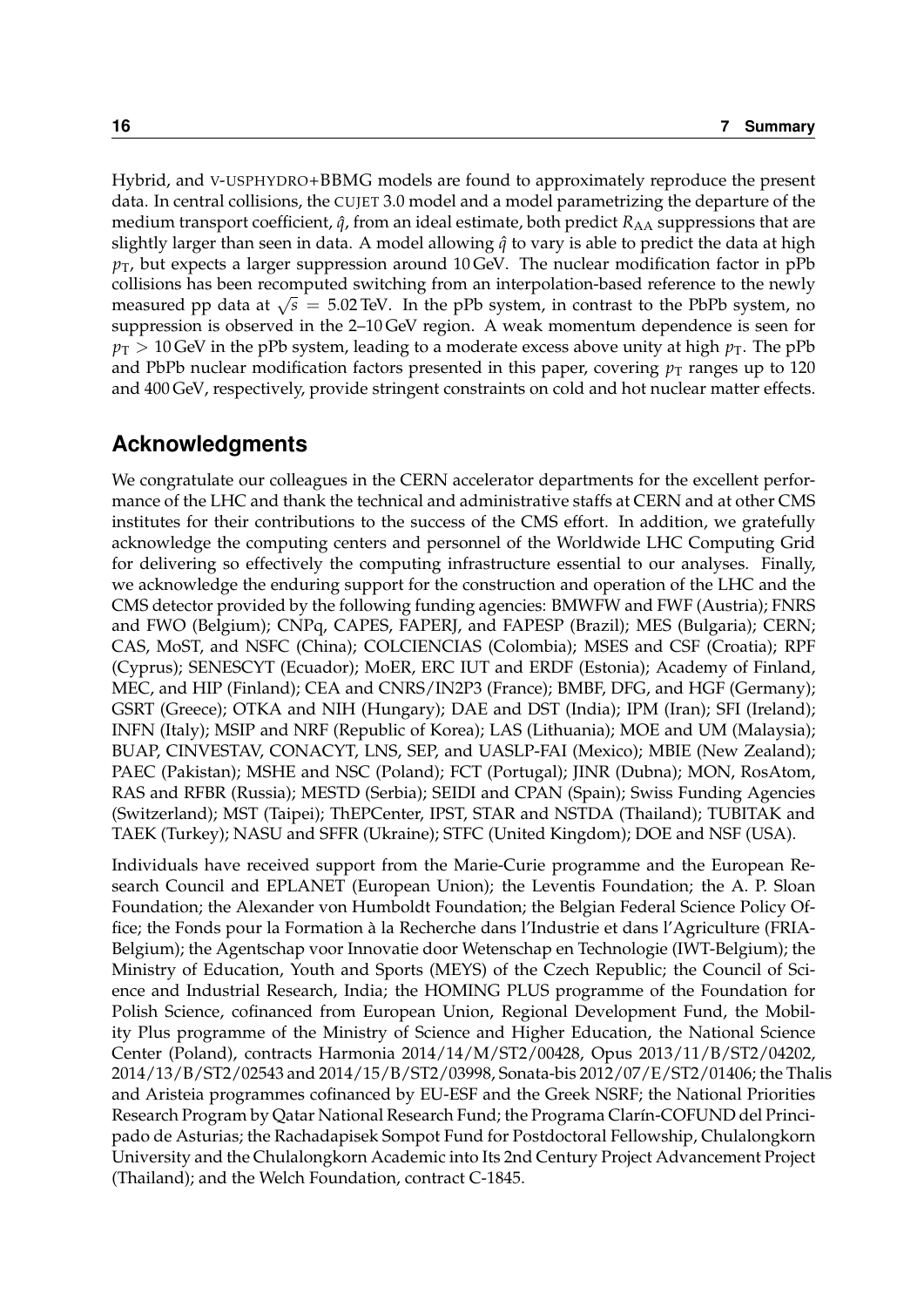Hybrid, and V-USPHYDRO+BBMG models are found to approximately reproduce the present data. In central collisions, the CUJET 3.0 model and a model parametrizing the departure of the medium transport coefficient, $\hat{q}$, from an ideal estimate, both predict $R_{\mathrm{AA}}$ suppressions that are slightly larger than seen in data. A model allowing $\hat{q}$ to vary is able to predict the data at high $p_{\mathrm{T}}$, but expects a larger suppression around 10 GeV. The nuclear modification factor in pPb collisions has been recomputed switching from an interpolation-based reference to the newly measured pp data at $\sqrt{s} = 5.02$ TeV. In the pPb system, in contrast to the PbPb system, no suppression is observed in the 2–10 GeV region. A weak momentum dependence is seen for $p_{\mathrm{T}} > 10$ GeV in the pPb system, leading to a moderate excess above unity at high $p_{\mathrm{T}}$. The pPb and PbPb nuclear modification factors presented in this paper, covering $p_{\mathrm{T}}$ ranges up to 120 and 400 GeV, respectively, provide stringent constraints on cold and hot nuclear matter effects.

## Acknowledgments

We congratulate our colleagues in the CERN accelerator departments for the excellent performance of the LHC and thank the technical and administrative staffs at CERN and at other CMS institutes for their contributions to the success of the CMS effort. In addition, we gratefully acknowledge the computing centers and personnel of the Worldwide LHC Computing Grid for delivering so effectively the computing infrastructure essential to our analyses. Finally, we acknowledge the enduring support for the construction and operation of the LHC and the CMS detector provided by the following funding agencies: BMWFW and FWF (Austria); FNRS and FWO (Belgium); CNPq, CAPES, FAPERJ, and FAPESP (Brazil); MES (Bulgaria); CERN; CAS, MoST, and NSFC (China); COLCIENCIAS (Colombia); MSES and CSF (Croatia); RPF (Cyprus); SENESCYT (Ecuador); MoER, ERC IUT and ERDF (Estonia); Academy of Finland, MEC, and HIP (Finland); CEA and CNRS/IN2P3 (France); BMBF, DFG, and HGF (Germany); GSRT (Greece); OTKA and NIH (Hungary); DAE and DST (India); IPM (Iran); SFI (Ireland); INFN (Italy); MSIP and NRF (Republic of Korea); LAS (Lithuania); MOE and UM (Malaysia); BUAP, CINVESTAV, CONACYT, LNS, SEP, and UASLP-FAI (Mexico); MBIE (New Zealand); PAEC (Pakistan); MSHE and NSC (Poland); FCT (Portugal); JINR (Dubna); MON, RosAtom, RAS and RFBR (Russia); MESTD (Serbia); SEIDI and CPAN (Spain); Swiss Funding Agencies (Switzerland); MST (Taipei); ThEPCenter, IPST, STAR and NSTDA (Thailand); TUBITAK and TAEK (Turkey); NASU and SFFR (Ukraine); STFC (United Kingdom); DOE and NSF (USA).

Individuals have received support from the Marie-Curie programme and the European Research Council and EPLANET (European Union); the Leventis Foundation; the A. P. Sloan Foundation; the Alexander von Humboldt Foundation; the Belgian Federal Science Policy Office; the Fonds pour la Formation à la Recherche dans l'Industrie et dans l'Agriculture (FRIA-Belgium); the Agentschap voor Innovatie door Wetenschap en Technologie (IWT-Belgium); the Ministry of Education, Youth and Sports (MEYS) of the Czech Republic; the Council of Science and Industrial Research, India; the HOMING PLUS programme of the Foundation for Polish Science, cofinanced from European Union, Regional Development Fund, the Mobility Plus programme of the Ministry of Science and Higher Education, the National Science Center (Poland), contracts Harmonia 2014/14/M/ST2/00428, Opus 2013/11/B/ST2/04202, 2014/13/B/ST2/02543 and 2014/15/B/ST2/03998, Sonata-bis 2012/07/E/ST2/01406; the Thalis and Aristeia programmes cofinanced by EU-ESF and the Greek NSRF; the National Priorities Research Program by Qatar National Research Fund; the Programa Clarín-COFUND del Principado de Asturias; the Rachadapisek Sompot Fund for Postdoctoral Fellowship, Chulalongkorn University and the Chulalongkorn Academic into Its 2nd Century Project Advancement Project (Thailand); and the Welch Foundation, contract C-1845.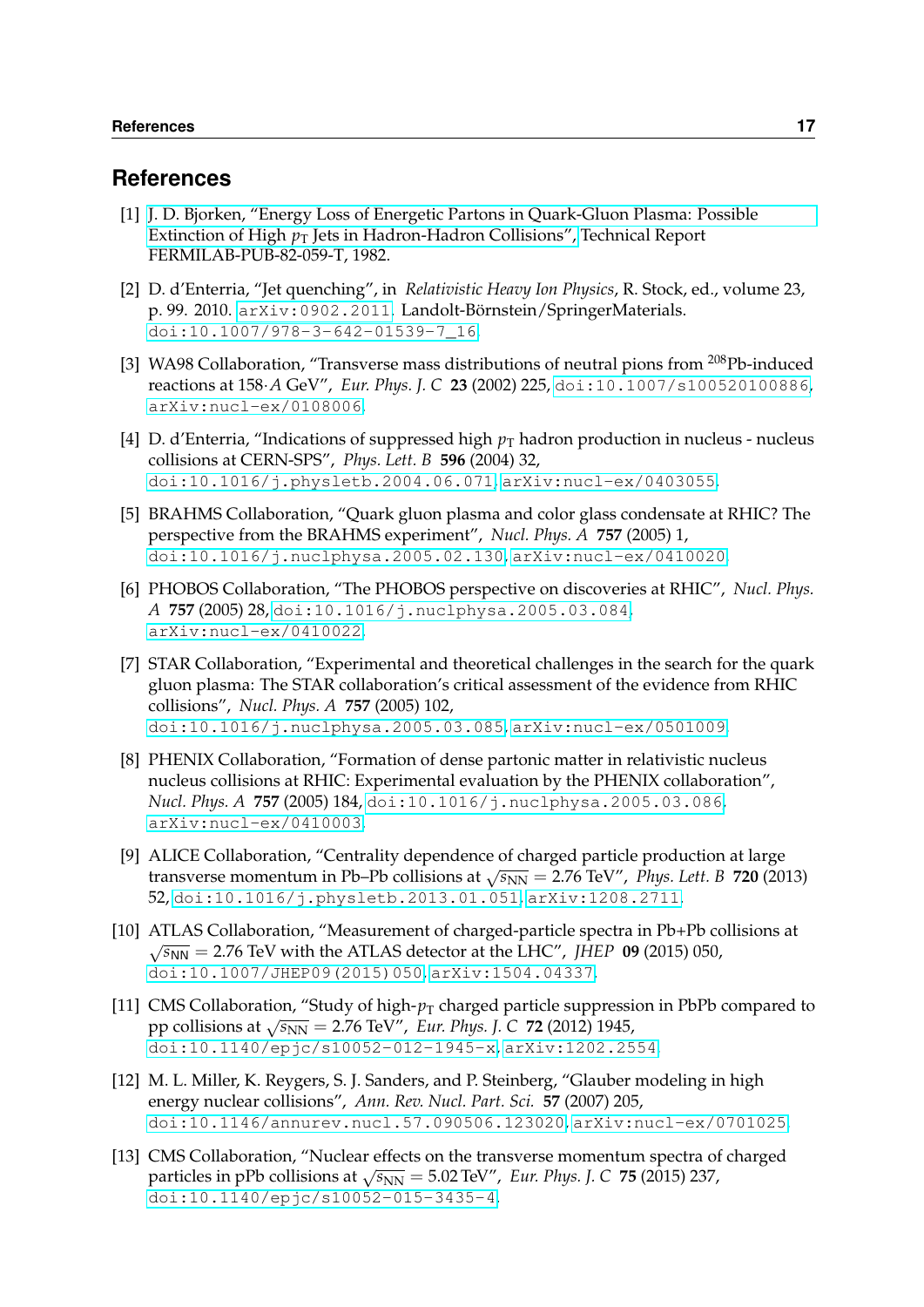# References

[1] J. D. Bjorken, "Energy Loss of Energetic Partons in Quark-Gluon Plasma: Possible Extinction of High $p_T$ Jets in Hadron-Hadron Collisions", Technical Report FERMILAB-PUB-82-059-T, 1982.

[2] D. d'Enterria, "Jet quenching", in *Relativistic Heavy Ion Physics*, R. Stock, ed., volume 23, p. 99. 2010. arXiv:0902.2011. Landolt-Börnstein/SpringerMaterials. doi:10.1007/978-3-642-01539-7_16.

[3] WA98 Collaboration, "Transverse mass distributions of neutral pions from $^{208}$Pb-induced reactions at 158·$A$ GeV", *Eur. Phys. J. C* **23** (2002) 225, doi:10.1007/s100520100886, arXiv:nucl-ex/0108006.

[4] D. d'Enterria, "Indications of suppressed high $p_T$ hadron production in nucleus - nucleus collisions at CERN-SPS", *Phys. Lett. B* **596** (2004) 32, doi:10.1016/j.physletb.2004.06.071, arXiv:nucl-ex/0403055.

[5] BRAHMS Collaboration, "Quark gluon plasma and color glass condensate at RHIC? The perspective from the BRAHMS experiment", *Nucl. Phys. A* **757** (2005) 1, doi:10.1016/j.nuclphysa.2005.02.130, arXiv:nucl-ex/0410020.

[6] PHOBOS Collaboration, "The PHOBOS perspective on discoveries at RHIC", *Nucl. Phys. A* **757** (2005) 28, doi:10.1016/j.nuclphysa.2005.03.084, arXiv:nucl-ex/0410022.

[7] STAR Collaboration, "Experimental and theoretical challenges in the search for the quark gluon plasma: The STAR collaboration's critical assessment of the evidence from RHIC collisions", *Nucl. Phys. A* **757** (2005) 102, doi:10.1016/j.nuclphysa.2005.03.085, arXiv:nucl-ex/0501009.

[8] PHENIX Collaboration, "Formation of dense partonic matter in relativistic nucleus nucleus collisions at RHIC: Experimental evaluation by the PHENIX collaboration", *Nucl. Phys. A* **757** (2005) 184, doi:10.1016/j.nuclphysa.2005.03.086, arXiv:nucl-ex/0410003.

[9] ALICE Collaboration, "Centrality dependence of charged particle production at large transverse momentum in Pb–Pb collisions at $\sqrt{s_{NN}} = 2.76$ TeV", *Phys. Lett. B* **720** (2013) 52, doi:10.1016/j.physletb.2013.01.051, arXiv:1208.2711.

[10] ATLAS Collaboration, "Measurement of charged-particle spectra in Pb+Pb collisions at $\sqrt{s_{NN}} = 2.76$ TeV with the ATLAS detector at the LHC", *JHEP* **09** (2015) 050, doi:10.1007/JHEP09(2015)050, arXiv:1504.04337.

[11] CMS Collaboration, "Study of high-$p_T$ charged particle suppression in PbPb compared to pp collisions at $\sqrt{s_{NN}} = 2.76$ TeV", *Eur. Phys. J. C* **72** (2012) 1945, doi:10.1140/epjc/s10052-012-1945-x, arXiv:1202.2554.

[12] M. L. Miller, K. Reygers, S. J. Sanders, and P. Steinberg, "Glauber modeling in high energy nuclear collisions", *Ann. Rev. Nucl. Part. Sci.* **57** (2007) 205, doi:10.1146/annurev.nucl.57.090506.123020, arXiv:nucl-ex/0701025.

[13] CMS Collaboration, "Nuclear effects on the transverse momentum spectra of charged particles in pPb collisions at $\sqrt{s_{NN}} = 5.02$ TeV", *Eur. Phys. J. C* **75** (2015) 237, doi:10.1140/epjc/s10052-015-3435-4.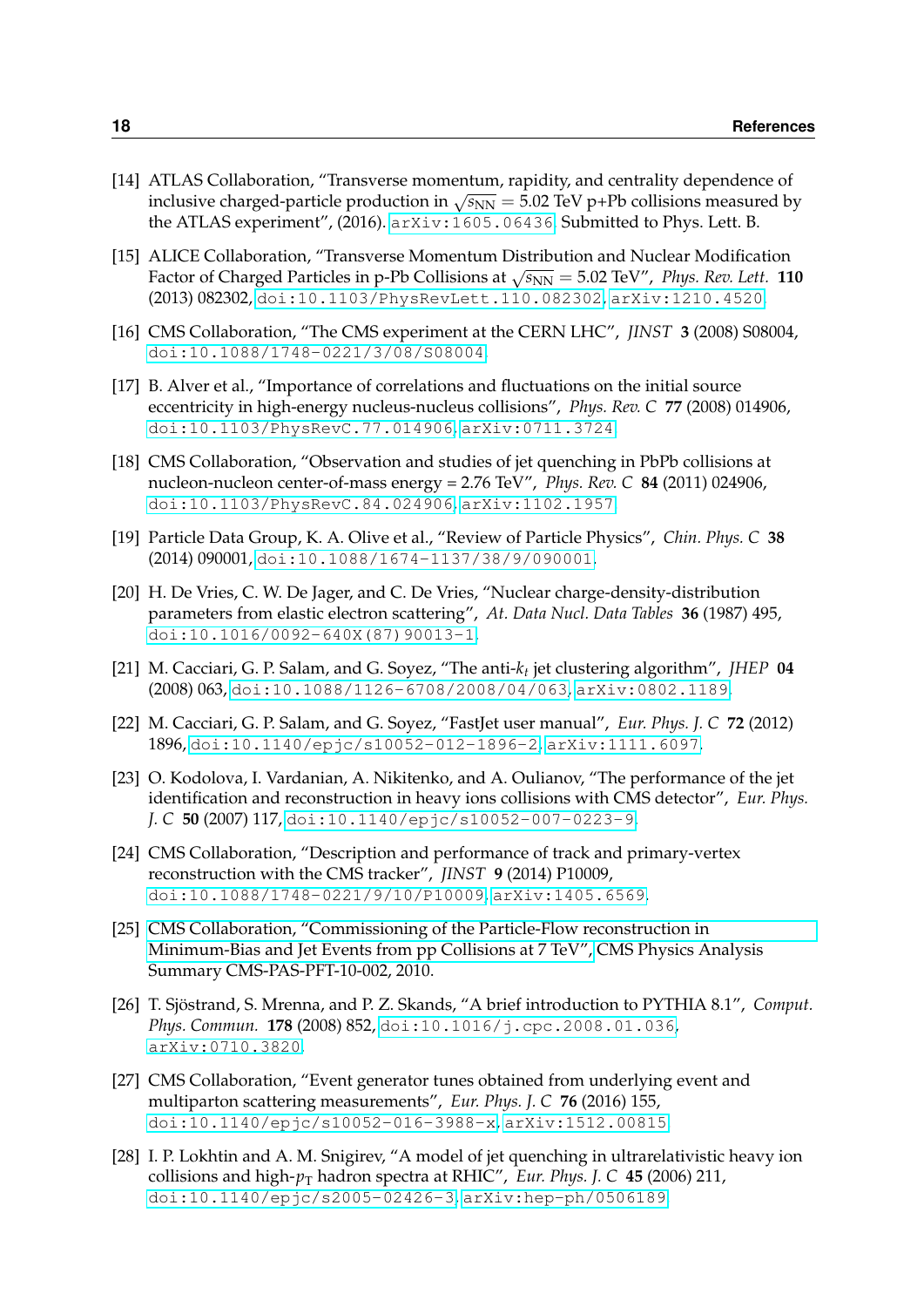[14] ATLAS Collaboration, "Transverse momentum, rapidity, and centrality dependence of inclusive charged-particle production in $\sqrt{s_{\mathrm{NN}}} = 5.02$ TeV p+Pb collisions measured by the ATLAS experiment", (2016). arXiv:1605.06436. Submitted to Phys. Lett. B.

[15] ALICE Collaboration, "Transverse Momentum Distribution and Nuclear Modification Factor of Charged Particles in p-Pb Collisions at $\sqrt{s_{\mathrm{NN}}} = 5.02$ TeV", *Phys. Rev. Lett.* **110** (2013) 082302, doi:10.1103/PhysRevLett.110.082302, arXiv:1210.4520.

[16] CMS Collaboration, "The CMS experiment at the CERN LHC", *JINST* **3** (2008) S08004, doi:10.1088/1748-0221/3/08/S08004.

[17] B. Alver et al., "Importance of correlations and fluctuations on the initial source eccentricity in high-energy nucleus-nucleus collisions", *Phys. Rev. C* **77** (2008) 014906, doi:10.1103/PhysRevC.77.014906, arXiv:0711.3724.

[18] CMS Collaboration, "Observation and studies of jet quenching in PbPb collisions at nucleon-nucleon center-of-mass energy = 2.76 TeV", *Phys. Rev. C* **84** (2011) 024906, doi:10.1103/PhysRevC.84.024906, arXiv:1102.1957.

[19] Particle Data Group, K. A. Olive et al., "Review of Particle Physics", *Chin. Phys. C* **38** (2014) 090001, doi:10.1088/1674-1137/38/9/090001.

[20] H. De Vries, C. W. De Jager, and C. De Vries, "Nuclear charge-density-distribution parameters from elastic electron scattering", *At. Data Nucl. Data Tables* **36** (1987) 495, doi:10.1016/0092-640X(87)90013-1.

[21] M. Cacciari, G. P. Salam, and G. Soyez, "The anti-$k_t$ jet clustering algorithm", *JHEP* **04** (2008) 063, doi:10.1088/1126-6708/2008/04/063, arXiv:0802.1189.

[22] M. Cacciari, G. P. Salam, and G. Soyez, "FastJet user manual", *Eur. Phys. J. C* **72** (2012) 1896, doi:10.1140/epjc/s10052-012-1896-2, arXiv:1111.6097.

[23] O. Kodolova, I. Vardanian, A. Nikitenko, and A. Oulianov, "The performance of the jet identification and reconstruction in heavy ions collisions with CMS detector", *Eur. Phys. J. C* **50** (2007) 117, doi:10.1140/epjc/s10052-007-0223-9.

[24] CMS Collaboration, "Description and performance of track and primary-vertex reconstruction with the CMS tracker", *JINST* **9** (2014) P10009, doi:10.1088/1748-0221/9/10/P10009, arXiv:1405.6569.

[25] CMS Collaboration, "Commissioning of the Particle-Flow reconstruction in Minimum-Bias and Jet Events from pp Collisions at 7 TeV", CMS Physics Analysis Summary CMS-PAS-PFT-10-002, 2010.

[26] T. Sjöstrand, S. Mrenna, and P. Z. Skands, "A brief introduction to PYTHIA 8.1", *Comput. Phys. Commun.* **178** (2008) 852, doi:10.1016/j.cpc.2008.01.036, arXiv:0710.3820.

[27] CMS Collaboration, "Event generator tunes obtained from underlying event and multiparton scattering measurements", *Eur. Phys. J. C* **76** (2016) 155, doi:10.1140/epjc/s10052-016-3988-x, arXiv:1512.00815.

[28] I. P. Lokhtin and A. M. Snigirev, "A model of jet quenching in ultrarelativistic heavy ion collisions and high-$p_{\mathrm{T}}$ hadron spectra at RHIC", *Eur. Phys. J. C* **45** (2006) 211, doi:10.1140/epjc/s2005-02426-3, arXiv:hep-ph/0506189.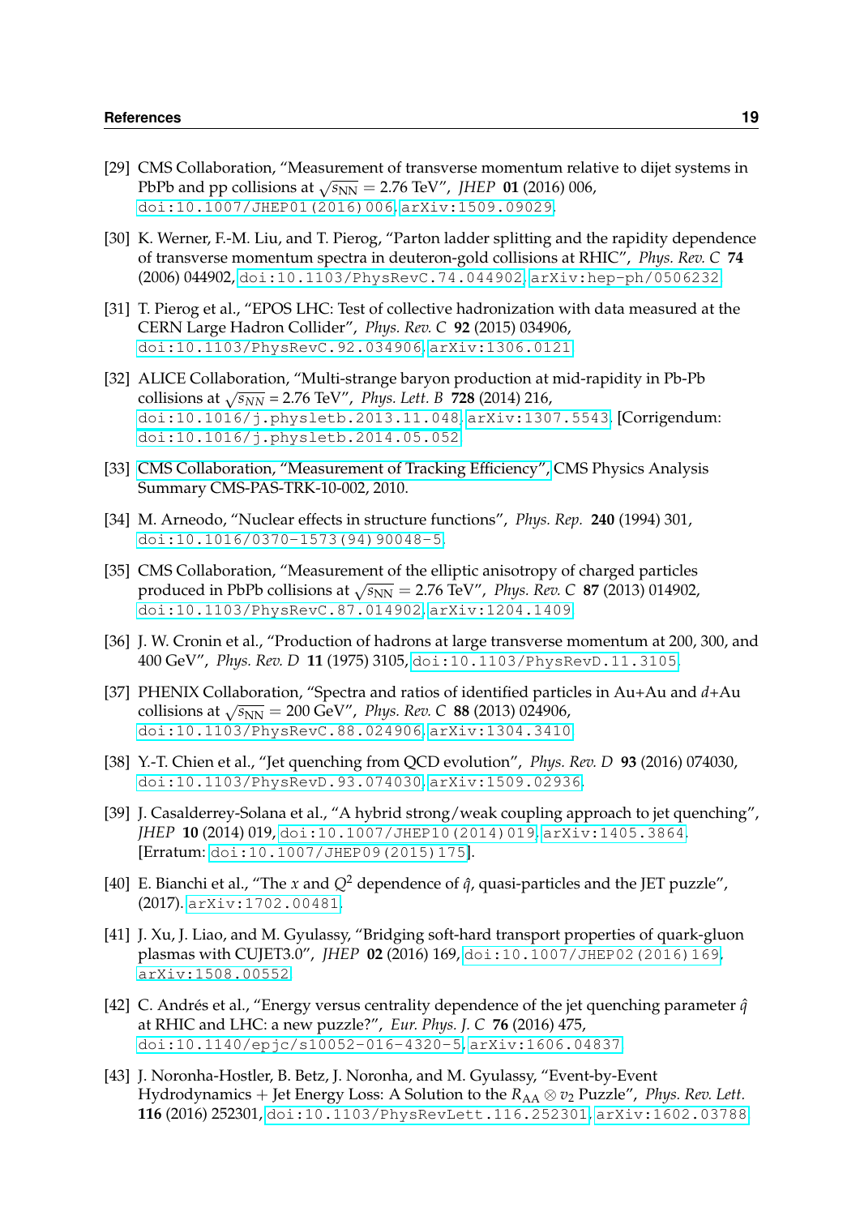[29] CMS Collaboration, "Measurement of transverse momentum relative to dijet systems in PbPb and pp collisions at $\sqrt{s_{\mathrm{NN}}} = 2.76$ TeV", *JHEP* **01** (2016) 006, doi:10.1007/JHEP01(2016)006, arXiv:1509.09029.

[30] K. Werner, F.-M. Liu, and T. Pierog, "Parton ladder splitting and the rapidity dependence of transverse momentum spectra in deuteron-gold collisions at RHIC", *Phys. Rev. C* **74** (2006) 044902, doi:10.1103/PhysRevC.74.044902, arXiv:hep-ph/0506232.

[31] T. Pierog et al., "EPOS LHC: Test of collective hadronization with data measured at the CERN Large Hadron Collider", *Phys. Rev. C* **92** (2015) 034906, doi:10.1103/PhysRevC.92.034906, arXiv:1306.0121.

[32] ALICE Collaboration, "Multi-strange baryon production at mid-rapidity in Pb-Pb collisions at $\sqrt{s_{NN}} = 2.76$ TeV", *Phys. Lett. B* **728** (2014) 216, doi:10.1016/j.physletb.2013.11.048, arXiv:1307.5543. [Corrigendum: doi:10.1016/j.physletb.2014.05.052].

[33] CMS Collaboration, "Measurement of Tracking Efficiency", CMS Physics Analysis Summary CMS-PAS-TRK-10-002, 2010.

[34] M. Arneodo, "Nuclear effects in structure functions", *Phys. Rep.* **240** (1994) 301, doi:10.1016/0370-1573(94)90048-5.

[35] CMS Collaboration, "Measurement of the elliptic anisotropy of charged particles produced in PbPb collisions at $\sqrt{s_{\mathrm{NN}}} = 2.76$ TeV", *Phys. Rev. C* **87** (2013) 014902, doi:10.1103/PhysRevC.87.014902, arXiv:1204.1409.

[36] J. W. Cronin et al., "Production of hadrons at large transverse momentum at 200, 300, and 400 GeV", *Phys. Rev. D* **11** (1975) 3105, doi:10.1103/PhysRevD.11.3105.

[37] PHENIX Collaboration, "Spectra and ratios of identified particles in Au+Au and $d$+Au collisions at $\sqrt{s_{\mathrm{NN}}} = 200$ GeV", *Phys. Rev. C* **88** (2013) 024906, doi:10.1103/PhysRevC.88.024906, arXiv:1304.3410.

[38] Y.-T. Chien et al., "Jet quenching from QCD evolution", *Phys. Rev. D* **93** (2016) 074030, doi:10.1103/PhysRevD.93.074030, arXiv:1509.02936.

[39] J. Casalderrey-Solana et al., "A hybrid strong/weak coupling approach to jet quenching", *JHEP* **10** (2014) 019, doi:10.1007/JHEP10(2014)019, arXiv:1405.3864. [Erratum: doi:10.1007/JHEP09(2015)175].

[40] E. Bianchi et al., "The $x$ and $Q^2$ dependence of $\hat{q}$, quasi-particles and the JET puzzle", (2017). arXiv:1702.00481.

[41] J. Xu, J. Liao, and M. Gyulassy, "Bridging soft-hard transport properties of quark-gluon plasmas with CUJET3.0", *JHEP* **02** (2016) 169, doi:10.1007/JHEP02(2016)169, arXiv:1508.00552.

[42] C. Andrés et al., "Energy versus centrality dependence of the jet quenching parameter $\hat{q}$ at RHIC and LHC: a new puzzle?", *Eur. Phys. J. C* **76** (2016) 475, doi:10.1140/epjc/s10052-016-4320-5, arXiv:1606.04837.

[43] J. Noronha-Hostler, B. Betz, J. Noronha, and M. Gyulassy, "Event-by-Event Hydrodynamics + Jet Energy Loss: A Solution to the $R_{\mathrm{AA}} \otimes v_2$ Puzzle", *Phys. Rev. Lett.* **116** (2016) 252301, doi:10.1103/PhysRevLett.116.252301, arXiv:1602.03788.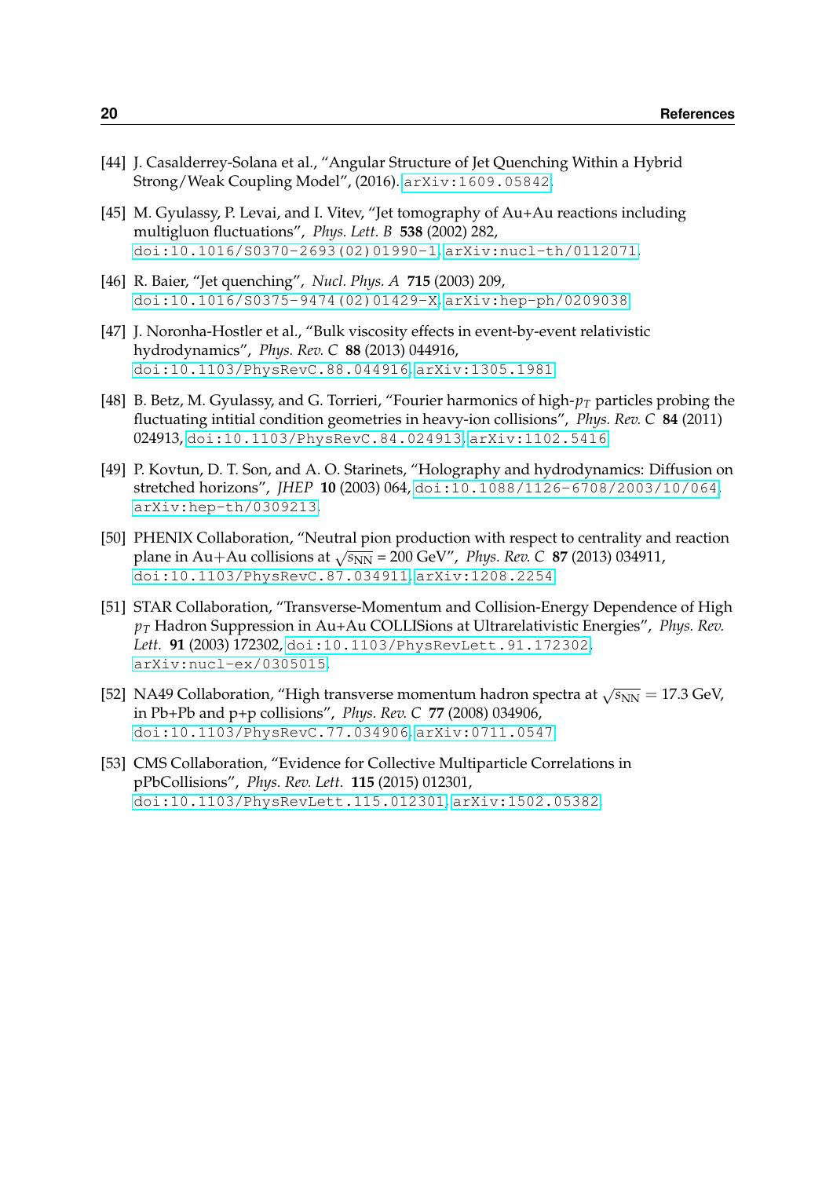[44] J. Casalderrey-Solana et al., "Angular Structure of Jet Quenching Within a Hybrid Strong/Weak Coupling Model", (2016). arXiv:1609.05842.

[45] M. Gyulassy, P. Levai, and I. Vitev, "Jet tomography of Au+Au reactions including multigluon fluctuations", *Phys. Lett. B* **538** (2002) 282, doi:10.1016/S0370-2693(02)01990-1, arXiv:nucl-th/0112071.

[46] R. Baier, "Jet quenching", *Nucl. Phys. A* **715** (2003) 209, doi:10.1016/S0375-9474(02)01429-X, arXiv:hep-ph/0209038.

[47] J. Noronha-Hostler et al., "Bulk viscosity effects in event-by-event relativistic hydrodynamics", *Phys. Rev. C* **88** (2013) 044916, doi:10.1103/PhysRevC.88.044916, arXiv:1305.1981.

[48] B. Betz, M. Gyulassy, and G. Torrieri, "Fourier harmonics of high-$p_T$ particles probing the fluctuating intitial condition geometries in heavy-ion collisions", *Phys. Rev. C* **84** (2011) 024913, doi:10.1103/PhysRevC.84.024913, arXiv:1102.5416.

[49] P. Kovtun, D. T. Son, and A. O. Starinets, "Holography and hydrodynamics: Diffusion on stretched horizons", *JHEP* **10** (2003) 064, doi:10.1088/1126-6708/2003/10/064, arXiv:hep-th/0309213.

[50] PHENIX Collaboration, "Neutral pion production with respect to centrality and reaction plane in Au+Au collisions at $\sqrt{s_{\rm NN}}$ = 200 GeV", *Phys. Rev. C* **87** (2013) 034911, doi:10.1103/PhysRevC.87.034911, arXiv:1208.2254.

[51] STAR Collaboration, "Transverse-Momentum and Collision-Energy Dependence of High $p_T$ Hadron Suppression in Au+Au COLLISions at Ultrarelativistic Energies", *Phys. Rev. Lett.* **91** (2003) 172302, doi:10.1103/PhysRevLett.91.172302, arXiv:nucl-ex/0305015.

[52] NA49 Collaboration, "High transverse momentum hadron spectra at $\sqrt{s_{\rm NN}} = 17.3$ GeV, in Pb+Pb and p+p collisions", *Phys. Rev. C* **77** (2008) 034906, doi:10.1103/PhysRevC.77.034906, arXiv:0711.0547.

[53] CMS Collaboration, "Evidence for Collective Multiparticle Correlations in pPbCollisions", *Phys. Rev. Lett.* **115** (2015) 012301, doi:10.1103/PhysRevLett.115.012301, arXiv:1502.05382.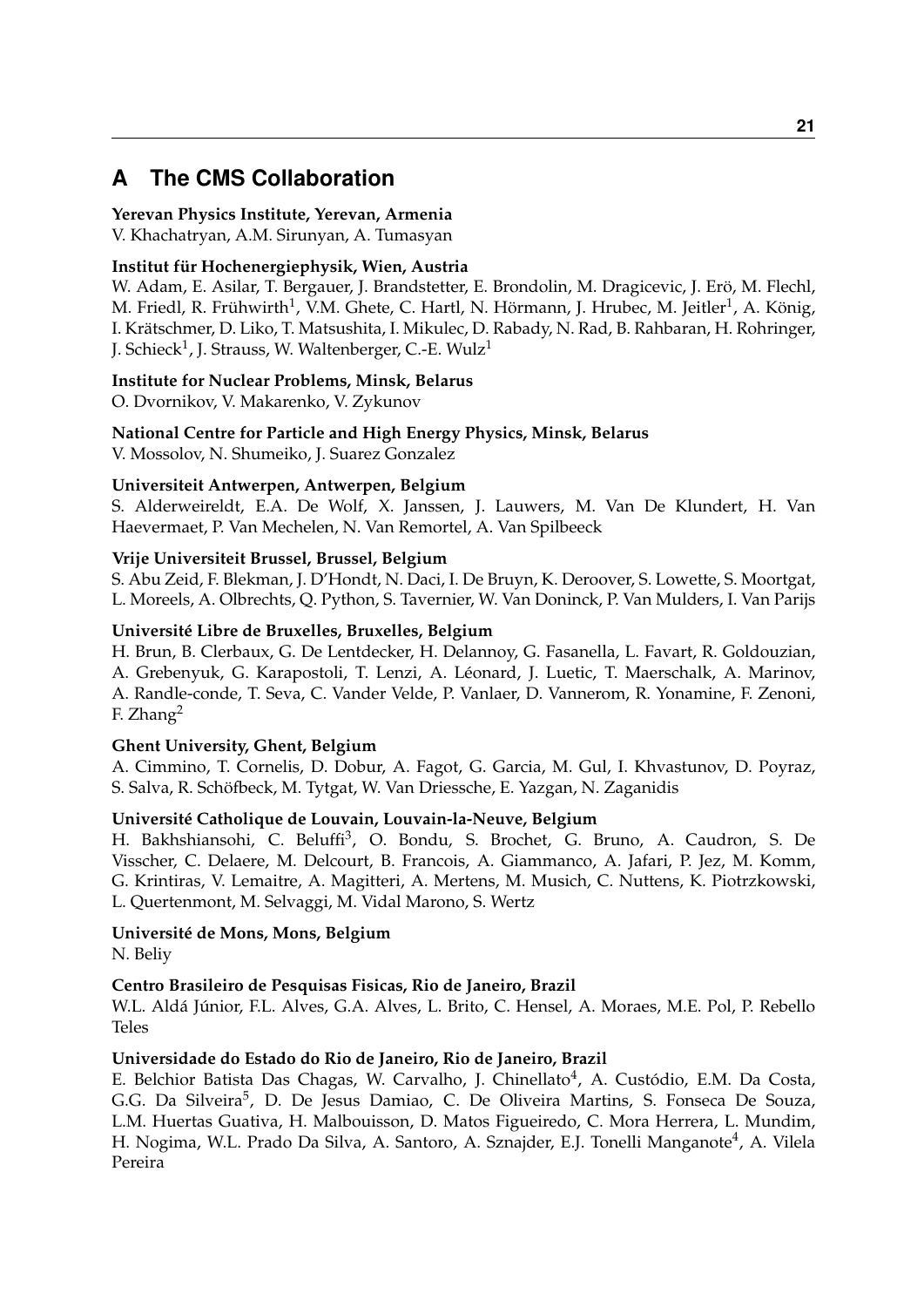## A The CMS Collaboration

**Yerevan Physics Institute, Yerevan, Armenia**
V. Khachatryan, A.M. Sirunyan, A. Tumasyan

**Institut für Hochenergiephysik, Wien, Austria**
W. Adam, E. Asilar, T. Bergauer, J. Brandstetter, E. Brondolin, M. Dragicevic, J. Erö, M. Flechl, M. Friedl, R. Frühwirth[1], V.M. Ghete, C. Hartl, N. Hörmann, J. Hrubec, M. Jeitler[1], A. König, I. Krätschmer, D. Liko, T. Matsushita, I. Mikulec, D. Rabady, N. Rad, B. Rahbaran, H. Rohringer, J. Schieck[1], J. Strauss, W. Waltenberger, C.-E. Wulz[1]

**Institute for Nuclear Problems, Minsk, Belarus**
O. Dvornikov, V. Makarenko, V. Zykunov

**National Centre for Particle and High Energy Physics, Minsk, Belarus**
V. Mossolov, N. Shumeiko, J. Suarez Gonzalez

**Universiteit Antwerpen, Antwerpen, Belgium**
S. Alderweireldt, E.A. De Wolf, X. Janssen, J. Lauwers, M. Van De Klundert, H. Van Haevermaet, P. Van Mechelen, N. Van Remortel, A. Van Spilbeeck

**Vrije Universiteit Brussel, Brussel, Belgium**
S. Abu Zeid, F. Blekman, J. D'Hondt, N. Daci, I. De Bruyn, K. Deroover, S. Lowette, S. Moortgat, L. Moreels, A. Olbrechts, Q. Python, S. Tavernier, W. Van Doninck, P. Van Mulders, I. Van Parijs

**Université Libre de Bruxelles, Bruxelles, Belgium**
H. Brun, B. Clerbaux, G. De Lentdecker, H. Delannoy, G. Fasanella, L. Favart, R. Goldouzian, A. Grebenyuk, G. Karapostoli, T. Lenzi, A. Léonard, J. Luetic, T. Maerschalk, A. Marinov, A. Randle-conde, T. Seva, C. Vander Velde, P. Vanlaer, D. Vannerom, R. Yonamine, F. Zenoni, F. Zhang[2]

**Ghent University, Ghent, Belgium**
A. Cimmino, T. Cornelis, D. Dobur, A. Fagot, G. Garcia, M. Gul, I. Khvastunov, D. Poyraz, S. Salva, R. Schöfbeck, M. Tytgat, W. Van Driessche, E. Yazgan, N. Zaganidis

**Université Catholique de Louvain, Louvain-la-Neuve, Belgium**
H. Bakhshiansohi, C. Beluffi[3], O. Bondu, S. Brochet, G. Bruno, A. Caudron, S. De Visscher, C. Delaere, M. Delcourt, B. Francois, A. Giammanco, A. Jafari, P. Jez, M. Komm, G. Krintiras, V. Lemaitre, A. Magitteri, A. Mertens, M. Musich, C. Nuttens, K. Piotrzkowski, L. Quertenmont, M. Selvaggi, M. Vidal Marono, S. Wertz

**Université de Mons, Mons, Belgium**
N. Beliy

**Centro Brasileiro de Pesquisas Fisicas, Rio de Janeiro, Brazil**
W.L. Aldá Júnior, F.L. Alves, G.A. Alves, L. Brito, C. Hensel, A. Moraes, M.E. Pol, P. Rebello Teles

**Universidade do Estado do Rio de Janeiro, Rio de Janeiro, Brazil**
E. Belchior Batista Das Chagas, W. Carvalho, J. Chinellato[4], A. Custódio, E.M. Da Costa, G.G. Da Silveira[5], D. De Jesus Damiao, C. De Oliveira Martins, S. Fonseca De Souza, L.M. Huertas Guativa, H. Malbouisson, D. Matos Figueiredo, C. Mora Herrera, L. Mundim, H. Nogima, W.L. Prado Da Silva, A. Santoro, A. Sznajder, E.J. Tonelli Manganote[4], A. Vilela Pereira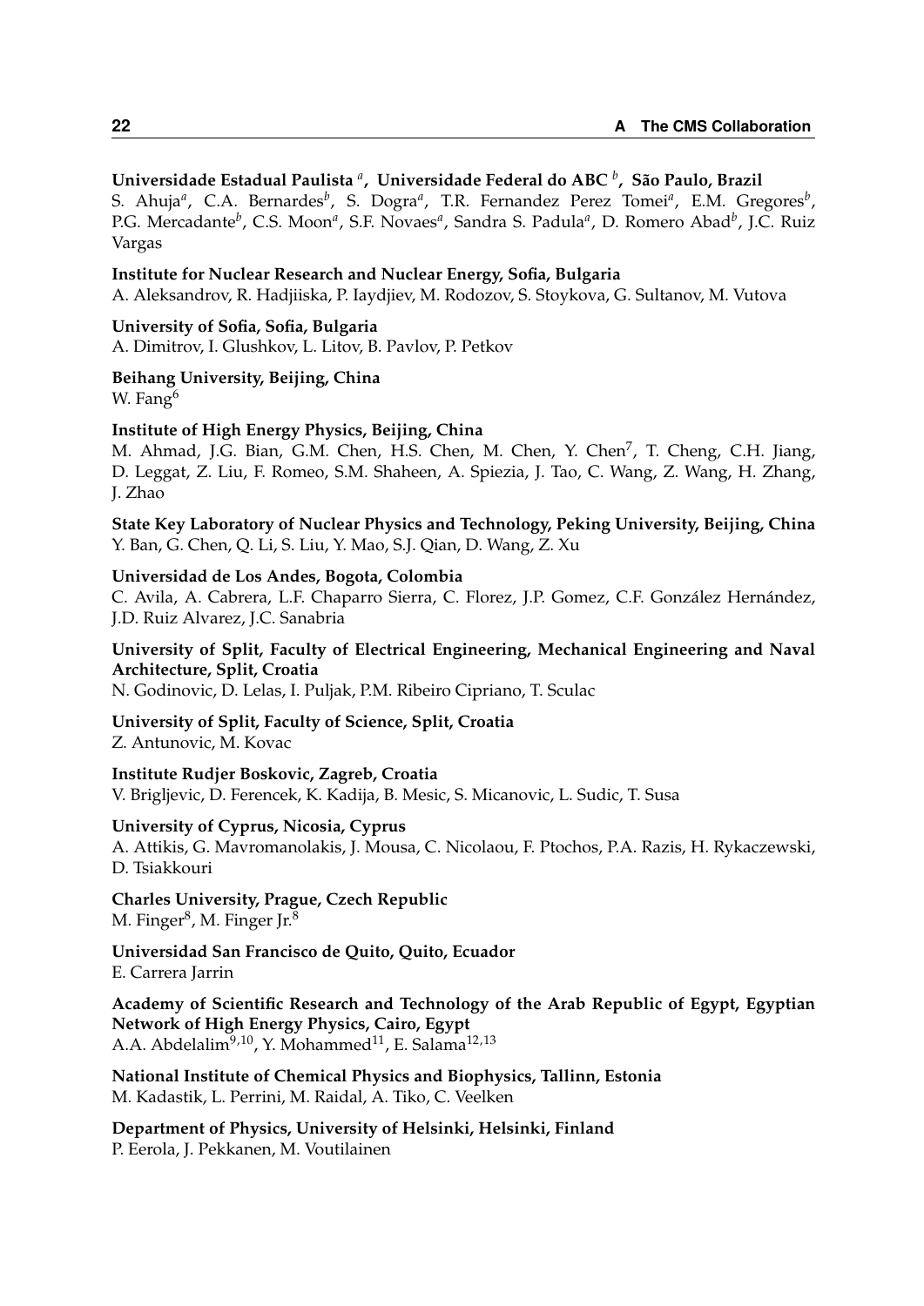**Universidade Estadual Paulista [a], Universidade Federal do ABC [b], São Paulo, Brazil**
S. Ahuja[a], C.A. Bernardes[b], S. Dogra[a], T.R. Fernandez Perez Tomei[a], E.M. Gregores[b], P.G. Mercadante[b], C.S. Moon[a], S.F. Novaes[a], Sandra S. Padula[a], D. Romero Abad[b], J.C. Ruiz Vargas

**Institute for Nuclear Research and Nuclear Energy, Sofia, Bulgaria**
A. Aleksandrov, R. Hadjiiska, P. Iaydjiev, M. Rodozov, S. Stoykova, G. Sultanov, M. Vutova

**University of Sofia, Sofia, Bulgaria**
A. Dimitrov, I. Glushkov, L. Litov, B. Pavlov, P. Petkov

**Beihang University, Beijing, China**
W. Fang[6]

**Institute of High Energy Physics, Beijing, China**
M. Ahmad, J.G. Bian, G.M. Chen, H.S. Chen, M. Chen, Y. Chen[7], T. Cheng, C.H. Jiang, D. Leggat, Z. Liu, F. Romeo, S.M. Shaheen, A. Spiezia, J. Tao, C. Wang, Z. Wang, H. Zhang, J. Zhao

**State Key Laboratory of Nuclear Physics and Technology, Peking University, Beijing, China**
Y. Ban, G. Chen, Q. Li, S. Liu, Y. Mao, S.J. Qian, D. Wang, Z. Xu

**Universidad de Los Andes, Bogota, Colombia**
C. Avila, A. Cabrera, L.F. Chaparro Sierra, C. Florez, J.P. Gomez, C.F. González Hernández, J.D. Ruiz Alvarez, J.C. Sanabria

**University of Split, Faculty of Electrical Engineering, Mechanical Engineering and Naval Architecture, Split, Croatia**
N. Godinovic, D. Lelas, I. Puljak, P.M. Ribeiro Cipriano, T. Sculac

**University of Split, Faculty of Science, Split, Croatia**
Z. Antunovic, M. Kovac

**Institute Rudjer Boskovic, Zagreb, Croatia**
V. Brigljevic, D. Ferencek, K. Kadija, B. Mesic, S. Micanovic, L. Sudic, T. Susa

**University of Cyprus, Nicosia, Cyprus**
A. Attikis, G. Mavromanolakis, J. Mousa, C. Nicolaou, F. Ptochos, P.A. Razis, H. Rykaczewski, D. Tsiakkouri

**Charles University, Prague, Czech Republic**
M. Finger[8], M. Finger Jr.[8]

**Universidad San Francisco de Quito, Quito, Ecuador**
E. Carrera Jarrin

**Academy of Scientific Research and Technology of the Arab Republic of Egypt, Egyptian Network of High Energy Physics, Cairo, Egypt**
A.A. Abdelalim[9,10], Y. Mohammed[11], E. Salama[12,13]

**National Institute of Chemical Physics and Biophysics, Tallinn, Estonia**
M. Kadastik, L. Perrini, M. Raidal, A. Tiko, C. Veelken

**Department of Physics, University of Helsinki, Helsinki, Finland**
P. Eerola, J. Pekkanen, M. Voutilainen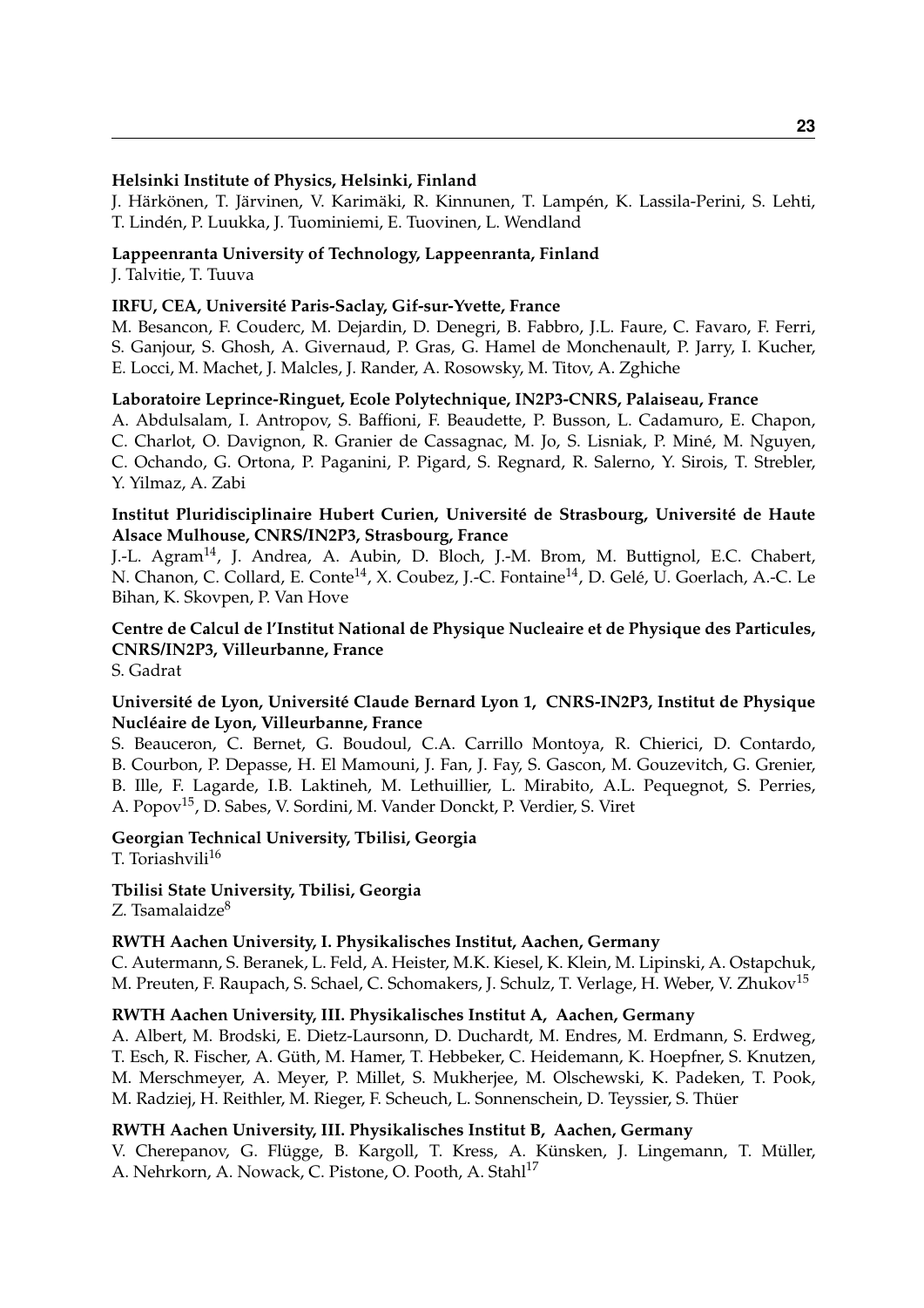**Helsinki Institute of Physics, Helsinki, Finland**
J. Härkönen, T. Järvinen, V. Karimäki, R. Kinnunen, T. Lampén, K. Lassila-Perini, S. Lehti, T. Lindén, P. Luukka, J. Tuominiemi, E. Tuovinen, L. Wendland

**Lappeenranta University of Technology, Lappeenranta, Finland**
J. Talvitie, T. Tuuva

**IRFU, CEA, Université Paris-Saclay, Gif-sur-Yvette, France**
M. Besancon, F. Couderc, M. Dejardin, D. Denegri, B. Fabbro, J.L. Faure, C. Favaro, F. Ferri, S. Ganjour, S. Ghosh, A. Givernaud, P. Gras, G. Hamel de Monchenault, P. Jarry, I. Kucher, E. Locci, M. Machet, J. Malcles, J. Rander, A. Rosowsky, M. Titov, A. Zghiche

**Laboratoire Leprince-Ringuet, Ecole Polytechnique, IN2P3-CNRS, Palaiseau, France**
A. Abdulsalam, I. Antropov, S. Baffioni, F. Beaudette, P. Busson, L. Cadamuro, E. Chapon, C. Charlot, O. Davignon, R. Granier de Cassagnac, M. Jo, S. Lisniak, P. Miné, M. Nguyen, C. Ochando, G. Ortona, P. Paganini, P. Pigard, S. Regnard, R. Salerno, Y. Sirois, T. Strebler, Y. Yilmaz, A. Zabi

**Institut Pluridisciplinaire Hubert Curien, Université de Strasbourg, Université de Haute Alsace Mulhouse, CNRS/IN2P3, Strasbourg, France**
J.-L. Agram[14], J. Andrea, A. Aubin, D. Bloch, J.-M. Brom, M. Buttignol, E.C. Chabert, N. Chanon, C. Collard, E. Conte[14], X. Coubez, J.-C. Fontaine[14], D. Gelé, U. Goerlach, A.-C. Le Bihan, K. Skovpen, P. Van Hove

**Centre de Calcul de l'Institut National de Physique Nucleaire et de Physique des Particules, CNRS/IN2P3, Villeurbanne, France**
S. Gadrat

**Université de Lyon, Université Claude Bernard Lyon 1, CNRS-IN2P3, Institut de Physique Nucléaire de Lyon, Villeurbanne, France**
S. Beauceron, C. Bernet, G. Boudoul, C.A. Carrillo Montoya, R. Chierici, D. Contardo, B. Courbon, P. Depasse, H. El Mamouni, J. Fan, J. Fay, S. Gascon, M. Gouzevitch, G. Grenier, B. Ille, F. Lagarde, I.B. Laktineh, M. Lethuillier, L. Mirabito, A.L. Pequegnot, S. Perries, A. Popov[15], D. Sabes, V. Sordini, M. Vander Donckt, P. Verdier, S. Viret

**Georgian Technical University, Tbilisi, Georgia**
T. Toriashvili[16]

**Tbilisi State University, Tbilisi, Georgia**
Z. Tsamalaidze[8]

**RWTH Aachen University, I. Physikalisches Institut, Aachen, Germany**
C. Autermann, S. Beranek, L. Feld, A. Heister, M.K. Kiesel, K. Klein, M. Lipinski, A. Ostapchuk, M. Preuten, F. Raupach, S. Schael, C. Schomakers, J. Schulz, T. Verlage, H. Weber, V. Zhukov[15]

**RWTH Aachen University, III. Physikalisches Institut A, Aachen, Germany**
A. Albert, M. Brodski, E. Dietz-Laursonn, D. Duchardt, M. Endres, M. Erdmann, S. Erdweg, T. Esch, R. Fischer, A. Güth, M. Hamer, T. Hebbeker, C. Heidemann, K. Hoepfner, S. Knutzen, M. Merschmeyer, A. Meyer, P. Millet, S. Mukherjee, M. Olschewski, K. Padeken, T. Pook, M. Radziej, H. Reithler, M. Rieger, F. Scheuch, L. Sonnenschein, D. Teyssier, S. Thüer

**RWTH Aachen University, III. Physikalisches Institut B, Aachen, Germany**
V. Cherepanov, G. Flügge, B. Kargoll, T. Kress, A. Künsken, J. Lingemann, T. Müller, A. Nehrkorn, A. Nowack, C. Pistone, O. Pooth, A. Stahl[17]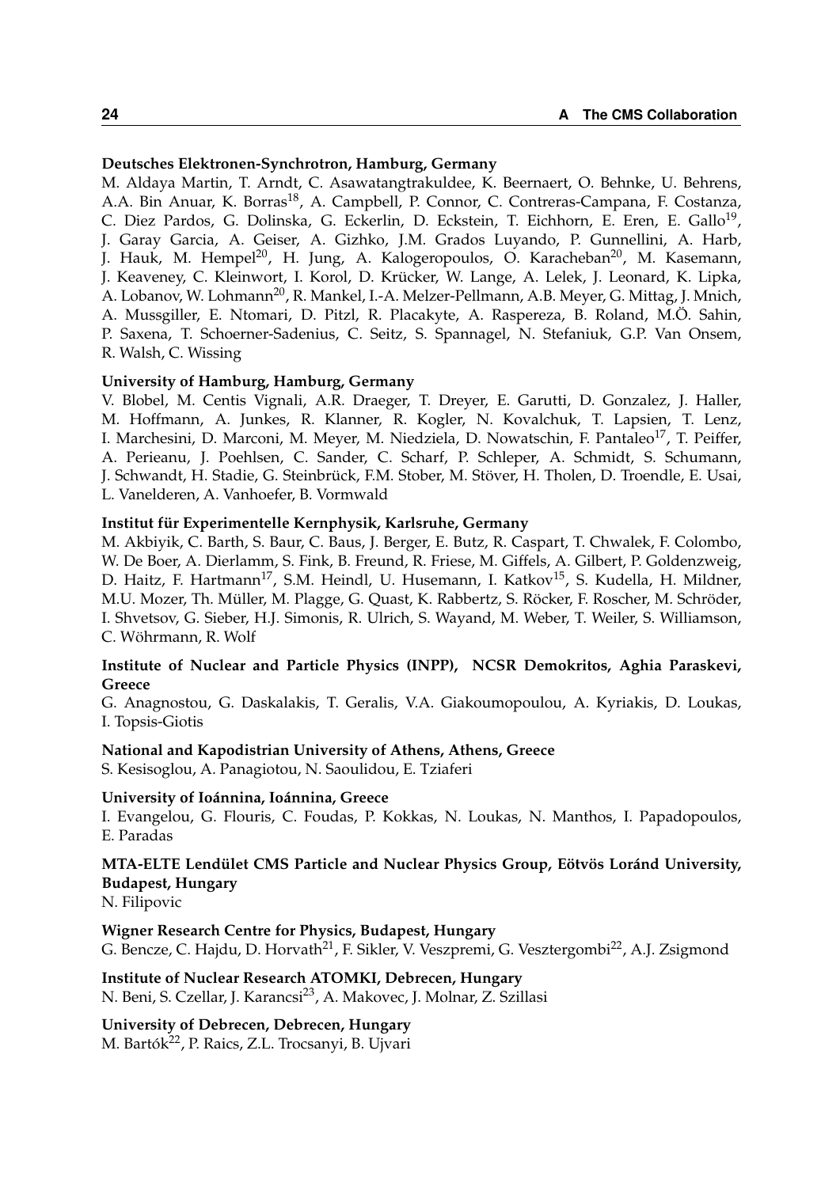**Deutsches Elektronen-Synchrotron, Hamburg, Germany**

M. Aldaya Martin, T. Arndt, C. Asawatangtrakuldee, K. Beernaert, O. Behnke, U. Behrens, A.A. Bin Anuar, K. Borras[18], A. Campbell, P. Connor, C. Contreras-Campana, F. Costanza, C. Diez Pardos, G. Dolinska, G. Eckerlin, D. Eckstein, T. Eichhorn, E. Eren, E. Gallo[19], J. Garay Garcia, A. Geiser, A. Gizhko, J.M. Grados Luyando, P. Gunnellini, A. Harb, J. Hauk, M. Hempel[20], H. Jung, A. Kalogeropoulos, O. Karacheban[20], M. Kasemann, J. Keaveney, C. Kleinwort, I. Korol, D. Krücker, W. Lange, A. Lelek, J. Leonard, K. Lipka, A. Lobanov, W. Lohmann[20], R. Mankel, I.-A. Melzer-Pellmann, A.B. Meyer, G. Mittag, J. Mnich, A. Mussgiller, E. Ntomari, D. Pitzl, R. Placakyte, A. Raspereza, B. Roland, M.Ö. Sahin, P. Saxena, T. Schoerner-Sadenius, C. Seitz, S. Spannagel, N. Stefaniuk, G.P. Van Onsem, R. Walsh, C. Wissing

**University of Hamburg, Hamburg, Germany**

V. Blobel, M. Centis Vignali, A.R. Draeger, T. Dreyer, E. Garutti, D. Gonzalez, J. Haller, M. Hoffmann, A. Junkes, R. Klanner, R. Kogler, N. Kovalchuk, T. Lapsien, T. Lenz, I. Marchesini, D. Marconi, M. Meyer, M. Niedziela, D. Nowatschin, F. Pantaleo[17], T. Peiffer, A. Perieanu, J. Poehlsen, C. Sander, C. Scharf, P. Schleper, A. Schmidt, S. Schumann, J. Schwandt, H. Stadie, G. Steinbrück, F.M. Stober, M. Stöver, H. Tholen, D. Troendle, E. Usai, L. Vanelderen, A. Vanhoefer, B. Vormwald

**Institut für Experimentelle Kernphysik, Karlsruhe, Germany**

M. Akbiyik, C. Barth, S. Baur, C. Baus, J. Berger, E. Butz, R. Caspart, T. Chwalek, F. Colombo, W. De Boer, A. Dierlamm, S. Fink, B. Freund, R. Friese, M. Giffels, A. Gilbert, P. Goldenzweig, D. Haitz, F. Hartmann[17], S.M. Heindl, U. Husemann, I. Katkov[15], S. Kudella, H. Mildner, M.U. Mozer, Th. Müller, M. Plagge, G. Quast, K. Rabbertz, S. Röcker, F. Roscher, M. Schröder, I. Shvetsov, G. Sieber, H.J. Simonis, R. Ulrich, S. Wayand, M. Weber, T. Weiler, S. Williamson, C. Wöhrmann, R. Wolf

**Institute of Nuclear and Particle Physics (INPP), NCSR Demokritos, Aghia Paraskevi, Greece**

G. Anagnostou, G. Daskalakis, T. Geralis, V.A. Giakoumopoulou, A. Kyriakis, D. Loukas, I. Topsis-Giotis

**National and Kapodistrian University of Athens, Athens, Greece**

S. Kesisoglou, A. Panagiotou, N. Saoulidou, E. Tziaferi

**University of Ioánnina, Ioánnina, Greece**

I. Evangelou, G. Flouris, C. Foudas, P. Kokkas, N. Loukas, N. Manthos, I. Papadopoulos, E. Paradas

**MTA-ELTE Lendület CMS Particle and Nuclear Physics Group, Eötvös Loránd University, Budapest, Hungary**

N. Filipovic

**Wigner Research Centre for Physics, Budapest, Hungary**

G. Bencze, C. Hajdu, D. Horvath[21], F. Sikler, V. Veszpremi, G. Vesztergombi[22], A.J. Zsigmond

**Institute of Nuclear Research ATOMKI, Debrecen, Hungary**

N. Beni, S. Czellar, J. Karancsi[23], A. Makovec, J. Molnar, Z. Szillasi

**University of Debrecen, Debrecen, Hungary**

M. Bartók[22], P. Raics, Z.L. Trocsanyi, B. Ujvari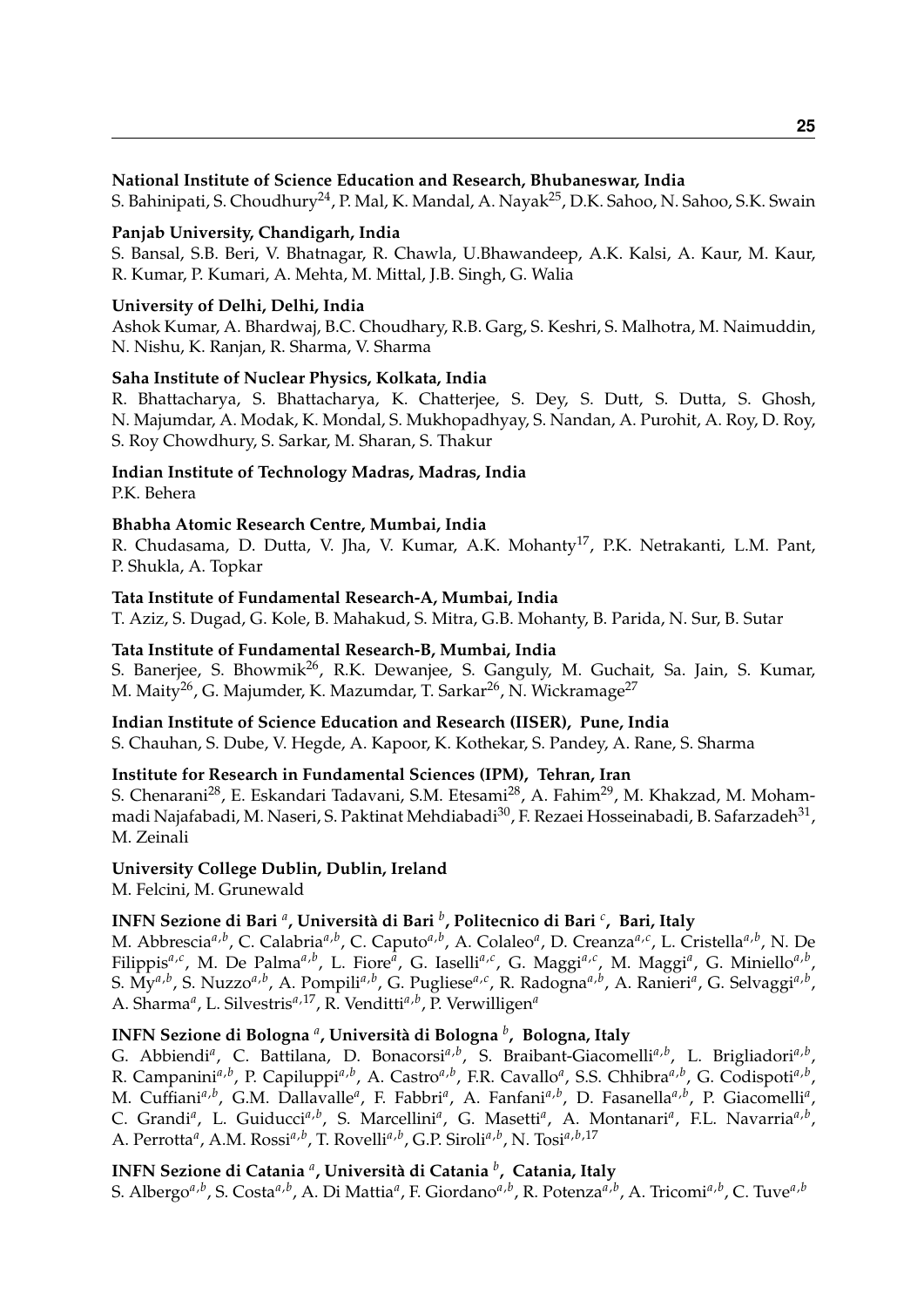**National Institute of Science Education and Research, Bhubaneswar, India**
S. Bahinipati, S. Choudhury[24], P. Mal, K. Mandal, A. Nayak[25], D.K. Sahoo, N. Sahoo, S.K. Swain

**Panjab University, Chandigarh, India**
S. Bansal, S.B. Beri, V. Bhatnagar, R. Chawla, U.Bhawandeep, A.K. Kalsi, A. Kaur, M. Kaur, R. Kumar, P. Kumari, A. Mehta, M. Mittal, J.B. Singh, G. Walia

**University of Delhi, Delhi, India**
Ashok Kumar, A. Bhardwaj, B.C. Choudhary, R.B. Garg, S. Keshri, S. Malhotra, M. Naimuddin, N. Nishu, K. Ranjan, R. Sharma, V. Sharma

**Saha Institute of Nuclear Physics, Kolkata, India**
R. Bhattacharya, S. Bhattacharya, K. Chatterjee, S. Dey, S. Dutt, S. Dutta, S. Ghosh, N. Majumdar, A. Modak, K. Mondal, S. Mukhopadhyay, S. Nandan, A. Purohit, A. Roy, D. Roy, S. Roy Chowdhury, S. Sarkar, M. Sharan, S. Thakur

**Indian Institute of Technology Madras, Madras, India**
P.K. Behera

**Bhabha Atomic Research Centre, Mumbai, India**
R. Chudasama, D. Dutta, V. Jha, V. Kumar, A.K. Mohanty[17], P.K. Netrakanti, L.M. Pant, P. Shukla, A. Topkar

**Tata Institute of Fundamental Research-A, Mumbai, India**
T. Aziz, S. Dugad, G. Kole, B. Mahakud, S. Mitra, G.B. Mohanty, B. Parida, N. Sur, B. Sutar

**Tata Institute of Fundamental Research-B, Mumbai, India**
S. Banerjee, S. Bhowmik[26], R.K. Dewanjee, S. Ganguly, M. Guchait, Sa. Jain, S. Kumar, M. Maity[26], G. Majumder, K. Mazumdar, T. Sarkar[26], N. Wickramage[27]

**Indian Institute of Science Education and Research (IISER), Pune, India**
S. Chauhan, S. Dube, V. Hegde, A. Kapoor, K. Kothekar, S. Pandey, A. Rane, S. Sharma

**Institute for Research in Fundamental Sciences (IPM), Tehran, Iran**
S. Chenarani[28], E. Eskandari Tadavani, S.M. Etesami[28], A. Fahim[29], M. Khakzad, M. Mohammadi Najafabadi, M. Naseri, S. Paktinat Mehdiabadi[30], F. Rezaei Hosseinabadi, B. Safarzadeh[31], M. Zeinali

**University College Dublin, Dublin, Ireland**
M. Felcini, M. Grunewald

**INFN Sezione di Bari [a], Università di Bari [b], Politecnico di Bari [c], Bari, Italy**
M. Abbrescia[a,b], C. Calabria[a,b], C. Caputo[a,b], A. Colaleo[a], D. Creanza[a,c], L. Cristella[a,b], N. De Filippis[a,c], M. De Palma[a,b], L. Fiore[a], G. Iaselli[a,c], G. Maggi[a,c], M. Maggi[a], G. Miniello[a,b], S. My[a,b], S. Nuzzo[a,b], A. Pompili[a,b], G. Pugliese[a,c], R. Radogna[a,b], A. Ranieri[a], G. Selvaggi[a,b], A. Sharma[a], L. Silvestris[a,17], R. Venditti[a,b], P. Verwilligen[a]

**INFN Sezione di Bologna [a], Università di Bologna [b], Bologna, Italy**
G. Abbiendi[a], C. Battilana, D. Bonacorsi[a,b], S. Braibant-Giacomelli[a,b], L. Brigliadori[a,b], R. Campanini[a,b], P. Capiluppi[a,b], A. Castro[a,b], F.R. Cavallo[a], S.S. Chhibra[a,b], G. Codispoti[a,b], M. Cuffiani[a,b], G.M. Dallavalle[a], F. Fabbri[a], A. Fanfani[a,b], D. Fasanella[a,b], P. Giacomelli[a], C. Grandi[a], L. Guiducci[a,b], S. Marcellini[a], G. Masetti[a], A. Montanari[a], F.L. Navarria[a,b], A. Perrotta[a], A.M. Rossi[a,b], T. Rovelli[a,b], G.P. Siroli[a,b], N. Tosi[a,b,17]

**INFN Sezione di Catania [a], Università di Catania [b], Catania, Italy**
S. Albergo[a,b], S. Costa[a,b], A. Di Mattia[a], F. Giordano[a,b], R. Potenza[a,b], A. Tricomi[a,b], C. Tuve[a,b]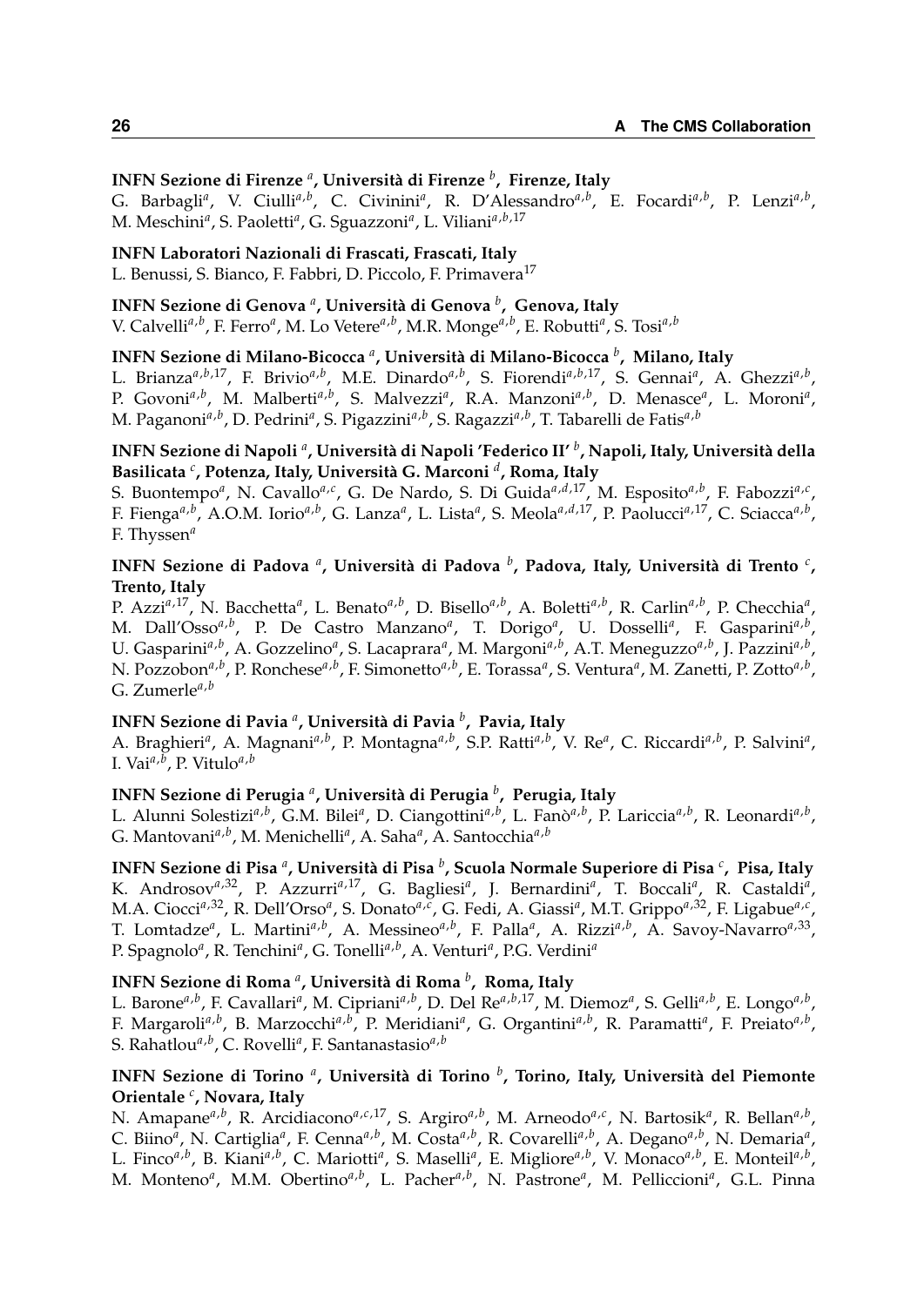**INFN Sezione di Firenze [a], Università di Firenze [b], Firenze, Italy**
G. Barbagli[a], V. Ciulli[a,b], C. Civinini[a], R. D'Alessandro[a,b], E. Focardi[a,b], P. Lenzi[a,b], M. Meschini[a], S. Paoletti[a], G. Sguazzoni[a], L. Viliani[a,b,17]

**INFN Laboratori Nazionali di Frascati, Frascati, Italy**
L. Benussi, S. Bianco, F. Fabbri, D. Piccolo, F. Primavera[17]

**INFN Sezione di Genova [a], Università di Genova [b], Genova, Italy**
V. Calvelli[a,b], F. Ferro[a], M. Lo Vetere[a,b], M.R. Monge[a,b], E. Robutti[a], S. Tosi[a,b]

**INFN Sezione di Milano-Bicocca [a], Università di Milano-Bicocca [b], Milano, Italy**
L. Brianza[a,b,17], F. Brivio[a,b], M.E. Dinardo[a,b], S. Fiorendi[a,b,17], S. Gennai[a], A. Ghezzi[a,b], P. Govoni[a,b], M. Malberti[a,b], S. Malvezzi[a], R.A. Manzoni[a,b], D. Menasce[a], L. Moroni[a], M. Paganoni[a,b], D. Pedrini[a], S. Pigazzini[a,b], S. Ragazzi[a,b], T. Tabarelli de Fatis[a,b]

**INFN Sezione di Napoli [a], Università di Napoli 'Federico II' [b], Napoli, Italy, Università della Basilicata [c], Potenza, Italy, Università G. Marconi [d], Roma, Italy**
S. Buontempo[a], N. Cavallo[a,c], G. De Nardo, S. Di Guida[a,d,17], M. Esposito[a,b], F. Fabozzi[a,c], F. Fienga[a,b], A.O.M. Iorio[a,b], G. Lanza[a], L. Lista[a], S. Meola[a,d,17], P. Paolucci[a,17], C. Sciacca[a,b], F. Thyssen[a]

**INFN Sezione di Padova [a], Università di Padova [b], Padova, Italy, Università di Trento [c], Trento, Italy**
P. Azzi[a,17], N. Bacchetta[a], L. Benato[a,b], D. Bisello[a,b], A. Boletti[a,b], R. Carlin[a,b], P. Checchia[a], M. Dall'Osso[a,b], P. De Castro Manzano[a], T. Dorigo[a], U. Dosselli[a], F. Gasparini[a,b], U. Gasparini[a,b], A. Gozzelino[a], S. Lacaprara[a], M. Margoni[a,b], A.T. Meneguzzo[a,b], J. Pazzini[a,b], N. Pozzobon[a,b], P. Ronchese[a,b], F. Simonetto[a,b], E. Torassa[a], S. Ventura[a], M. Zanetti, P. Zotto[a,b], G. Zumerle[a,b]

**INFN Sezione di Pavia [a], Università di Pavia [b], Pavia, Italy**
A. Braghieri[a], A. Magnani[a,b], P. Montagna[a,b], S.P. Ratti[a,b], V. Re[a], C. Riccardi[a,b], P. Salvini[a], I. Vai[a,b], P. Vitulo[a,b]

**INFN Sezione di Perugia [a], Università di Perugia [b], Perugia, Italy**
L. Alunni Solestizi[a,b], G.M. Bilei[a], D. Ciangottini[a,b], L. Fanò[a,b], P. Lariccia[a,b], R. Leonardi[a,b], G. Mantovani[a,b], M. Menichelli[a], A. Saha[a], A. Santocchia[a,b]

**INFN Sezione di Pisa [a], Università di Pisa [b], Scuola Normale Superiore di Pisa [c], Pisa, Italy**
K. Androsov[a,32], P. Azzurri[a,17], G. Bagliesi[a], J. Bernardini[a], T. Boccali[a], R. Castaldi[a], M.A. Ciocci[a,32], R. Dell'Orso[a], S. Donato[a,c], G. Fedi, A. Giassi[a], M.T. Grippo[a,32], F. Ligabue[a,c], T. Lomtadze[a], L. Martini[a,b], A. Messineo[a,b], F. Palla[a], A. Rizzi[a,b], A. Savoy-Navarro[a,33], P. Spagnolo[a], R. Tenchini[a], G. Tonelli[a,b], A. Venturi[a], P.G. Verdini[a]

**INFN Sezione di Roma [a], Università di Roma [b], Roma, Italy**
L. Barone[a,b], F. Cavallari[a], M. Cipriani[a,b], D. Del Re[a,b,17], M. Diemoz[a], S. Gelli[a,b], E. Longo[a,b], F. Margaroli[a,b], B. Marzocchi[a,b], P. Meridiani[a], G. Organtini[a,b], R. Paramatti[a], F. Preiato[a,b], S. Rahatlou[a,b], C. Rovelli[a], F. Santanastasio[a,b]

**INFN Sezione di Torino [a], Università di Torino [b], Torino, Italy, Università del Piemonte Orientale [c], Novara, Italy**
N. Amapane[a,b], R. Arcidiacono[a,c,17], S. Argiro[a,b], M. Arneodo[a,c], N. Bartosik[a], R. Bellan[a,b], C. Biino[a], N. Cartiglia[a], F. Cenna[a,b], M. Costa[a,b], R. Covarelli[a,b], A. Degano[a,b], N. Demaria[a], L. Finco[a,b], B. Kiani[a,b], C. Mariotti[a], S. Maselli[a], E. Migliore[a,b], V. Monaco[a,b], E. Monteil[a,b], M. Monteno[a], M.M. Obertino[a,b], L. Pacher[a,b], N. Pastrone[a], M. Pelliccioni[a], G.L. Pinna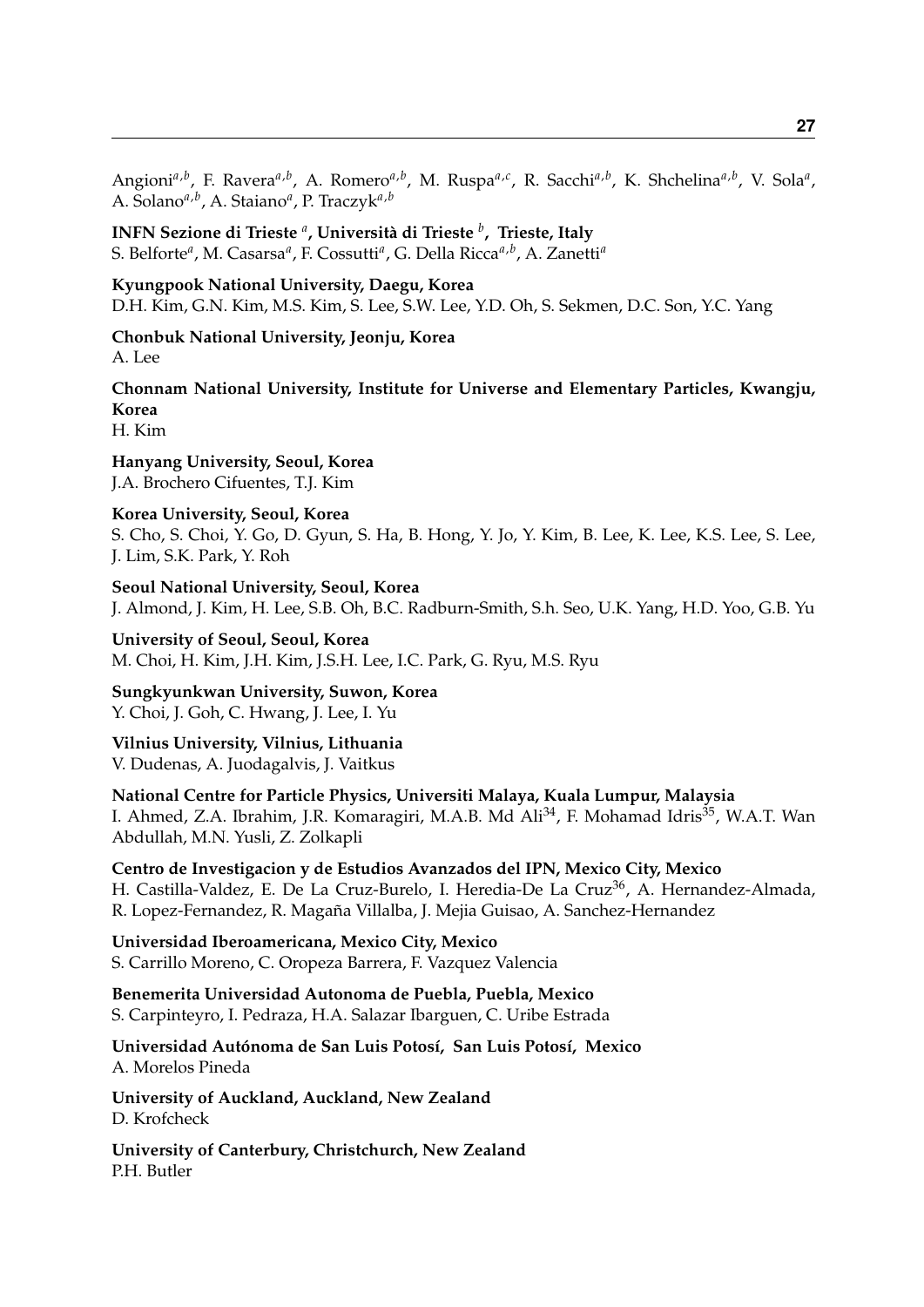Angioni[a,b], F. Ravera[a,b], A. Romero[a,b], M. Ruspa[a,c], R. Sacchi[a,b], K. Shchelina[a,b], V. Sola[a], A. Solano[a,b], A. Staiano[a], P. Traczyk[a,b]

**INFN Sezione di Trieste [a], Università di Trieste [b], Trieste, Italy**
S. Belforte[a], M. Casarsa[a], F. Cossutti[a], G. Della Ricca[a,b], A. Zanetti[a]

**Kyungpook National University, Daegu, Korea**
D.H. Kim, G.N. Kim, M.S. Kim, S. Lee, S.W. Lee, Y.D. Oh, S. Sekmen, D.C. Son, Y.C. Yang

**Chonbuk National University, Jeonju, Korea**
A. Lee

**Chonnam National University, Institute for Universe and Elementary Particles, Kwangju, Korea**
H. Kim

**Hanyang University, Seoul, Korea**
J.A. Brochero Cifuentes, T.J. Kim

**Korea University, Seoul, Korea**
S. Cho, S. Choi, Y. Go, D. Gyun, S. Ha, B. Hong, Y. Jo, Y. Kim, B. Lee, K. Lee, K.S. Lee, S. Lee, J. Lim, S.K. Park, Y. Roh

**Seoul National University, Seoul, Korea**
J. Almond, J. Kim, H. Lee, S.B. Oh, B.C. Radburn-Smith, S.h. Seo, U.K. Yang, H.D. Yoo, G.B. Yu

**University of Seoul, Seoul, Korea**
M. Choi, H. Kim, J.H. Kim, J.S.H. Lee, I.C. Park, G. Ryu, M.S. Ryu

**Sungkyunkwan University, Suwon, Korea**
Y. Choi, J. Goh, C. Hwang, J. Lee, I. Yu

**Vilnius University, Vilnius, Lithuania**
V. Dudenas, A. Juodagalvis, J. Vaitkus

**National Centre for Particle Physics, Universiti Malaya, Kuala Lumpur, Malaysia**
I. Ahmed, Z.A. Ibrahim, J.R. Komaragiri, M.A.B. Md Ali[34], F. Mohamad Idris[35], W.A.T. Wan Abdullah, M.N. Yusli, Z. Zolkapli

**Centro de Investigacion y de Estudios Avanzados del IPN, Mexico City, Mexico**
H. Castilla-Valdez, E. De La Cruz-Burelo, I. Heredia-De La Cruz[36], A. Hernandez-Almada, R. Lopez-Fernandez, R. Magaña Villalba, J. Mejia Guisao, A. Sanchez-Hernandez

**Universidad Iberoamericana, Mexico City, Mexico**
S. Carrillo Moreno, C. Oropeza Barrera, F. Vazquez Valencia

**Benemerita Universidad Autonoma de Puebla, Puebla, Mexico**
S. Carpinteyro, I. Pedraza, H.A. Salazar Ibarguen, C. Uribe Estrada

**Universidad Autónoma de San Luis Potosí, San Luis Potosí, Mexico**
A. Morelos Pineda

**University of Auckland, Auckland, New Zealand**
D. Krofcheck

**University of Canterbury, Christchurch, New Zealand**
P.H. Butler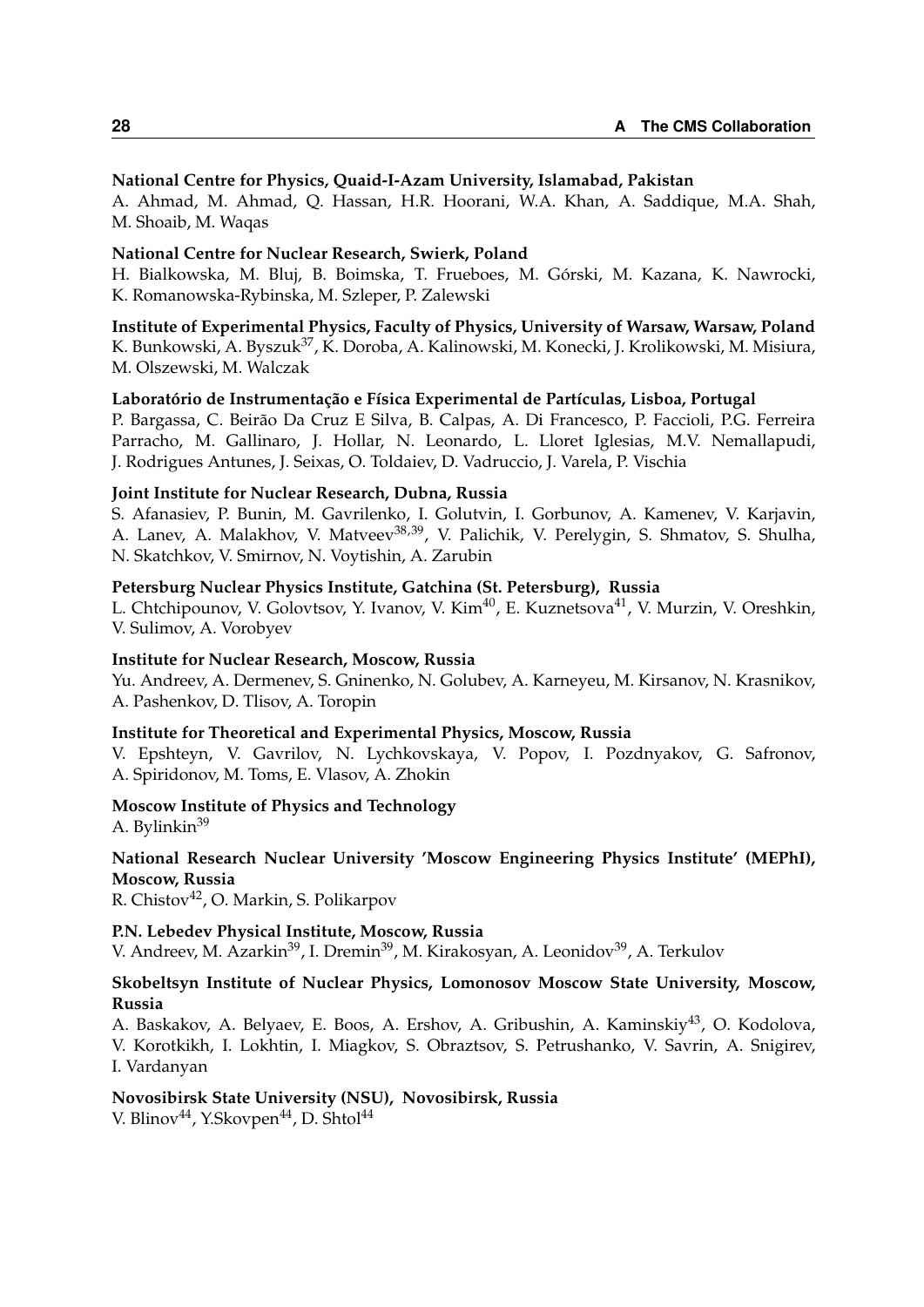**National Centre for Physics, Quaid-I-Azam University, Islamabad, Pakistan**
A. Ahmad, M. Ahmad, Q. Hassan, H.R. Hoorani, W.A. Khan, A. Saddique, M.A. Shah, M. Shoaib, M. Waqas

**National Centre for Nuclear Research, Swierk, Poland**
H. Bialkowska, M. Bluj, B. Boimska, T. Frueboes, M. Górski, M. Kazana, K. Nawrocki, K. Romanowska-Rybinska, M. Szleper, P. Zalewski

**Institute of Experimental Physics, Faculty of Physics, University of Warsaw, Warsaw, Poland**
K. Bunkowski, A. Byszuk[37], K. Doroba, A. Kalinowski, M. Konecki, J. Krolikowski, M. Misiura, M. Olszewski, M. Walczak

**Laboratório de Instrumentação e Física Experimental de Partículas, Lisboa, Portugal**
P. Bargassa, C. Beirão Da Cruz E Silva, B. Calpas, A. Di Francesco, P. Faccioli, P.G. Ferreira Parracho, M. Gallinaro, J. Hollar, N. Leonardo, L. Lloret Iglesias, M.V. Nemallapudi, J. Rodrigues Antunes, J. Seixas, O. Toldaiev, D. Vadruccio, J. Varela, P. Vischia

**Joint Institute for Nuclear Research, Dubna, Russia**
S. Afanasiev, P. Bunin, M. Gavrilenko, I. Golutvin, I. Gorbunov, A. Kamenev, V. Karjavin, A. Lanev, A. Malakhov, V. Matveev[38,39], V. Palichik, V. Perelygin, S. Shmatov, S. Shulha, N. Skatchkov, V. Smirnov, N. Voytishin, A. Zarubin

**Petersburg Nuclear Physics Institute, Gatchina (St. Petersburg), Russia**
L. Chtchipounov, V. Golovtsov, Y. Ivanov, V. Kim[40], E. Kuznetsova[41], V. Murzin, V. Oreshkin, V. Sulimov, A. Vorobyev

**Institute for Nuclear Research, Moscow, Russia**
Yu. Andreev, A. Dermenev, S. Gninenko, N. Golubev, A. Karneyeu, M. Kirsanov, N. Krasnikov, A. Pashenkov, D. Tlisov, A. Toropin

**Institute for Theoretical and Experimental Physics, Moscow, Russia**
V. Epshteyn, V. Gavrilov, N. Lychkovskaya, V. Popov, I. Pozdnyakov, G. Safronov, A. Spiridonov, M. Toms, E. Vlasov, A. Zhokin

**Moscow Institute of Physics and Technology**
A. Bylinkin[39]

**National Research Nuclear University 'Moscow Engineering Physics Institute' (MEPhI), Moscow, Russia**
R. Chistov[42], O. Markin, S. Polikarpov

**P.N. Lebedev Physical Institute, Moscow, Russia**
V. Andreev, M. Azarkin[39], I. Dremin[39], M. Kirakosyan, A. Leonidov[39], A. Terkulov

**Skobeltsyn Institute of Nuclear Physics, Lomonosov Moscow State University, Moscow, Russia**
A. Baskakov, A. Belyaev, E. Boos, A. Ershov, A. Gribushin, A. Kaminskiy[43], O. Kodolova, V. Korotkikh, I. Lokhtin, I. Miagkov, S. Obraztsov, S. Petrushanko, V. Savrin, A. Snigirev, I. Vardanyan

**Novosibirsk State University (NSU), Novosibirsk, Russia**
V. Blinov[44], Y.Skovpen[44], D. Shtol[44]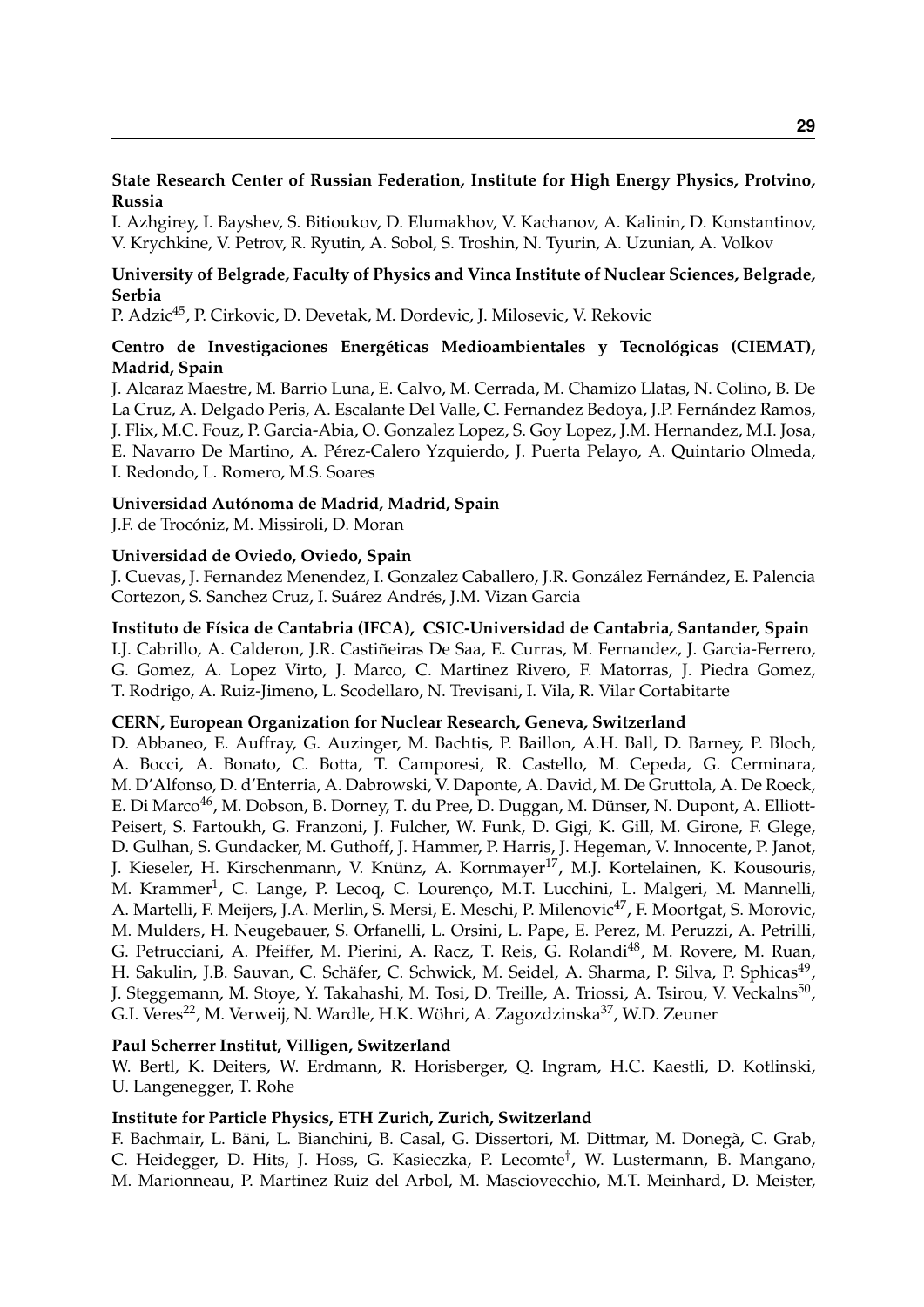**State Research Center of Russian Federation, Institute for High Energy Physics, Protvino, Russia**

I. Azhgirey, I. Bayshev, S. Bitioukov, D. Elumakhov, V. Kachanov, A. Kalinin, D. Konstantinov, V. Krychkine, V. Petrov, R. Ryutin, A. Sobol, S. Troshin, N. Tyurin, A. Uzunian, A. Volkov

**University of Belgrade, Faculty of Physics and Vinca Institute of Nuclear Sciences, Belgrade, Serbia**

P. Adzic[45], P. Cirkovic, D. Devetak, M. Dordevic, J. Milosevic, V. Rekovic

**Centro de Investigaciones Energéticas Medioambientales y Tecnológicas (CIEMAT), Madrid, Spain**

J. Alcaraz Maestre, M. Barrio Luna, E. Calvo, M. Cerrada, M. Chamizo Llatas, N. Colino, B. De La Cruz, A. Delgado Peris, A. Escalante Del Valle, C. Fernandez Bedoya, J.P. Fernández Ramos, J. Flix, M.C. Fouz, P. Garcia-Abia, O. Gonzalez Lopez, S. Goy Lopez, J.M. Hernandez, M.I. Josa, E. Navarro De Martino, A. Pérez-Calero Yzquierdo, J. Puerta Pelayo, A. Quintario Olmeda, I. Redondo, L. Romero, M.S. Soares

**Universidad Autónoma de Madrid, Madrid, Spain**

J.F. de Trocóniz, M. Missiroli, D. Moran

**Universidad de Oviedo, Oviedo, Spain**

J. Cuevas, J. Fernandez Menendez, I. Gonzalez Caballero, J.R. González Fernández, E. Palencia Cortezon, S. Sanchez Cruz, I. Suárez Andrés, J.M. Vizan Garcia

**Instituto de Física de Cantabria (IFCA), CSIC-Universidad de Cantabria, Santander, Spain**

I.J. Cabrillo, A. Calderon, J.R. Castiñeiras De Saa, E. Curras, M. Fernandez, J. Garcia-Ferrero, G. Gomez, A. Lopez Virto, J. Marco, C. Martinez Rivero, F. Matorras, J. Piedra Gomez, T. Rodrigo, A. Ruiz-Jimeno, L. Scodellaro, N. Trevisani, I. Vila, R. Vilar Cortabitarte

**CERN, European Organization for Nuclear Research, Geneva, Switzerland**

D. Abbaneo, E. Auffray, G. Auzinger, M. Bachtis, P. Baillon, A.H. Ball, D. Barney, P. Bloch, A. Bocci, A. Bonato, C. Botta, T. Camporesi, R. Castello, M. Cepeda, G. Cerminara, M. D'Alfonso, D. d'Enterria, A. Dabrowski, V. Daponte, A. David, M. De Gruttola, A. De Roeck, E. Di Marco[46], M. Dobson, B. Dorney, T. du Pree, D. Duggan, M. Dünser, N. Dupont, A. Elliott-Peisert, S. Fartoukh, G. Franzoni, J. Fulcher, W. Funk, D. Gigi, K. Gill, M. Girone, F. Glege, D. Gulhan, S. Gundacker, M. Guthoff, J. Hammer, P. Harris, J. Hegeman, V. Innocente, P. Janot, J. Kieseler, H. Kirschenmann, V. Knünz, A. Kornmayer[17], M.J. Kortelainen, K. Kousouris, M. Krammer[1], C. Lange, P. Lecoq, C. Lourenço, M.T. Lucchini, L. Malgeri, M. Mannelli, A. Martelli, F. Meijers, J.A. Merlin, S. Mersi, E. Meschi, P. Milenovic[47], F. Moortgat, S. Morovic, M. Mulders, H. Neugebauer, S. Orfanelli, L. Orsini, L. Pape, E. Perez, M. Peruzzi, A. Petrilli, G. Petrucciani, A. Pfeiffer, M. Pierini, A. Racz, T. Reis, G. Rolandi[48], M. Rovere, M. Ruan, H. Sakulin, J.B. Sauvan, C. Schäfer, C. Schwick, M. Seidel, A. Sharma, P. Silva, P. Sphicas[49], J. Steggemann, M. Stoye, Y. Takahashi, M. Tosi, D. Treille, A. Triossi, A. Tsirou, V. Veckalns[50], G.I. Veres[22], M. Verweij, N. Wardle, H.K. Wöhri, A. Zagozdzinska[37], W.D. Zeuner

**Paul Scherrer Institut, Villigen, Switzerland**

W. Bertl, K. Deiters, W. Erdmann, R. Horisberger, Q. Ingram, H.C. Kaestli, D. Kotlinski, U. Langenegger, T. Rohe

**Institute for Particle Physics, ETH Zurich, Zurich, Switzerland**

F. Bachmair, L. Bäni, L. Bianchini, B. Casal, G. Dissertori, M. Dittmar, M. Donegà, C. Grab, C. Heidegger, D. Hits, J. Hoss, G. Kasieczka, P. Lecomte[†], W. Lustermann, B. Mangano, M. Marionneau, P. Martinez Ruiz del Arbol, M. Masciovecchio, M.T. Meinhard, D. Meister,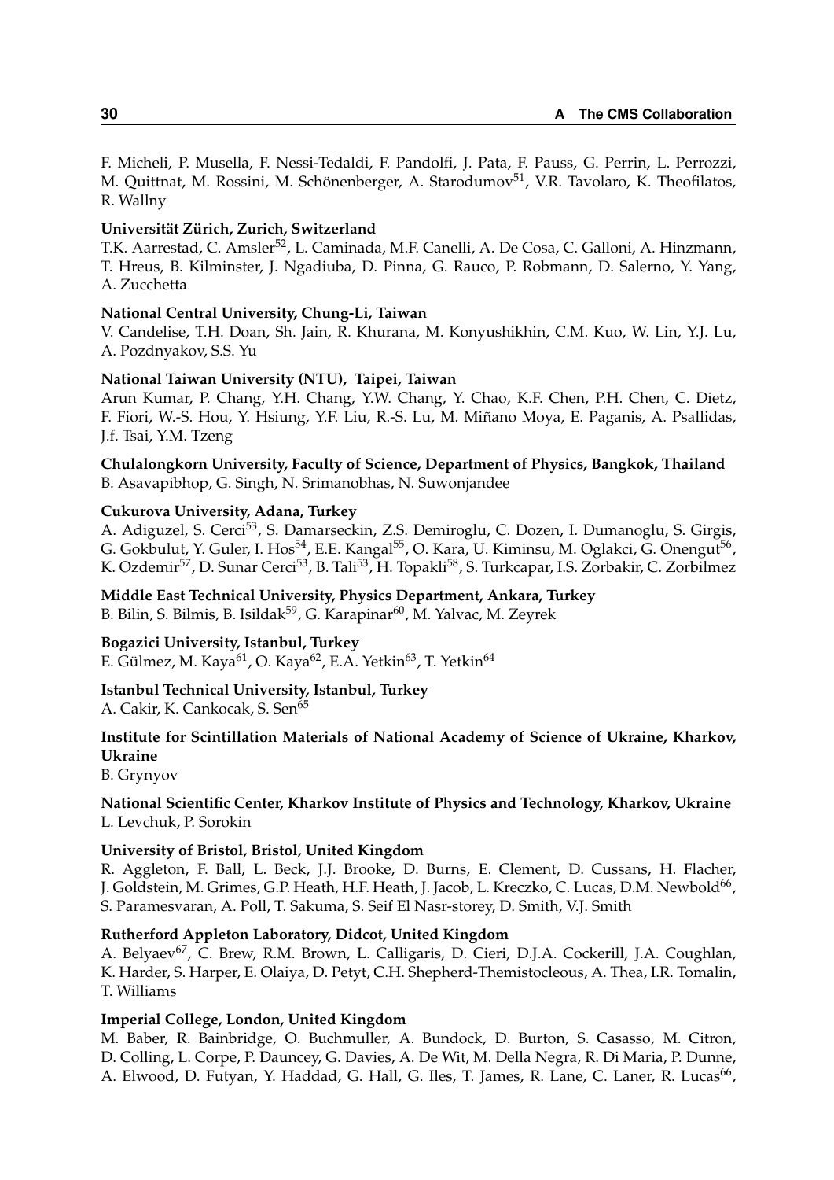F. Micheli, P. Musella, F. Nessi-Tedaldi, F. Pandolfi, J. Pata, F. Pauss, G. Perrin, L. Perrozzi, M. Quittnat, M. Rossini, M. Schönenberger, A. Starodumov[51], V.R. Tavolaro, K. Theofilatos, R. Wallny

**Universität Zürich, Zurich, Switzerland**
T.K. Aarrestad, C. Amsler[52], L. Caminada, M.F. Canelli, A. De Cosa, C. Galloni, A. Hinzmann, T. Hreus, B. Kilminster, J. Ngadiuba, D. Pinna, G. Rauco, P. Robmann, D. Salerno, Y. Yang, A. Zucchetta

**National Central University, Chung-Li, Taiwan**
V. Candelise, T.H. Doan, Sh. Jain, R. Khurana, M. Konyushikhin, C.M. Kuo, W. Lin, Y.J. Lu, A. Pozdnyakov, S.S. Yu

**National Taiwan University (NTU), Taipei, Taiwan**
Arun Kumar, P. Chang, Y.H. Chang, Y.W. Chang, Y. Chao, K.F. Chen, P.H. Chen, C. Dietz, F. Fiori, W.-S. Hou, Y. Hsiung, Y.F. Liu, R.-S. Lu, M. Miñano Moya, E. Paganis, A. Psallidas, J.f. Tsai, Y.M. Tzeng

**Chulalongkorn University, Faculty of Science, Department of Physics, Bangkok, Thailand**
B. Asavapibhop, G. Singh, N. Srimanobhas, N. Suwonjandee

**Cukurova University, Adana, Turkey**
A. Adiguzel, S. Cerci[53], S. Damarseckin, Z.S. Demiroglu, C. Dozen, I. Dumanoglu, S. Girgis, G. Gokbulut, Y. Guler, I. Hos[54], E.E. Kangal[55], O. Kara, U. Kiminsu, M. Oglakci, G. Onengut[56], K. Ozdemir[57], D. Sunar Cerci[53], B. Tali[53], H. Topakli[58], S. Turkcapar, I.S. Zorbakir, C. Zorbilmez

**Middle East Technical University, Physics Department, Ankara, Turkey**
B. Bilin, S. Bilmis, B. Isildak[59], G. Karapinar[60], M. Yalvac, M. Zeyrek

**Bogazici University, Istanbul, Turkey**
E. Gülmez, M. Kaya[61], O. Kaya[62], E.A. Yetkin[63], T. Yetkin[64]

**Istanbul Technical University, Istanbul, Turkey**
A. Cakir, K. Cankocak, S. Sen[65]

**Institute for Scintillation Materials of National Academy of Science of Ukraine, Kharkov, Ukraine**
B. Grynyov

**National Scientific Center, Kharkov Institute of Physics and Technology, Kharkov, Ukraine**
L. Levchuk, P. Sorokin

**University of Bristol, Bristol, United Kingdom**
R. Aggleton, F. Ball, L. Beck, J.J. Brooke, D. Burns, E. Clement, D. Cussans, H. Flacher, J. Goldstein, M. Grimes, G.P. Heath, H.F. Heath, J. Jacob, L. Kreczko, C. Lucas, D.M. Newbold[66], S. Paramesvaran, A. Poll, T. Sakuma, S. Seif El Nasr-storey, D. Smith, V.J. Smith

**Rutherford Appleton Laboratory, Didcot, United Kingdom**
A. Belyaev[67], C. Brew, R.M. Brown, L. Calligaris, D. Cieri, D.J.A. Cockerill, J.A. Coughlan, K. Harder, S. Harper, E. Olaiya, D. Petyt, C.H. Shepherd-Themistocleous, A. Thea, I.R. Tomalin, T. Williams

**Imperial College, London, United Kingdom**
M. Baber, R. Bainbridge, O. Buchmuller, A. Bundock, D. Burton, S. Casasso, M. Citron, D. Colling, L. Corpe, P. Dauncey, G. Davies, A. De Wit, M. Della Negra, R. Di Maria, P. Dunne, A. Elwood, D. Futyan, Y. Haddad, G. Hall, G. Iles, T. James, R. Lane, C. Laner, R. Lucas[66],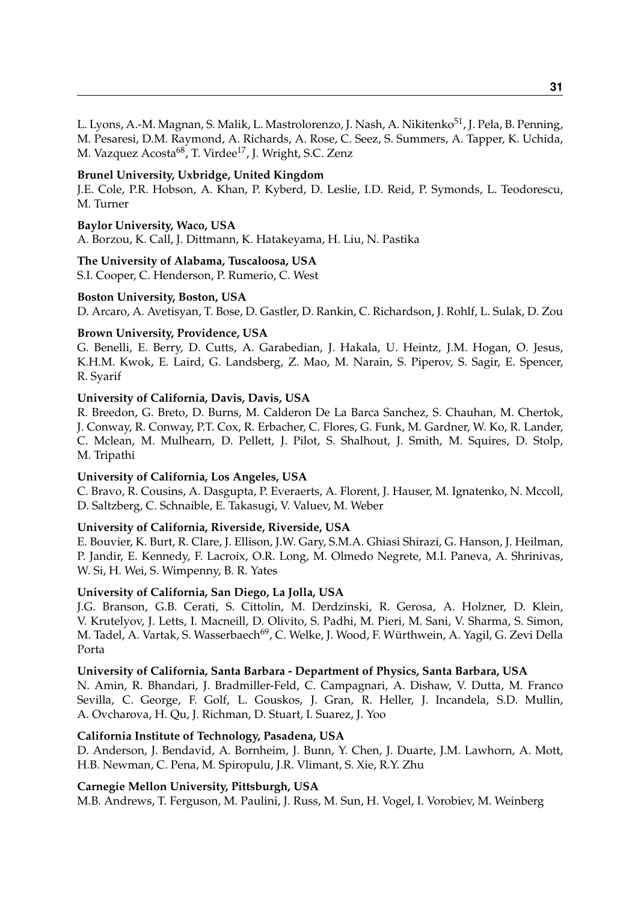L. Lyons, A.-M. Magnan, S. Malik, L. Mastrolorenzo, J. Nash, A. Nikitenko[51], J. Pela, B. Penning, M. Pesaresi, D.M. Raymond, A. Richards, A. Rose, C. Seez, S. Summers, A. Tapper, K. Uchida, M. Vazquez Acosta[68], T. Virdee[17], J. Wright, S.C. Zenz

**Brunel University, Uxbridge, United Kingdom**
J.E. Cole, P.R. Hobson, A. Khan, P. Kyberd, D. Leslie, I.D. Reid, P. Symonds, L. Teodorescu, M. Turner

**Baylor University, Waco, USA**
A. Borzou, K. Call, J. Dittmann, K. Hatakeyama, H. Liu, N. Pastika

**The University of Alabama, Tuscaloosa, USA**
S.I. Cooper, C. Henderson, P. Rumerio, C. West

**Boston University, Boston, USA**
D. Arcaro, A. Avetisyan, T. Bose, D. Gastler, D. Rankin, C. Richardson, J. Rohlf, L. Sulak, D. Zou

**Brown University, Providence, USA**
G. Benelli, E. Berry, D. Cutts, A. Garabedian, J. Hakala, U. Heintz, J.M. Hogan, O. Jesus, K.H.M. Kwok, E. Laird, G. Landsberg, Z. Mao, M. Narain, S. Piperov, S. Sagir, E. Spencer, R. Syarif

**University of California, Davis, Davis, USA**
R. Breedon, G. Breto, D. Burns, M. Calderon De La Barca Sanchez, S. Chauhan, M. Chertok, J. Conway, R. Conway, P.T. Cox, R. Erbacher, C. Flores, G. Funk, M. Gardner, W. Ko, R. Lander, C. Mclean, M. Mulhearn, D. Pellett, J. Pilot, S. Shalhout, J. Smith, M. Squires, D. Stolp, M. Tripathi

**University of California, Los Angeles, USA**
C. Bravo, R. Cousins, A. Dasgupta, P. Everaerts, A. Florent, J. Hauser, M. Ignatenko, N. Mccoll, D. Saltzberg, C. Schnaible, E. Takasugi, V. Valuev, M. Weber

**University of California, Riverside, Riverside, USA**
E. Bouvier, K. Burt, R. Clare, J. Ellison, J.W. Gary, S.M.A. Ghiasi Shirazi, G. Hanson, J. Heilman, P. Jandir, E. Kennedy, F. Lacroix, O.R. Long, M. Olmedo Negrete, M.I. Paneva, A. Shrinivas, W. Si, H. Wei, S. Wimpenny, B. R. Yates

**University of California, San Diego, La Jolla, USA**
J.G. Branson, G.B. Cerati, S. Cittolin, M. Derdzinski, R. Gerosa, A. Holzner, D. Klein, V. Krutelyov, J. Letts, I. Macneill, D. Olivito, S. Padhi, M. Pieri, M. Sani, V. Sharma, S. Simon, M. Tadel, A. Vartak, S. Wasserbaech[69], C. Welke, J. Wood, F. Würthwein, A. Yagil, G. Zevi Della Porta

**University of California, Santa Barbara - Department of Physics, Santa Barbara, USA**
N. Amin, R. Bhandari, J. Bradmiller-Feld, C. Campagnari, A. Dishaw, V. Dutta, M. Franco Sevilla, C. George, F. Golf, L. Gouskos, J. Gran, R. Heller, J. Incandela, S.D. Mullin, A. Ovcharova, H. Qu, J. Richman, D. Stuart, I. Suarez, J. Yoo

**California Institute of Technology, Pasadena, USA**
D. Anderson, J. Bendavid, A. Bornheim, J. Bunn, Y. Chen, J. Duarte, J.M. Lawhorn, A. Mott, H.B. Newman, C. Pena, M. Spiropulu, J.R. Vlimant, S. Xie, R.Y. Zhu

**Carnegie Mellon University, Pittsburgh, USA**
M.B. Andrews, T. Ferguson, M. Paulini, J. Russ, M. Sun, H. Vogel, I. Vorobiev, M. Weinberg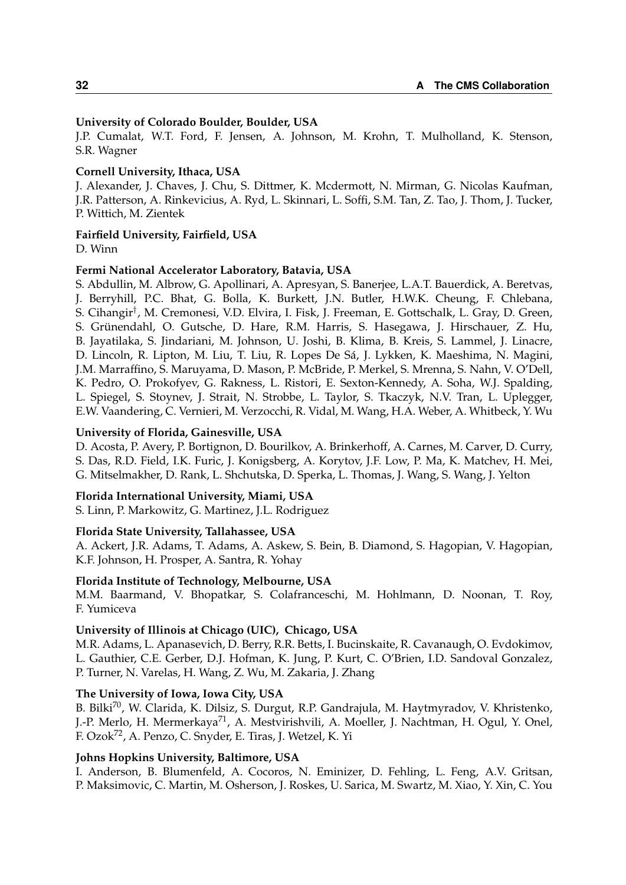**University of Colorado Boulder, Boulder, USA**
J.P. Cumalat, W.T. Ford, F. Jensen, A. Johnson, M. Krohn, T. Mulholland, K. Stenson, S.R. Wagner

**Cornell University, Ithaca, USA**
J. Alexander, J. Chaves, J. Chu, S. Dittmer, K. Mcdermott, N. Mirman, G. Nicolas Kaufman, J.R. Patterson, A. Rinkevicius, A. Ryd, L. Skinnari, L. Soffi, S.M. Tan, Z. Tao, J. Thom, J. Tucker, P. Wittich, M. Zientek

**Fairfield University, Fairfield, USA**
D. Winn

**Fermi National Accelerator Laboratory, Batavia, USA**
S. Abdullin, M. Albrow, G. Apollinari, A. Apresyan, S. Banerjee, L.A.T. Bauerdick, A. Beretvas, J. Berryhill, P.C. Bhat, G. Bolla, K. Burkett, J.N. Butler, H.W.K. Cheung, F. Chlebana, S. Cihangir[†], M. Cremonesi, V.D. Elvira, I. Fisk, J. Freeman, E. Gottschalk, L. Gray, D. Green, S. Grünendahl, O. Gutsche, D. Hare, R.M. Harris, S. Hasegawa, J. Hirschauer, Z. Hu, B. Jayatilaka, S. Jindariani, M. Johnson, U. Joshi, B. Klima, B. Kreis, S. Lammel, J. Linacre, D. Lincoln, R. Lipton, M. Liu, T. Liu, R. Lopes De Sá, J. Lykken, K. Maeshima, N. Magini, J.M. Marraffino, S. Maruyama, D. Mason, P. McBride, P. Merkel, S. Mrenna, S. Nahn, V. O'Dell, K. Pedro, O. Prokofyev, G. Rakness, L. Ristori, E. Sexton-Kennedy, A. Soha, W.J. Spalding, L. Spiegel, S. Stoynev, J. Strait, N. Strobbe, L. Taylor, S. Tkaczyk, N.V. Tran, L. Uplegger, E.W. Vaandering, C. Vernieri, M. Verzocchi, R. Vidal, M. Wang, H.A. Weber, A. Whitbeck, Y. Wu

**University of Florida, Gainesville, USA**
D. Acosta, P. Avery, P. Bortignon, D. Bourilkov, A. Brinkerhoff, A. Carnes, M. Carver, D. Curry, S. Das, R.D. Field, I.K. Furic, J. Konigsberg, A. Korytov, J.F. Low, P. Ma, K. Matchev, H. Mei, G. Mitselmakher, D. Rank, L. Shchutska, D. Sperka, L. Thomas, J. Wang, S. Wang, J. Yelton

**Florida International University, Miami, USA**
S. Linn, P. Markowitz, G. Martinez, J.L. Rodriguez

**Florida State University, Tallahassee, USA**
A. Ackert, J.R. Adams, T. Adams, A. Askew, S. Bein, B. Diamond, S. Hagopian, V. Hagopian, K.F. Johnson, H. Prosper, A. Santra, R. Yohay

**Florida Institute of Technology, Melbourne, USA**
M.M. Baarmand, V. Bhopatkar, S. Colafranceschi, M. Hohlmann, D. Noonan, T. Roy, F. Yumiceva

**University of Illinois at Chicago (UIC), Chicago, USA**
M.R. Adams, L. Apanasevich, D. Berry, R.R. Betts, I. Bucinskaite, R. Cavanaugh, O. Evdokimov, L. Gauthier, C.E. Gerber, D.J. Hofman, K. Jung, P. Kurt, C. O'Brien, I.D. Sandoval Gonzalez, P. Turner, N. Varelas, H. Wang, Z. Wu, M. Zakaria, J. Zhang

**The University of Iowa, Iowa City, USA**
B. Bilki[70], W. Clarida, K. Dilsiz, S. Durgut, R.P. Gandrajula, M. Haytmyradov, V. Khristenko, J.-P. Merlo, H. Mermerkaya[71], A. Mestvirishvili, A. Moeller, J. Nachtman, H. Ogul, Y. Onel, F. Ozok[72], A. Penzo, C. Snyder, E. Tiras, J. Wetzel, K. Yi

**Johns Hopkins University, Baltimore, USA**
I. Anderson, B. Blumenfeld, A. Cocoros, N. Eminizer, D. Fehling, L. Feng, A.V. Gritsan, P. Maksimovic, C. Martin, M. Osherson, J. Roskes, U. Sarica, M. Swartz, M. Xiao, Y. Xin, C. You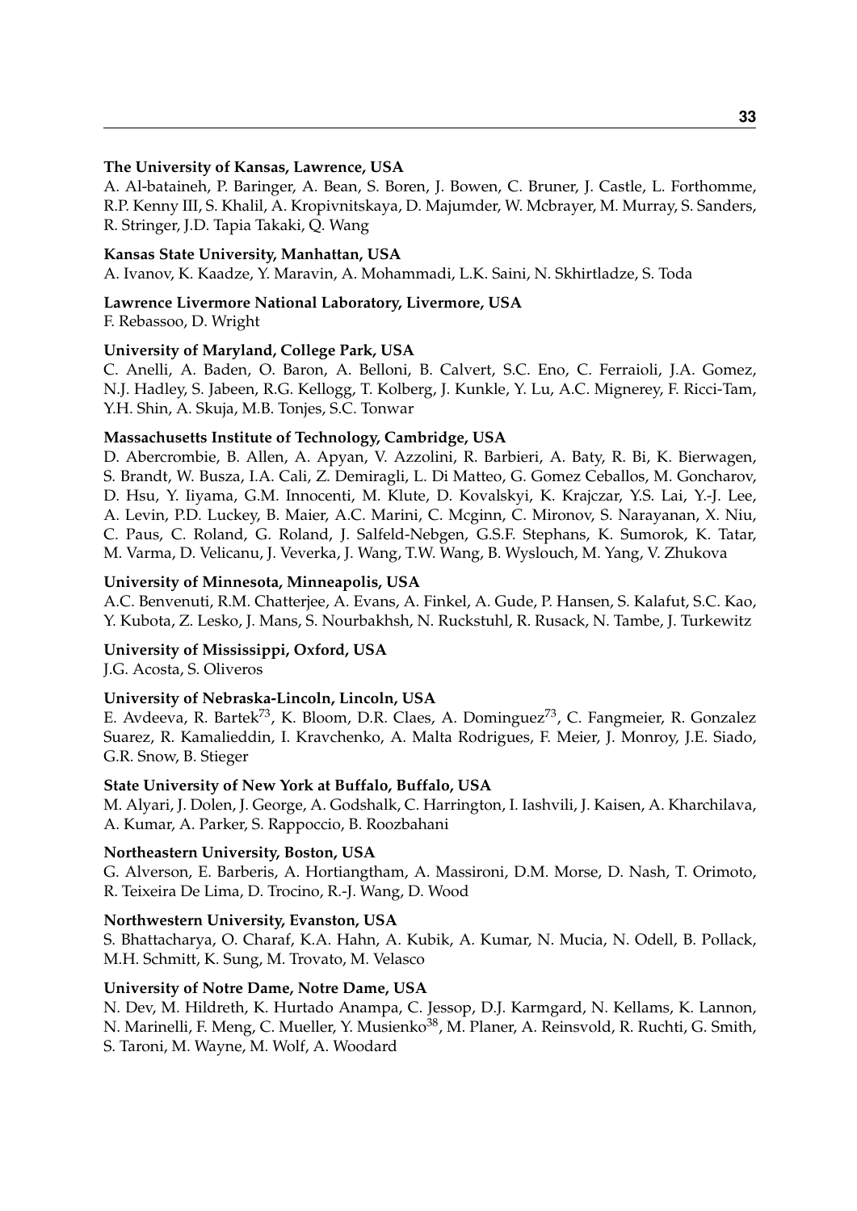**The University of Kansas, Lawrence, USA**
A. Al-bataineh, P. Baringer, A. Bean, S. Boren, J. Bowen, C. Bruner, J. Castle, L. Forthomme, R.P. Kenny III, S. Khalil, A. Kropivnitskaya, D. Majumder, W. Mcbrayer, M. Murray, S. Sanders, R. Stringer, J.D. Tapia Takaki, Q. Wang

**Kansas State University, Manhattan, USA**
A. Ivanov, K. Kaadze, Y. Maravin, A. Mohammadi, L.K. Saini, N. Skhirtladze, S. Toda

**Lawrence Livermore National Laboratory, Livermore, USA**
F. Rebassoo, D. Wright

**University of Maryland, College Park, USA**
C. Anelli, A. Baden, O. Baron, A. Belloni, B. Calvert, S.C. Eno, C. Ferraioli, J.A. Gomez, N.J. Hadley, S. Jabeen, R.G. Kellogg, T. Kolberg, J. Kunkle, Y. Lu, A.C. Mignerey, F. Ricci-Tam, Y.H. Shin, A. Skuja, M.B. Tonjes, S.C. Tonwar

**Massachusetts Institute of Technology, Cambridge, USA**
D. Abercrombie, B. Allen, A. Apyan, V. Azzolini, R. Barbieri, A. Baty, R. Bi, K. Bierwagen, S. Brandt, W. Busza, I.A. Cali, Z. Demiragli, L. Di Matteo, G. Gomez Ceballos, M. Goncharov, D. Hsu, Y. Iiyama, G.M. Innocenti, M. Klute, D. Kovalskyi, K. Krajczar, Y.S. Lai, Y.-J. Lee, A. Levin, P.D. Luckey, B. Maier, A.C. Marini, C. Mcginn, C. Mironov, S. Narayanan, X. Niu, C. Paus, C. Roland, G. Roland, J. Salfeld-Nebgen, G.S.F. Stephans, K. Sumorok, K. Tatar, M. Varma, D. Velicanu, J. Veverka, J. Wang, T.W. Wang, B. Wyslouch, M. Yang, V. Zhukova

**University of Minnesota, Minneapolis, USA**
A.C. Benvenuti, R.M. Chatterjee, A. Evans, A. Finkel, A. Gude, P. Hansen, S. Kalafut, S.C. Kao, Y. Kubota, Z. Lesko, J. Mans, S. Nourbakhsh, N. Ruckstuhl, R. Rusack, N. Tambe, J. Turkewitz

**University of Mississippi, Oxford, USA**
J.G. Acosta, S. Oliveros

**University of Nebraska-Lincoln, Lincoln, USA**
E. Avdeeva, R. Bartek[73], K. Bloom, D.R. Claes, A. Dominguez[73], C. Fangmeier, R. Gonzalez Suarez, R. Kamalieddin, I. Kravchenko, A. Malta Rodrigues, F. Meier, J. Monroy, J.E. Siado, G.R. Snow, B. Stieger

**State University of New York at Buffalo, Buffalo, USA**
M. Alyari, J. Dolen, J. George, A. Godshalk, C. Harrington, I. Iashvili, J. Kaisen, A. Kharchilava, A. Kumar, A. Parker, S. Rappoccio, B. Roozbahani

**Northeastern University, Boston, USA**
G. Alverson, E. Barberis, A. Hortiangtham, A. Massironi, D.M. Morse, D. Nash, T. Orimoto, R. Teixeira De Lima, D. Trocino, R.-J. Wang, D. Wood

**Northwestern University, Evanston, USA**
S. Bhattacharya, O. Charaf, K.A. Hahn, A. Kubik, A. Kumar, N. Mucia, N. Odell, B. Pollack, M.H. Schmitt, K. Sung, M. Trovato, M. Velasco

**University of Notre Dame, Notre Dame, USA**
N. Dev, M. Hildreth, K. Hurtado Anampa, C. Jessop, D.J. Karmgard, N. Kellams, K. Lannon, N. Marinelli, F. Meng, C. Mueller, Y. Musienko[38], M. Planer, A. Reinsvold, R. Ruchti, G. Smith, S. Taroni, M. Wayne, M. Wolf, A. Woodard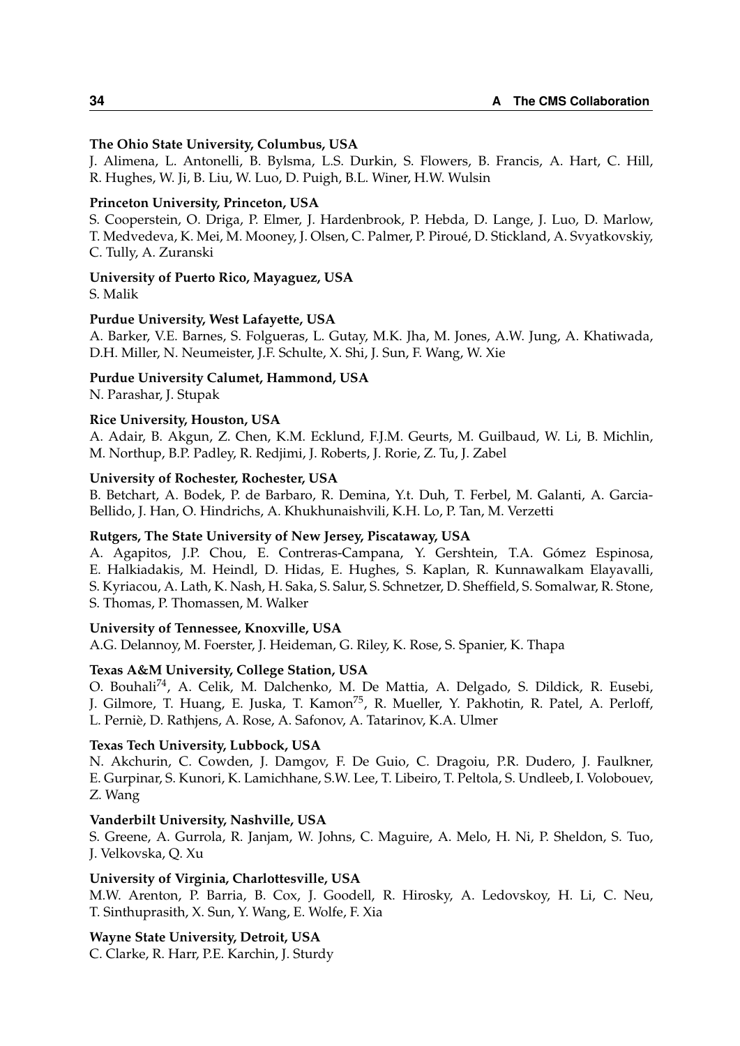**The Ohio State University, Columbus, USA**
J. Alimena, L. Antonelli, B. Bylsma, L.S. Durkin, S. Flowers, B. Francis, A. Hart, C. Hill, R. Hughes, W. Ji, B. Liu, W. Luo, D. Puigh, B.L. Winer, H.W. Wulsin

**Princeton University, Princeton, USA**
S. Cooperstein, O. Driga, P. Elmer, J. Hardenbrook, P. Hebda, D. Lange, J. Luo, D. Marlow, T. Medvedeva, K. Mei, M. Mooney, J. Olsen, C. Palmer, P. Piroué, D. Stickland, A. Svyatkovskiy, C. Tully, A. Zuranski

**University of Puerto Rico, Mayaguez, USA**
S. Malik

**Purdue University, West Lafayette, USA**
A. Barker, V.E. Barnes, S. Folgueras, L. Gutay, M.K. Jha, M. Jones, A.W. Jung, A. Khatiwada, D.H. Miller, N. Neumeister, J.F. Schulte, X. Shi, J. Sun, F. Wang, W. Xie

**Purdue University Calumet, Hammond, USA**
N. Parashar, J. Stupak

**Rice University, Houston, USA**
A. Adair, B. Akgun, Z. Chen, K.M. Ecklund, F.J.M. Geurts, M. Guilbaud, W. Li, B. Michlin, M. Northup, B.P. Padley, R. Redjimi, J. Roberts, J. Rorie, Z. Tu, J. Zabel

**University of Rochester, Rochester, USA**
B. Betchart, A. Bodek, P. de Barbaro, R. Demina, Y.t. Duh, T. Ferbel, M. Galanti, A. Garcia-Bellido, J. Han, O. Hindrichs, A. Khukhunaishvili, K.H. Lo, P. Tan, M. Verzetti

**Rutgers, The State University of New Jersey, Piscataway, USA**
A. Agapitos, J.P. Chou, E. Contreras-Campana, Y. Gershtein, T.A. Gómez Espinosa, E. Halkiadakis, M. Heindl, D. Hidas, E. Hughes, S. Kaplan, R. Kunnawalkam Elayavalli, S. Kyriacou, A. Lath, K. Nash, H. Saka, S. Salur, S. Schnetzer, D. Sheffield, S. Somalwar, R. Stone, S. Thomas, P. Thomassen, M. Walker

**University of Tennessee, Knoxville, USA**
A.G. Delannoy, M. Foerster, J. Heideman, G. Riley, K. Rose, S. Spanier, K. Thapa

**Texas A&M University, College Station, USA**
O. Bouhali[74], A. Celik, M. Dalchenko, M. De Mattia, A. Delgado, S. Dildick, R. Eusebi, J. Gilmore, T. Huang, E. Juska, T. Kamon[75], R. Mueller, Y. Pakhotin, R. Patel, A. Perloff, L. Perniè, D. Rathjens, A. Rose, A. Safonov, A. Tatarinov, K.A. Ulmer

**Texas Tech University, Lubbock, USA**
N. Akchurin, C. Cowden, J. Damgov, F. De Guio, C. Dragoiu, P.R. Dudero, J. Faulkner, E. Gurpinar, S. Kunori, K. Lamichhane, S.W. Lee, T. Libeiro, T. Peltola, S. Undleeb, I. Volobouev, Z. Wang

**Vanderbilt University, Nashville, USA**
S. Greene, A. Gurrola, R. Janjam, W. Johns, C. Maguire, A. Melo, H. Ni, P. Sheldon, S. Tuo, J. Velkovska, Q. Xu

**University of Virginia, Charlottesville, USA**
M.W. Arenton, P. Barria, B. Cox, J. Goodell, R. Hirosky, A. Ledovskoy, H. Li, C. Neu, T. Sinthuprasith, X. Sun, Y. Wang, E. Wolfe, F. Xia

**Wayne State University, Detroit, USA**
C. Clarke, R. Harr, P.E. Karchin, J. Sturdy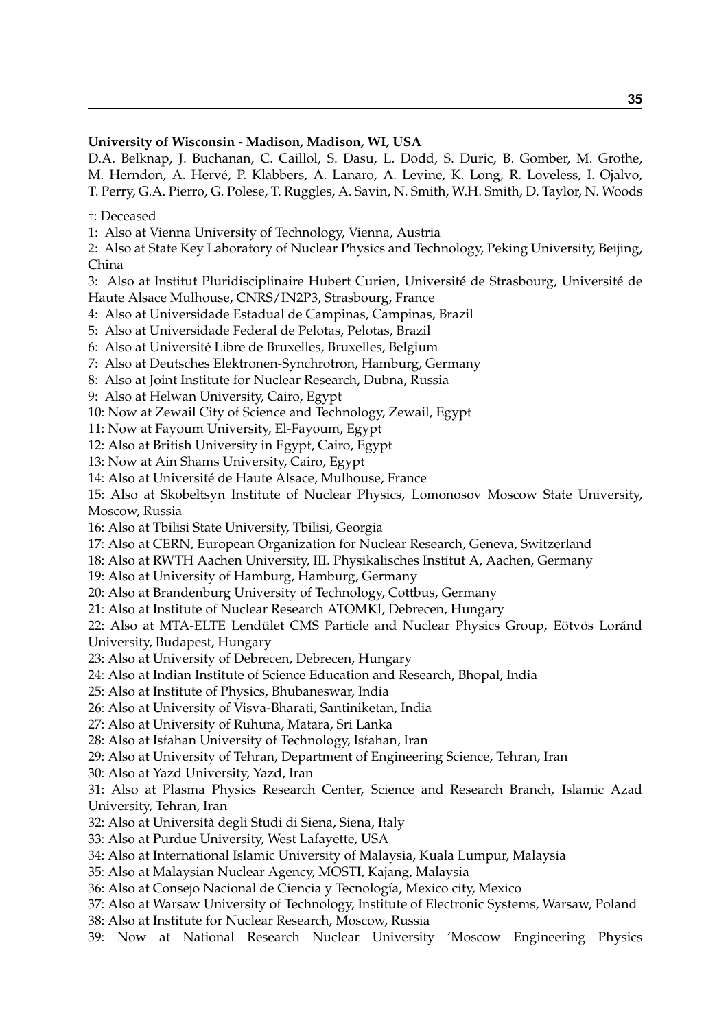**University of Wisconsin - Madison, Madison, WI, USA**
D.A. Belknap, J. Buchanan, C. Caillol, S. Dasu, L. Dodd, S. Duric, B. Gomber, M. Grothe, M. Herndon, A. Hervé, P. Klabbers, A. Lanaro, A. Levine, K. Long, R. Loveless, I. Ojalvo, T. Perry, G.A. Pierro, G. Polese, T. Ruggles, A. Savin, N. Smith, W.H. Smith, D. Taylor, N. Woods

†: Deceased
1: Also at Vienna University of Technology, Vienna, Austria
2: Also at State Key Laboratory of Nuclear Physics and Technology, Peking University, Beijing, China
3: Also at Institut Pluridisciplinaire Hubert Curien, Université de Strasbourg, Université de Haute Alsace Mulhouse, CNRS/IN2P3, Strasbourg, France
4: Also at Universidade Estadual de Campinas, Campinas, Brazil
5: Also at Universidade Federal de Pelotas, Pelotas, Brazil
6: Also at Université Libre de Bruxelles, Bruxelles, Belgium
7: Also at Deutsches Elektronen-Synchrotron, Hamburg, Germany
8: Also at Joint Institute for Nuclear Research, Dubna, Russia
9: Also at Helwan University, Cairo, Egypt
10: Now at Zewail City of Science and Technology, Zewail, Egypt
11: Now at Fayoum University, El-Fayoum, Egypt
12: Also at British University in Egypt, Cairo, Egypt
13: Now at Ain Shams University, Cairo, Egypt
14: Also at Université de Haute Alsace, Mulhouse, France
15: Also at Skobeltsyn Institute of Nuclear Physics, Lomonosov Moscow State University, Moscow, Russia
16: Also at Tbilisi State University, Tbilisi, Georgia
17: Also at CERN, European Organization for Nuclear Research, Geneva, Switzerland
18: Also at RWTH Aachen University, III. Physikalisches Institut A, Aachen, Germany
19: Also at University of Hamburg, Hamburg, Germany
20: Also at Brandenburg University of Technology, Cottbus, Germany
21: Also at Institute of Nuclear Research ATOMKI, Debrecen, Hungary
22: Also at MTA-ELTE Lendület CMS Particle and Nuclear Physics Group, Eötvös Loránd University, Budapest, Hungary
23: Also at University of Debrecen, Debrecen, Hungary
24: Also at Indian Institute of Science Education and Research, Bhopal, India
25: Also at Institute of Physics, Bhubaneswar, India
26: Also at University of Visva-Bharati, Santiniketan, India
27: Also at University of Ruhuna, Matara, Sri Lanka
28: Also at Isfahan University of Technology, Isfahan, Iran
29: Also at University of Tehran, Department of Engineering Science, Tehran, Iran
30: Also at Yazd University, Yazd, Iran
31: Also at Plasma Physics Research Center, Science and Research Branch, Islamic Azad University, Tehran, Iran
32: Also at Università degli Studi di Siena, Siena, Italy
33: Also at Purdue University, West Lafayette, USA
34: Also at International Islamic University of Malaysia, Kuala Lumpur, Malaysia
35: Also at Malaysian Nuclear Agency, MOSTI, Kajang, Malaysia
36: Also at Consejo Nacional de Ciencia y Tecnología, Mexico city, Mexico
37: Also at Warsaw University of Technology, Institute of Electronic Systems, Warsaw, Poland
38: Also at Institute for Nuclear Research, Moscow, Russia
39: Now at National Research Nuclear University 'Moscow Engineering Physics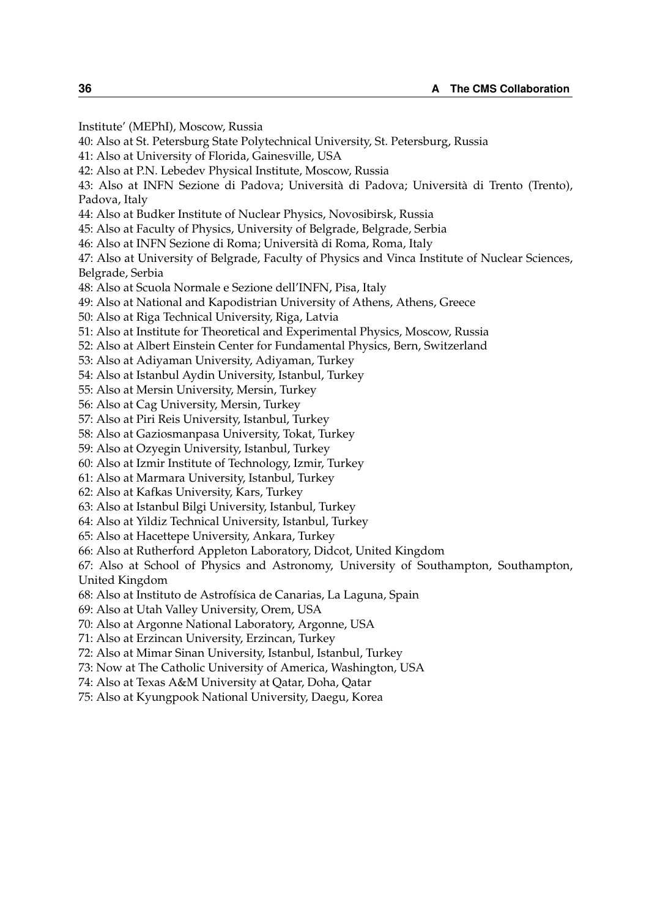Institute' (MEPhI), Moscow, Russia

40: Also at St. Petersburg State Polytechnical University, St. Petersburg, Russia

41: Also at University of Florida, Gainesville, USA

42: Also at P.N. Lebedev Physical Institute, Moscow, Russia

43: Also at INFN Sezione di Padova; Università di Padova; Università di Trento (Trento), Padova, Italy

44: Also at Budker Institute of Nuclear Physics, Novosibirsk, Russia

45: Also at Faculty of Physics, University of Belgrade, Belgrade, Serbia

46: Also at INFN Sezione di Roma; Università di Roma, Roma, Italy

47: Also at University of Belgrade, Faculty of Physics and Vinca Institute of Nuclear Sciences, Belgrade, Serbia

48: Also at Scuola Normale e Sezione dell'INFN, Pisa, Italy

49: Also at National and Kapodistrian University of Athens, Athens, Greece

50: Also at Riga Technical University, Riga, Latvia

51: Also at Institute for Theoretical and Experimental Physics, Moscow, Russia

52: Also at Albert Einstein Center for Fundamental Physics, Bern, Switzerland

53: Also at Adiyaman University, Adiyaman, Turkey

54: Also at Istanbul Aydin University, Istanbul, Turkey

55: Also at Mersin University, Mersin, Turkey

56: Also at Cag University, Mersin, Turkey

57: Also at Piri Reis University, Istanbul, Turkey

58: Also at Gaziosmanpasa University, Tokat, Turkey

59: Also at Ozyegin University, Istanbul, Turkey

60: Also at Izmir Institute of Technology, Izmir, Turkey

61: Also at Marmara University, Istanbul, Turkey

62: Also at Kafkas University, Kars, Turkey

63: Also at Istanbul Bilgi University, Istanbul, Turkey

64: Also at Yildiz Technical University, Istanbul, Turkey

65: Also at Hacettepe University, Ankara, Turkey

66: Also at Rutherford Appleton Laboratory, Didcot, United Kingdom

67: Also at School of Physics and Astronomy, University of Southampton, Southampton, United Kingdom

68: Also at Instituto de Astrofísica de Canarias, La Laguna, Spain

69: Also at Utah Valley University, Orem, USA

70: Also at Argonne National Laboratory, Argonne, USA

71: Also at Erzincan University, Erzincan, Turkey

72: Also at Mimar Sinan University, Istanbul, Istanbul, Turkey

73: Now at The Catholic University of America, Washington, USA

74: Also at Texas A&M University at Qatar, Doha, Qatar

75: Also at Kyungpook National University, Daegu, Korea